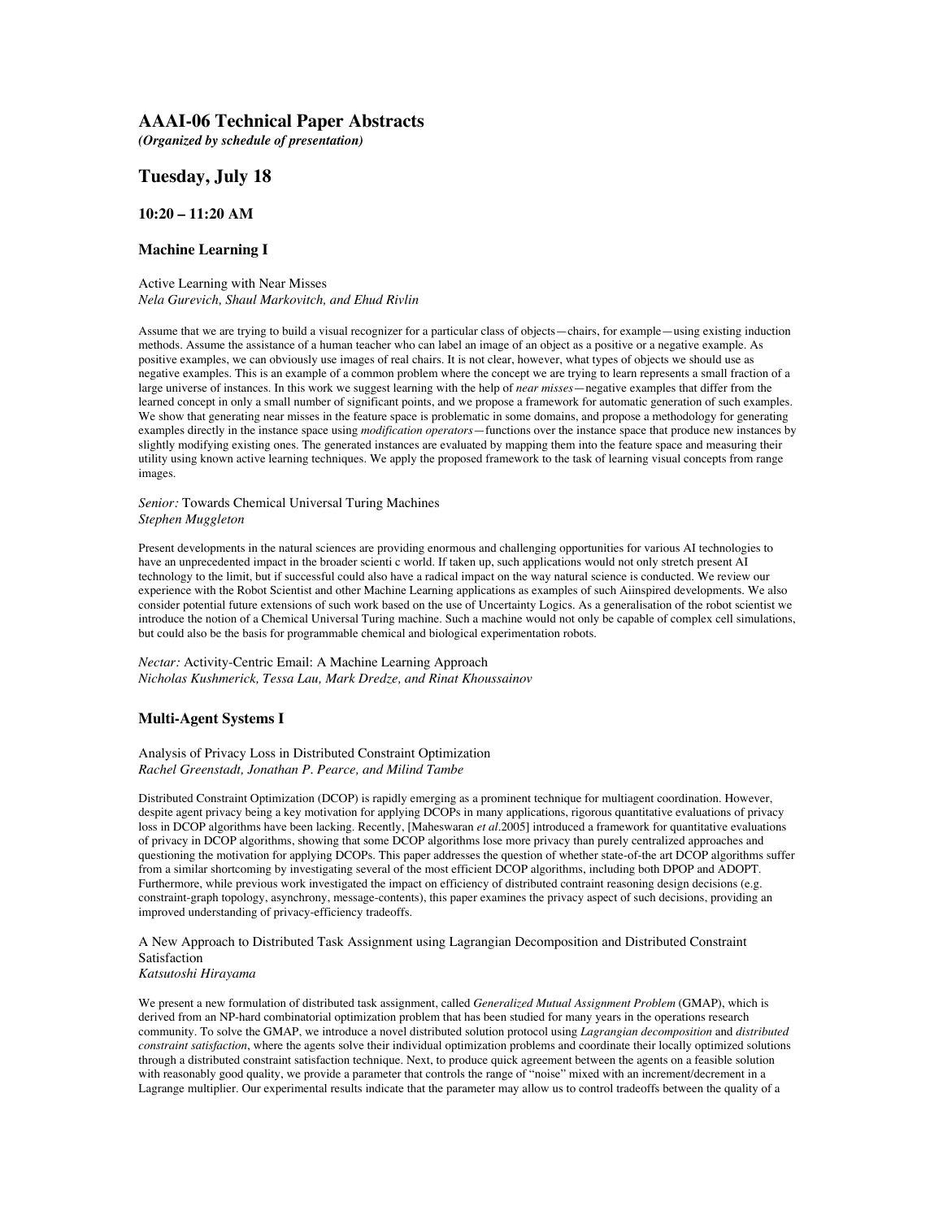# AAAI-06 Technical Paper Abstracts

***(Organized by schedule of presentation)***

## Tuesday, July 18

### 10:20 – 11:20 AM

### Machine Learning I

Active Learning with Near Misses
*Nela Gurevich, Shaul Markovitch, and Ehud Rivlin*

Assume that we are trying to build a visual recognizer for a particular class of objects—chairs, for example—using existing induction methods. Assume the assistance of a human teacher who can label an image of an object as a positive or a negative example. As positive examples, we can obviously use images of real chairs. It is not clear, however, what types of objects we should use as negative examples. This is an example of a common problem where the concept we are trying to learn represents a small fraction of a large universe of instances. In this work we suggest learning with the help of *near misses*—negative examples that differ from the learned concept in only a small number of significant points, and we propose a framework for automatic generation of such examples. We show that generating near misses in the feature space is problematic in some domains, and propose a methodology for generating examples directly in the instance space using *modification operators*—functions over the instance space that produce new instances by slightly modifying existing ones. The generated instances are evaluated by mapping them into the feature space and measuring their utility using known active learning techniques. We apply the proposed framework to the task of learning visual concepts from range images.

*Senior:* Towards Chemical Universal Turing Machines
*Stephen Muggleton*

Present developments in the natural sciences are providing enormous and challenging opportunities for various AI technologies to have an unprecedented impact in the broader scienti c world. If taken up, such applications would not only stretch present AI technology to the limit, but if successful could also have a radical impact on the way natural science is conducted. We review our experience with the Robot Scientist and other Machine Learning applications as examples of such Aiinspired developments. We also consider potential future extensions of such work based on the use of Uncertainty Logics. As a generalisation of the robot scientist we introduce the notion of a Chemical Universal Turing machine. Such a machine would not only be capable of complex cell simulations, but could also be the basis for programmable chemical and biological experimentation robots.

*Nectar:* Activity-Centric Email: A Machine Learning Approach
*Nicholas Kushmerick, Tessa Lau, Mark Dredze, and Rinat Khoussainov*

### Multi-Agent Systems I

Analysis of Privacy Loss in Distributed Constraint Optimization
*Rachel Greenstadt, Jonathan P. Pearce, and Milind Tambe*

Distributed Constraint Optimization (DCOP) is rapidly emerging as a prominent technique for multiagent coordination. However, despite agent privacy being a key motivation for applying DCOPs in many applications, rigorous quantitative evaluations of privacy loss in DCOP algorithms have been lacking. Recently, [Maheswaran *et al.*2005] introduced a framework for quantitative evaluations of privacy in DCOP algorithms, showing that some DCOP algorithms lose more privacy than purely centralized approaches and questioning the motivation for applying DCOPs. This paper addresses the question of whether state-of-the art DCOP algorithms suffer from a similar shortcoming by investigating several of the most efficient DCOP algorithms, including both DPOP and ADOPT. Furthermore, while previous work investigated the impact on efficiency of distributed contraint reasoning design decisions (e.g. constraint-graph topology, asynchrony, message-contents), this paper examines the privacy aspect of such decisions, providing an improved understanding of privacy-efficiency tradeoffs.

A New Approach to Distributed Task Assignment using Lagrangian Decomposition and Distributed Constraint Satisfaction
*Katsutoshi Hirayama*

We present a new formulation of distributed task assignment, called *Generalized Mutual Assignment Problem* (GMAP), which is derived from an NP-hard combinatorial optimization problem that has been studied for many years in the operations research community. To solve the GMAP, we introduce a novel distributed solution protocol using *Lagrangian decomposition* and *distributed constraint satisfaction*, where the agents solve their individual optimization problems and coordinate their locally optimized solutions through a distributed constraint satisfaction technique. Next, to produce quick agreement between the agents on a feasible solution with reasonably good quality, we provide a parameter that controls the range of "noise" mixed with an increment/decrement in a Lagrange multiplier. Our experimental results indicate that the parameter may allow us to control tradeoffs between the quality of a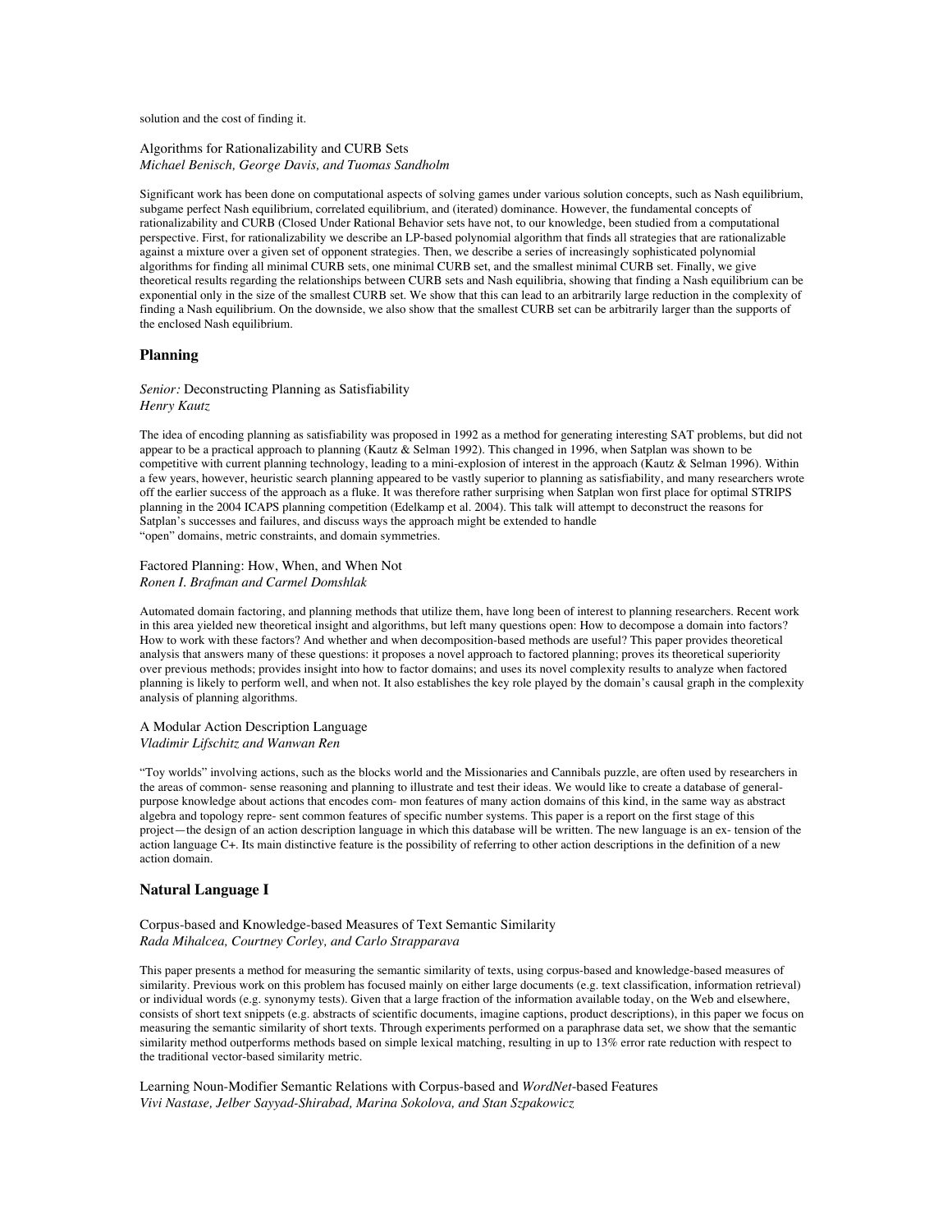solution and the cost of finding it.

Algorithms for Rationalizability and CURB Sets
*Michael Benisch, George Davis, and Tuomas Sandholm*

Significant work has been done on computational aspects of solving games under various solution concepts, such as Nash equilibrium, subgame perfect Nash equilibrium, correlated equilibrium, and (iterated) dominance. However, the fundamental concepts of rationalizability and CURB (Closed Under Rational Behavior sets have not, to our knowledge, been studied from a computational perspective. First, for rationalizability we describe an LP-based polynomial algorithm that finds all strategies that are rationalizable against a mixture over a given set of opponent strategies. Then, we describe a series of increasingly sophisticated polynomial algorithms for finding all minimal CURB sets, one minimal CURB set, and the smallest minimal CURB set. Finally, we give theoretical results regarding the relationships between CURB sets and Nash equilibria, showing that finding a Nash equilibrium can be exponential only in the size of the smallest CURB set. We show that this can lead to an arbitrarily large reduction in the complexity of finding a Nash equilibrium. On the downside, we also show that the smallest CURB set can be arbitrarily larger than the supports of the enclosed Nash equilibrium.

## Planning

*Senior:* Deconstructing Planning as Satisfiability
*Henry Kautz*

The idea of encoding planning as satisfiability was proposed in 1992 as a method for generating interesting SAT problems, but did not appear to be a practical approach to planning (Kautz & Selman 1992). This changed in 1996, when Satplan was shown to be competitive with current planning technology, leading to a mini-explosion of interest in the approach (Kautz & Selman 1996). Within a few years, however, heuristic search planning appeared to be vastly superior to planning as satisfiability, and many researchers wrote off the earlier success of the approach as a fluke. It was therefore rather surprising when Satplan won first place for optimal STRIPS planning in the 2004 ICAPS planning competition (Edelkamp et al. 2004). This talk will attempt to deconstruct the reasons for Satplan's successes and failures, and discuss ways the approach might be extended to handle "open" domains, metric constraints, and domain symmetries.

Factored Planning: How, When, and When Not
*Ronen I. Brafman and Carmel Domshlak*

Automated domain factoring, and planning methods that utilize them, have long been of interest to planning researchers. Recent work in this area yielded new theoretical insight and algorithms, but left many questions open: How to decompose a domain into factors? How to work with these factors? And whether and when decomposition-based methods are useful? This paper provides theoretical analysis that answers many of these questions: it proposes a novel approach to factored planning; proves its theoretical superiority over previous methods; provides insight into how to factor domains; and uses its novel complexity results to analyze when factored planning is likely to perform well, and when not. It also establishes the key role played by the domain's causal graph in the complexity analysis of planning algorithms.

A Modular Action Description Language
*Vladimir Lifschitz and Wanwan Ren*

"Toy worlds" involving actions, such as the blocks world and the Missionaries and Cannibals puzzle, are often used by researchers in the areas of common- sense reasoning and planning to illustrate and test their ideas. We would like to create a database of general-purpose knowledge about actions that encodes com- mon features of many action domains of this kind, in the same way as abstract algebra and topology repre- sent common features of specific number systems. This paper is a report on the first stage of this project—the design of an action description language in which this database will be written. The new language is an ex- tension of the action language C+. Its main distinctive feature is the possibility of referring to other action descriptions in the definition of a new action domain.

## Natural Language I

Corpus-based and Knowledge-based Measures of Text Semantic Similarity
*Rada Mihalcea, Courtney Corley, and Carlo Strapparava*

This paper presents a method for measuring the semantic similarity of texts, using corpus-based and knowledge-based measures of similarity. Previous work on this problem has focused mainly on either large documents (e.g. text classification, information retrieval) or individual words (e.g. synonymy tests). Given that a large fraction of the information available today, on the Web and elsewhere, consists of short text snippets (e.g. abstracts of scientific documents, imagine captions, product descriptions), in this paper we focus on measuring the semantic similarity of short texts. Through experiments performed on a paraphrase data set, we show that the semantic similarity method outperforms methods based on simple lexical matching, resulting in up to 13% error rate reduction with respect to the traditional vector-based similarity metric.

Learning Noun-Modifier Semantic Relations with Corpus-based and *WordNet*-based Features
*Vivi Nastase, Jelber Sayyad-Shirabad, Marina Sokolova, and Stan Szpakowicz*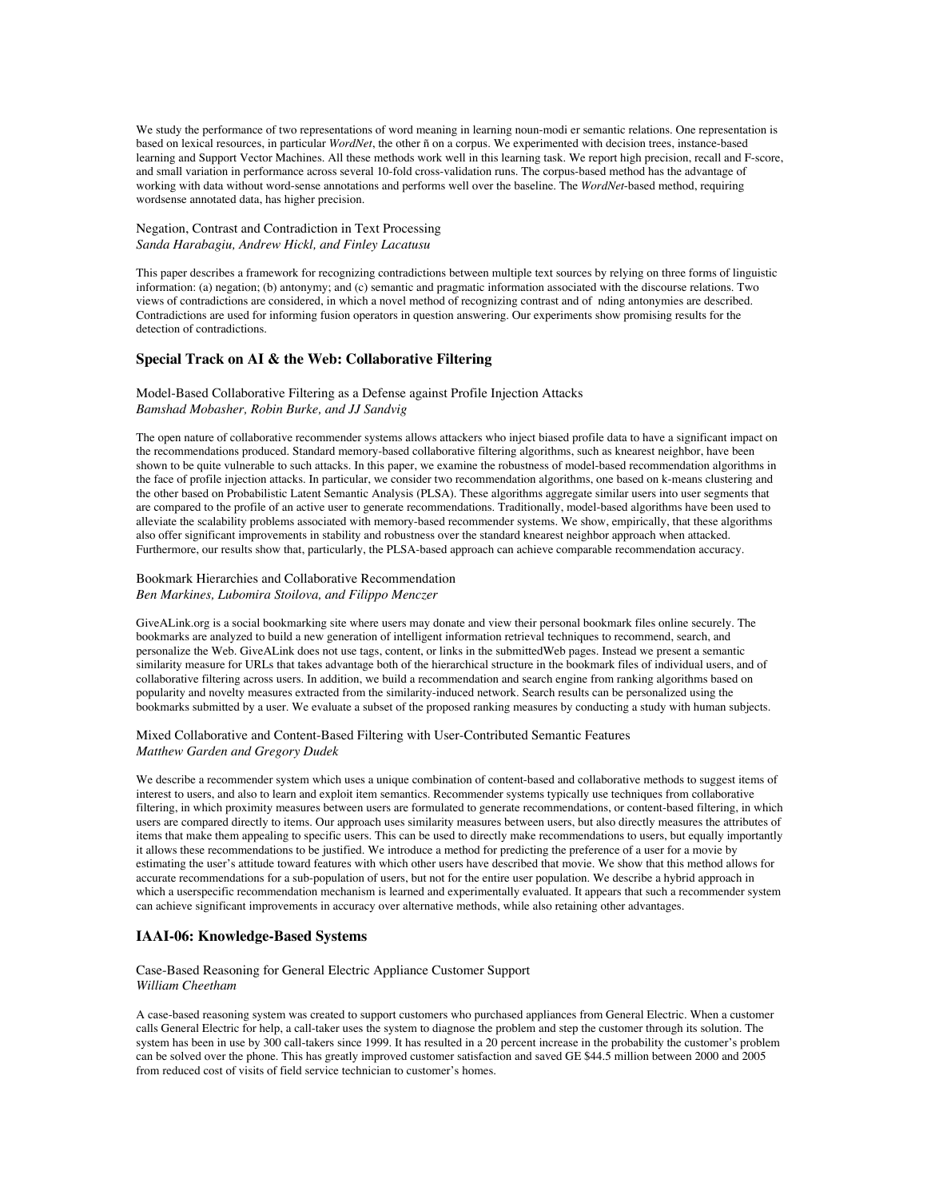We study the performance of two representations of word meaning in learning noun-modi er semantic relations. One representation is based on lexical resources, in particular *WordNet*, the other ñ on a corpus. We experimented with decision trees, instance-based learning and Support Vector Machines. All these methods work well in this learning task. We report high precision, recall and F-score, and small variation in performance across several 10-fold cross-validation runs. The corpus-based method has the advantage of working with data without word-sense annotations and performs well over the baseline. The *WordNet*-based method, requiring wordsense annotated data, has higher precision.

Negation, Contrast and Contradiction in Text Processing
*Sanda Harabagiu, Andrew Hickl, and Finley Lacatusu*

This paper describes a framework for recognizing contradictions between multiple text sources by relying on three forms of linguistic information: (a) negation; (b) antonymy; and (c) semantic and pragmatic information associated with the discourse relations. Two views of contradictions are considered, in which a novel method of recognizing contrast and of  nding antonymies are described. Contradictions are used for informing fusion operators in question answering. Our experiments show promising results for the detection of contradictions.

## Special Track on AI & the Web: Collaborative Filtering

Model-Based Collaborative Filtering as a Defense against Profile Injection Attacks
*Bamshad Mobasher, Robin Burke, and JJ Sandvig*

The open nature of collaborative recommender systems allows attackers who inject biased profile data to have a significant impact on the recommendations produced. Standard memory-based collaborative filtering algorithms, such as knearest neighbor, have been shown to be quite vulnerable to such attacks. In this paper, we examine the robustness of model-based recommendation algorithms in the face of profile injection attacks. In particular, we consider two recommendation algorithms, one based on k-means clustering and the other based on Probabilistic Latent Semantic Analysis (PLSA). These algorithms aggregate similar users into user segments that are compared to the profile of an active user to generate recommendations. Traditionally, model-based algorithms have been used to alleviate the scalability problems associated with memory-based recommender systems. We show, empirically, that these algorithms also offer significant improvements in stability and robustness over the standard knearest neighbor approach when attacked. Furthermore, our results show that, particularly, the PLSA-based approach can achieve comparable recommendation accuracy.

Bookmark Hierarchies and Collaborative Recommendation
*Ben Markines, Lubomira Stoilova, and Filippo Menczer*

GiveALink.org is a social bookmarking site where users may donate and view their personal bookmark files online securely. The bookmarks are analyzed to build a new generation of intelligent information retrieval techniques to recommend, search, and personalize the Web. GiveALink does not use tags, content, or links in the submittedWeb pages. Instead we present a semantic similarity measure for URLs that takes advantage both of the hierarchical structure in the bookmark files of individual users, and of collaborative filtering across users. In addition, we build a recommendation and search engine from ranking algorithms based on popularity and novelty measures extracted from the similarity-induced network. Search results can be personalized using the bookmarks submitted by a user. We evaluate a subset of the proposed ranking measures by conducting a study with human subjects.

Mixed Collaborative and Content-Based Filtering with User-Contributed Semantic Features
*Matthew Garden and Gregory Dudek*

We describe a recommender system which uses a unique combination of content-based and collaborative methods to suggest items of interest to users, and also to learn and exploit item semantics. Recommender systems typically use techniques from collaborative filtering, in which proximity measures between users are formulated to generate recommendations, or content-based filtering, in which users are compared directly to items. Our approach uses similarity measures between users, but also directly measures the attributes of items that make them appealing to specific users. This can be used to directly make recommendations to users, but equally importantly it allows these recommendations to be justified. We introduce a method for predicting the preference of a user for a movie by estimating the user's attitude toward features with which other users have described that movie. We show that this method allows for accurate recommendations for a sub-population of users, but not for the entire user population. We describe a hybrid approach in which a userspecific recommendation mechanism is learned and experimentally evaluated. It appears that such a recommender system can achieve significant improvements in accuracy over alternative methods, while also retaining other advantages.

## IAAI-06: Knowledge-Based Systems

Case-Based Reasoning for General Electric Appliance Customer Support
*William Cheetham*

A case-based reasoning system was created to support customers who purchased appliances from General Electric. When a customer calls General Electric for help, a call-taker uses the system to diagnose the problem and step the customer through its solution. The system has been in use by 300 call-takers since 1999. It has resulted in a 20 percent increase in the probability the customer's problem can be solved over the phone. This has greatly improved customer satisfaction and saved GE $44.5 million between 2000 and 2005 from reduced cost of visits of field service technician to customer's homes.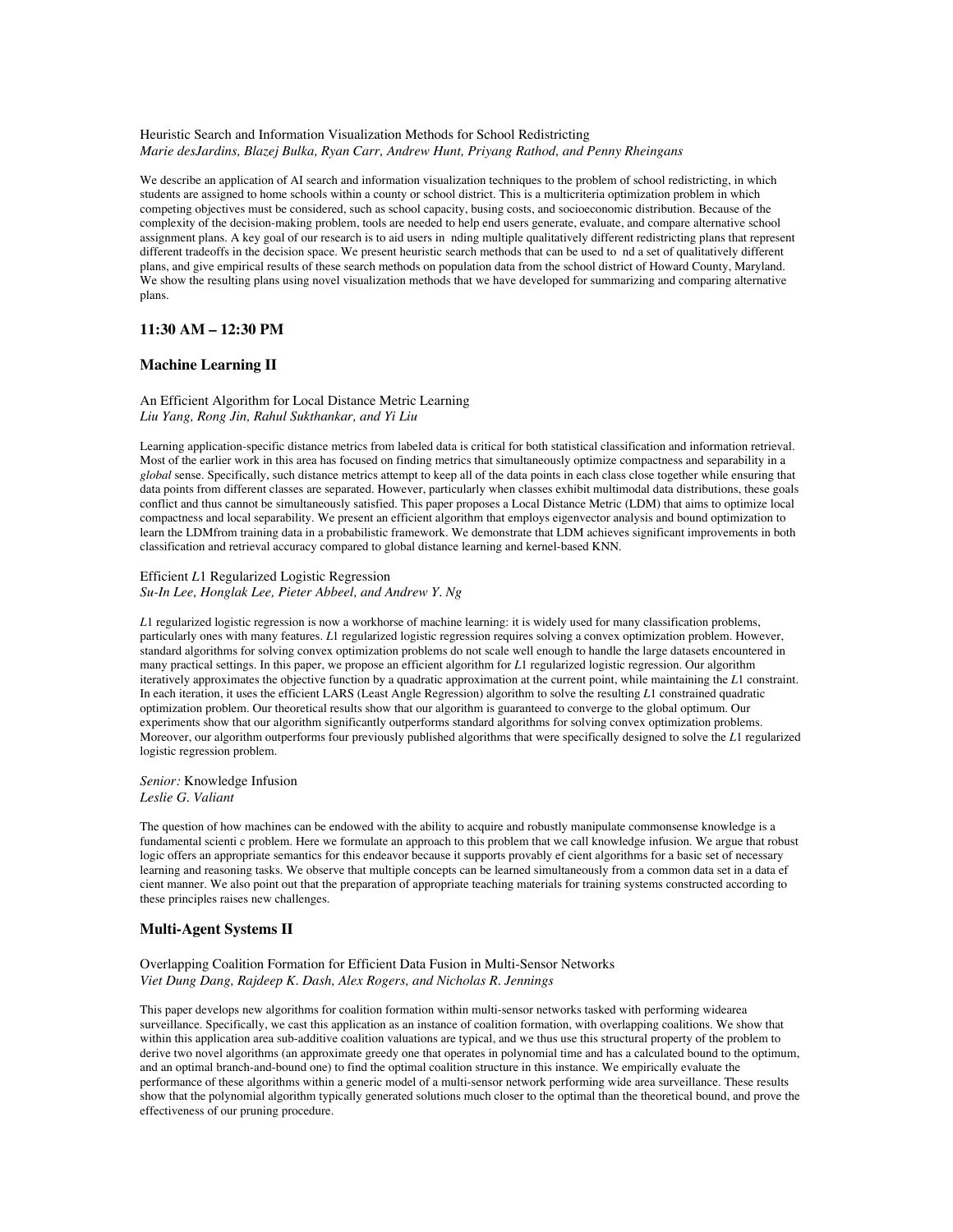Heuristic Search and Information Visualization Methods for School Redistricting
*Marie desJardins, Blazej Bulka, Ryan Carr, Andrew Hunt, Priyang Rathod, and Penny Rheingans*

We describe an application of AI search and information visualization techniques to the problem of school redistricting, in which students are assigned to home schools within a county or school district. This is a multicriteria optimization problem in which competing objectives must be considered, such as school capacity, busing costs, and socioeconomic distribution. Because of the complexity of the decision-making problem, tools are needed to help end users generate, evaluate, and compare alternative school assignment plans. A key goal of our research is to aid users in nding multiple qualitatively different redistricting plans that represent different tradeoffs in the decision space. We present heuristic search methods that can be used to nd a set of qualitatively different plans, and give empirical results of these search methods on population data from the school district of Howard County, Maryland. We show the resulting plans using novel visualization methods that we have developed for summarizing and comparing alternative plans.

### 11:30 AM – 12:30 PM

### Machine Learning II

An Efficient Algorithm for Local Distance Metric Learning
*Liu Yang, Rong Jin, Rahul Sukthankar, and Yi Liu*

Learning application-specific distance metrics from labeled data is critical for both statistical classification and information retrieval. Most of the earlier work in this area has focused on finding metrics that simultaneously optimize compactness and separability in a *global* sense. Specifically, such distance metrics attempt to keep all of the data points in each class close together while ensuring that data points from different classes are separated. However, particularly when classes exhibit multimodal data distributions, these goals conflict and thus cannot be simultaneously satisfied. This paper proposes a Local Distance Metric (LDM) that aims to optimize local compactness and local separability. We present an efficient algorithm that employs eigenvector analysis and bound optimization to learn the LDMfrom training data in a probabilistic framework. We demonstrate that LDM achieves significant improvements in both classification and retrieval accuracy compared to global distance learning and kernel-based KNN.

Efficient *L*1 Regularized Logistic Regression
*Su-In Lee, Honglak Lee, Pieter Abbeel, and Andrew Y. Ng*

*L*1 regularized logistic regression is now a workhorse of machine learning: it is widely used for many classification problems, particularly ones with many features. *L*1 regularized logistic regression requires solving a convex optimization problem. However, standard algorithms for solving convex optimization problems do not scale well enough to handle the large datasets encountered in many practical settings. In this paper, we propose an efficient algorithm for *L*1 regularized logistic regression. Our algorithm iteratively approximates the objective function by a quadratic approximation at the current point, while maintaining the *L*1 constraint. In each iteration, it uses the efficient LARS (Least Angle Regression) algorithm to solve the resulting *L*1 constrained quadratic optimization problem. Our theoretical results show that our algorithm is guaranteed to converge to the global optimum. Our experiments show that our algorithm significantly outperforms standard algorithms for solving convex optimization problems. Moreover, our algorithm outperforms four previously published algorithms that were specifically designed to solve the *L*1 regularized logistic regression problem.

*Senior:* Knowledge Infusion
*Leslie G. Valiant*

The question of how machines can be endowed with the ability to acquire and robustly manipulate commonsense knowledge is a fundamental scienti c problem. Here we formulate an approach to this problem that we call knowledge infusion. We argue that robust logic offers an appropriate semantics for this endeavor because it supports provably ef cient algorithms for a basic set of necessary learning and reasoning tasks. We observe that multiple concepts can be learned simultaneously from a common data set in a data ef cient manner. We also point out that the preparation of appropriate teaching materials for training systems constructed according to these principles raises new challenges.

### Multi-Agent Systems II

Overlapping Coalition Formation for Efficient Data Fusion in Multi-Sensor Networks
*Viet Dung Dang, Rajdeep K. Dash, Alex Rogers, and Nicholas R. Jennings*

This paper develops new algorithms for coalition formation within multi-sensor networks tasked with performing widearea surveillance. Specifically, we cast this application as an instance of coalition formation, with overlapping coalitions. We show that within this application area sub-additive coalition valuations are typical, and we thus use this structural property of the problem to derive two novel algorithms (an approximate greedy one that operates in polynomial time and has a calculated bound to the optimum, and an optimal branch-and-bound one) to find the optimal coalition structure in this instance. We empirically evaluate the performance of these algorithms within a generic model of a multi-sensor network performing wide area surveillance. These results show that the polynomial algorithm typically generated solutions much closer to the optimal than the theoretical bound, and prove the effectiveness of our pruning procedure.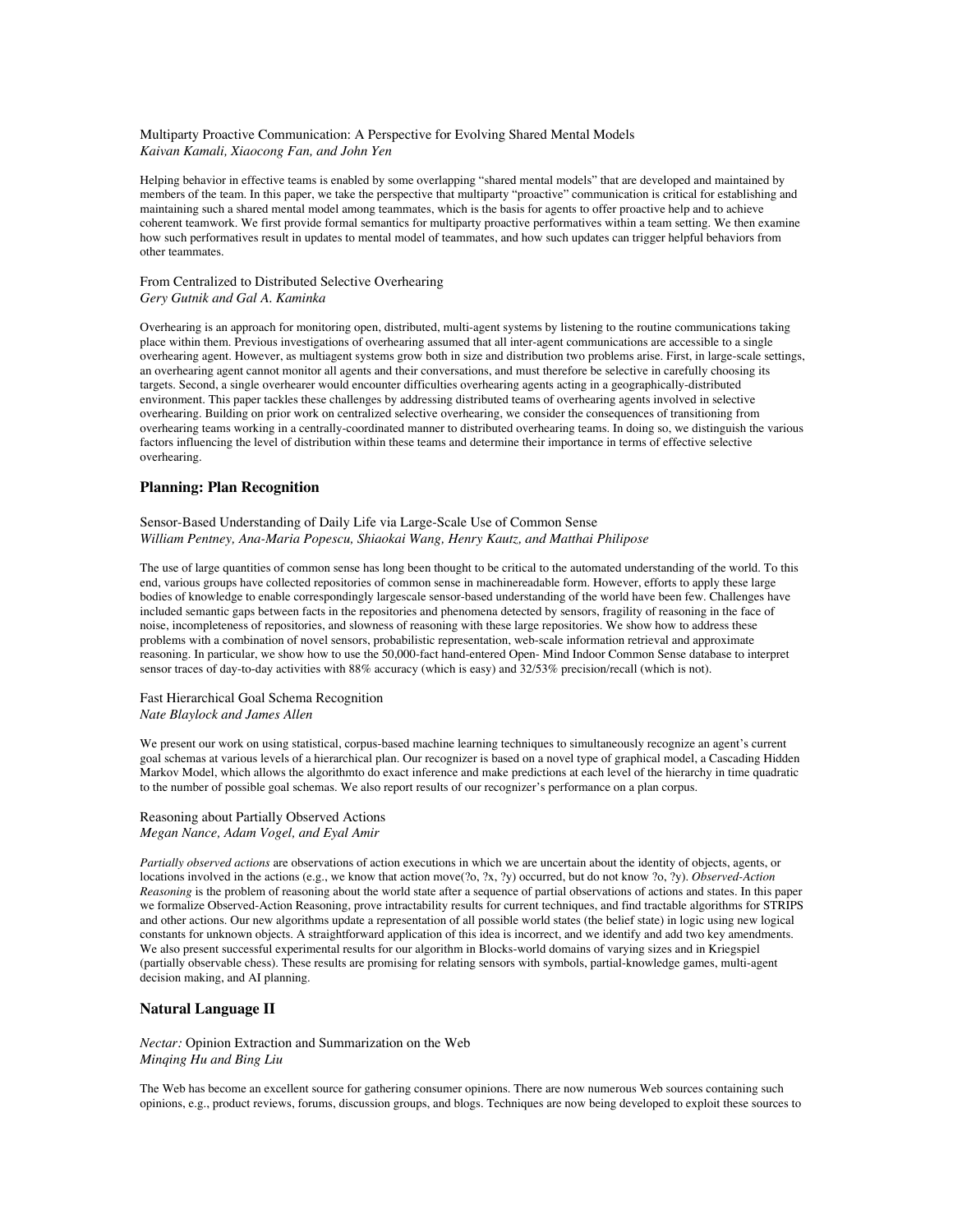Multiparty Proactive Communication: A Perspective for Evolving Shared Mental Models
*Kaivan Kamali, Xiaocong Fan, and John Yen*

Helping behavior in effective teams is enabled by some overlapping "shared mental models" that are developed and maintained by members of the team. In this paper, we take the perspective that multiparty "proactive" communication is critical for establishing and maintaining such a shared mental model among teammates, which is the basis for agents to offer proactive help and to achieve coherent teamwork. We first provide formal semantics for multiparty proactive performatives within a team setting. We then examine how such performatives result in updates to mental model of teammates, and how such updates can trigger helpful behaviors from other teammates.

From Centralized to Distributed Selective Overhearing
*Gery Gutnik and Gal A. Kaminka*

Overhearing is an approach for monitoring open, distributed, multi-agent systems by listening to the routine communications taking place within them. Previous investigations of overhearing assumed that all inter-agent communications are accessible to a single overhearing agent. However, as multiagent systems grow both in size and distribution two problems arise. First, in large-scale settings, an overhearing agent cannot monitor all agents and their conversations, and must therefore be selective in carefully choosing its targets. Second, a single overhearer would encounter difficulties overhearing agents acting in a geographically-distributed environment. This paper tackles these challenges by addressing distributed teams of overhearing agents involved in selective overhearing. Building on prior work on centralized selective overhearing, we consider the consequences of transitioning from overhearing teams working in a centrally-coordinated manner to distributed overhearing teams. In doing so, we distinguish the various factors influencing the level of distribution within these teams and determine their importance in terms of effective selective overhearing.

## Planning: Plan Recognition

Sensor-Based Understanding of Daily Life via Large-Scale Use of Common Sense
*William Pentney, Ana-Maria Popescu, Shiaokai Wang, Henry Kautz, and Matthai Philipose*

The use of large quantities of common sense has long been thought to be critical to the automated understanding of the world. To this end, various groups have collected repositories of common sense in machinereadable form. However, efforts to apply these large bodies of knowledge to enable correspondingly largescale sensor-based understanding of the world have been few. Challenges have included semantic gaps between facts in the repositories and phenomena detected by sensors, fragility of reasoning in the face of noise, incompleteness of repositories, and slowness of reasoning with these large repositories. We show how to address these problems with a combination of novel sensors, probabilistic representation, web-scale information retrieval and approximate reasoning. In particular, we show how to use the 50,000-fact hand-entered Open- Mind Indoor Common Sense database to interpret sensor traces of day-to-day activities with 88% accuracy (which is easy) and 32/53% precision/recall (which is not).

Fast Hierarchical Goal Schema Recognition
*Nate Blaylock and James Allen*

We present our work on using statistical, corpus-based machine learning techniques to simultaneously recognize an agent's current goal schemas at various levels of a hierarchical plan. Our recognizer is based on a novel type of graphical model, a Cascading Hidden Markov Model, which allows the algorithmto do exact inference and make predictions at each level of the hierarchy in time quadratic to the number of possible goal schemas. We also report results of our recognizer's performance on a plan corpus.

Reasoning about Partially Observed Actions
*Megan Nance, Adam Vogel, and Eyal Amir*

*Partially observed actions* are observations of action executions in which we are uncertain about the identity of objects, agents, or locations involved in the actions (e.g., we know that action move(?o, ?x, ?y) occurred, but do not know ?o, ?y). *Observed-Action Reasoning* is the problem of reasoning about the world state after a sequence of partial observations of actions and states. In this paper we formalize Observed-Action Reasoning, prove intractability results for current techniques, and find tractable algorithms for STRIPS and other actions. Our new algorithms update a representation of all possible world states (the belief state) in logic using new logical constants for unknown objects. A straightforward application of this idea is incorrect, and we identify and add two key amendments. We also present successful experimental results for our algorithm in Blocks-world domains of varying sizes and in Kriegspiel (partially observable chess). These results are promising for relating sensors with symbols, partial-knowledge games, multi-agent decision making, and AI planning.

## Natural Language II

*Nectar:* Opinion Extraction and Summarization on the Web
*Minqing Hu and Bing Liu*

The Web has become an excellent source for gathering consumer opinions. There are now numerous Web sources containing such opinions, e.g., product reviews, forums, discussion groups, and blogs. Techniques are now being developed to exploit these sources to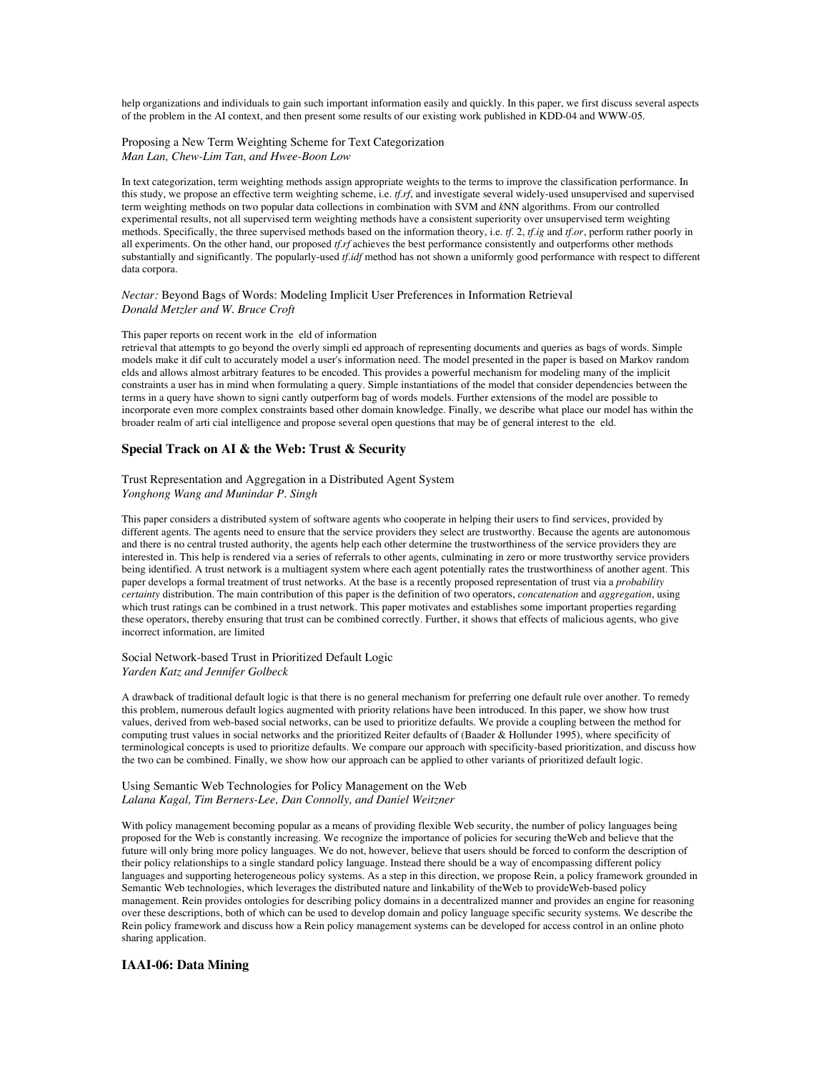help organizations and individuals to gain such important information easily and quickly. In this paper, we first discuss several aspects of the problem in the AI context, and then present some results of our existing work published in KDD-04 and WWW-05.

Proposing a New Term Weighting Scheme for Text Categorization
*Man Lan, Chew-Lim Tan, and Hwee-Boon Low*

In text categorization, term weighting methods assign appropriate weights to the terms to improve the classification performance. In this study, we propose an effective term weighting scheme, i.e. *tf.rf*, and investigate several widely-used unsupervised and supervised term weighting methods on two popular data collections in combination with SVM and *k*NN algorithms. From our controlled experimental results, not all supervised term weighting methods have a consistent superiority over unsupervised term weighting methods. Specifically, the three supervised methods based on the information theory, i.e. *tf*. 2, *tf.ig* and *tf.or*, perform rather poorly in all experiments. On the other hand, our proposed *tf.rf* achieves the best performance consistently and outperforms other methods substantially and significantly. The popularly-used *tf.idf* method has not shown a uniformly good performance with respect to different data corpora.

*Nectar:* Beyond Bags of Words: Modeling Implicit User Preferences in Information Retrieval
*Donald Metzler and W. Bruce Croft*

This paper reports on recent work in the eld of information
retrieval that attempts to go beyond the overly simpli ed approach of representing documents and queries as bags of words. Simple models make it dif cult to accurately model a user's information need. The model presented in the paper is based on Markov random elds and allows almost arbitrary features to be encoded. This provides a powerful mechanism for modeling many of the implicit constraints a user has in mind when formulating a query. Simple instantiations of the model that consider dependencies between the terms in a query have shown to signi cantly outperform bag of words models. Further extensions of the model are possible to incorporate even more complex constraints based other domain knowledge. Finally, we describe what place our model has within the broader realm of arti cial intelligence and propose several open questions that may be of general interest to the eld.

## Special Track on AI & the Web: Trust & Security

Trust Representation and Aggregation in a Distributed Agent System
*Yonghong Wang and Munindar P. Singh*

This paper considers a distributed system of software agents who cooperate in helping their users to find services, provided by different agents. The agents need to ensure that the service providers they select are trustworthy. Because the agents are autonomous and there is no central trusted authority, the agents help each other determine the trustworthiness of the service providers they are interested in. This help is rendered via a series of referrals to other agents, culminating in zero or more trustworthy service providers being identified. A trust network is a multiagent system where each agent potentially rates the trustworthiness of another agent. This paper develops a formal treatment of trust networks. At the base is a recently proposed representation of trust via a *probability certainty* distribution. The main contribution of this paper is the definition of two operators, *concatenation* and *aggregation*, using which trust ratings can be combined in a trust network. This paper motivates and establishes some important properties regarding these operators, thereby ensuring that trust can be combined correctly. Further, it shows that effects of malicious agents, who give incorrect information, are limited

Social Network-based Trust in Prioritized Default Logic
*Yarden Katz and Jennifer Golbeck*

A drawback of traditional default logic is that there is no general mechanism for preferring one default rule over another. To remedy this problem, numerous default logics augmented with priority relations have been introduced. In this paper, we show how trust values, derived from web-based social networks, can be used to prioritize defaults. We provide a coupling between the method for computing trust values in social networks and the prioritized Reiter defaults of (Baader & Hollunder 1995), where specificity of terminological concepts is used to prioritize defaults. We compare our approach with specificity-based prioritization, and discuss how the two can be combined. Finally, we show how our approach can be applied to other variants of prioritized default logic.

Using Semantic Web Technologies for Policy Management on the Web
*Lalana Kagal, Tim Berners-Lee, Dan Connolly, and Daniel Weitzner*

With policy management becoming popular as a means of providing flexible Web security, the number of policy languages being proposed for the Web is constantly increasing. We recognize the importance of policies for securing theWeb and believe that the future will only bring more policy languages. We do not, however, believe that users should be forced to conform the description of their policy relationships to a single standard policy language. Instead there should be a way of encompassing different policy languages and supporting heterogeneous policy systems. As a step in this direction, we propose Rein, a policy framework grounded in Semantic Web technologies, which leverages the distributed nature and linkability of theWeb to provideWeb-based policy management. Rein provides ontologies for describing policy domains in a decentralized manner and provides an engine for reasoning over these descriptions, both of which can be used to develop domain and policy language specific security systems. We describe the Rein policy framework and discuss how a Rein policy management systems can be developed for access control in an online photo sharing application.

## IAAI-06: Data Mining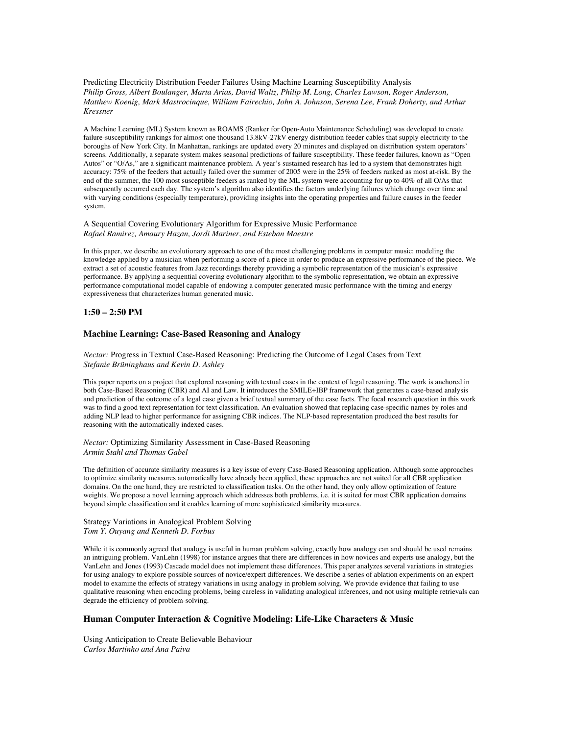Predicting Electricity Distribution Feeder Failures Using Machine Learning Susceptibility Analysis
*Philip Gross, Albert Boulanger, Marta Arias, David Waltz, Philip M. Long, Charles Lawson, Roger Anderson, Matthew Koenig, Mark Mastrocinque, William Fairechio, John A. Johnson, Serena Lee, Frank Doherty, and Arthur Kressner*

A Machine Learning (ML) System known as ROAMS (Ranker for Open-Auto Maintenance Scheduling) was developed to create failure-susceptibility rankings for almost one thousand 13.8kV-27kV energy distribution feeder cables that supply electricity to the boroughs of New York City. In Manhattan, rankings are updated every 20 minutes and displayed on distribution system operators' screens. Additionally, a separate system makes seasonal predictions of failure susceptibility. These feeder failures, known as "Open Autos" or "O/As," are a significant maintenance problem. A year's sustained research has led to a system that demonstrates high accuracy: 75% of the feeders that actually failed over the summer of 2005 were in the 25% of feeders ranked as most at-risk. By the end of the summer, the 100 most susceptible feeders as ranked by the ML system were accounting for up to 40% of all O/As that subsequently occurred each day. The system's algorithm also identifies the factors underlying failures which change over time and with varying conditions (especially temperature), providing insights into the operating properties and failure causes in the feeder system.

A Sequential Covering Evolutionary Algorithm for Expressive Music Performance
*Rafael Ramirez, Amaury Hazan, Jordi Mariner, and Esteban Maestre*

In this paper, we describe an evolutionary approach to one of the most challenging problems in computer music: modeling the knowledge applied by a musician when performing a score of a piece in order to produce an expressive performance of the piece. We extract a set of acoustic features from Jazz recordings thereby providing a symbolic representation of the musician's expressive performance. By applying a sequential covering evolutionary algorithm to the symbolic representation, we obtain an expressive performance computational model capable of endowing a computer generated music performance with the timing and energy expressiveness that characterizes human generated music.

### 1:50 – 2:50 PM

### Machine Learning: Case-Based Reasoning and Analogy

*Nectar:* Progress in Textual Case-Based Reasoning: Predicting the Outcome of Legal Cases from Text
*Stefanie Brüninghaus and Kevin D. Ashley*

This paper reports on a project that explored reasoning with textual cases in the context of legal reasoning. The work is anchored in both Case-Based Reasoning (CBR) and AI and Law. It introduces the SMILE+IBP framework that generates a case-based analysis and prediction of the outcome of a legal case given a brief textual summary of the case facts. The focal research question in this work was to find a good text representation for text classification. An evaluation showed that replacing case-specific names by roles and adding NLP lead to higher performance for assigning CBR indices. The NLP-based representation produced the best results for reasoning with the automatically indexed cases.

*Nectar:* Optimizing Similarity Assessment in Case-Based Reasoning
*Armin Stahl and Thomas Gabel*

The definition of accurate similarity measures is a key issue of every Case-Based Reasoning application. Although some approaches to optimize similarity measures automatically have already been applied, these approaches are not suited for all CBR application domains. On the one hand, they are restricted to classification tasks. On the other hand, they only allow optimization of feature weights. We propose a novel learning approach which addresses both problems, i.e. it is suited for most CBR application domains beyond simple classification and it enables learning of more sophisticated similarity measures.

Strategy Variations in Analogical Problem Solving
*Tom Y. Ouyang and Kenneth D. Forbus*

While it is commonly agreed that analogy is useful in human problem solving, exactly how analogy can and should be used remains an intriguing problem. VanLehn (1998) for instance argues that there are differences in how novices and experts use analogy, but the VanLehn and Jones (1993) Cascade model does not implement these differences. This paper analyzes several variations in strategies for using analogy to explore possible sources of novice/expert differences. We describe a series of ablation experiments on an expert model to examine the effects of strategy variations in using analogy in problem solving. We provide evidence that failing to use qualitative reasoning when encoding problems, being careless in validating analogical inferences, and not using multiple retrievals can degrade the efficiency of problem-solving.

### Human Computer Interaction & Cognitive Modeling: Life-Like Characters & Music

Using Anticipation to Create Believable Behaviour
*Carlos Martinho and Ana Paiva*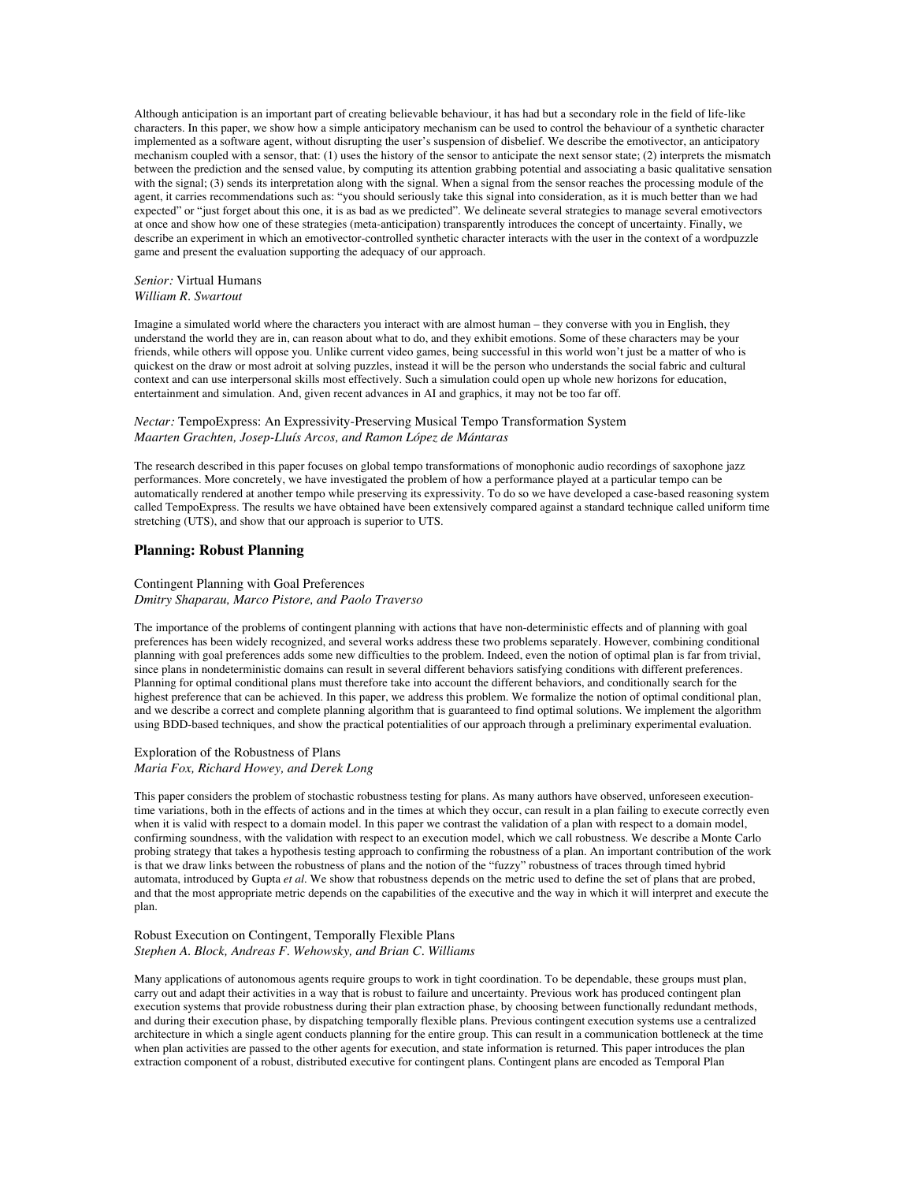Although anticipation is an important part of creating believable behaviour, it has had but a secondary role in the field of life-like characters. In this paper, we show how a simple anticipatory mechanism can be used to control the behaviour of a synthetic character implemented as a software agent, without disrupting the user's suspension of disbelief. We describe the emotivector, an anticipatory mechanism coupled with a sensor, that: (1) uses the history of the sensor to anticipate the next sensor state; (2) interprets the mismatch between the prediction and the sensed value, by computing its attention grabbing potential and associating a basic qualitative sensation with the signal; (3) sends its interpretation along with the signal. When a signal from the sensor reaches the processing module of the agent, it carries recommendations such as: "you should seriously take this signal into consideration, as it is much better than we had expected" or "just forget about this one, it is as bad as we predicted". We delineate several strategies to manage several emotivectors at once and show how one of these strategies (meta-anticipation) transparently introduces the concept of uncertainty. Finally, we describe an experiment in which an emotivector-controlled synthetic character interacts with the user in the context of a wordpuzzle game and present the evaluation supporting the adequacy of our approach.

*Senior:* Virtual Humans
*William R. Swartout*

Imagine a simulated world where the characters you interact with are almost human – they converse with you in English, they understand the world they are in, can reason about what to do, and they exhibit emotions. Some of these characters may be your friends, while others will oppose you. Unlike current video games, being successful in this world won't just be a matter of who is quickest on the draw or most adroit at solving puzzles, instead it will be the person who understands the social fabric and cultural context and can use interpersonal skills most effectively. Such a simulation could open up whole new horizons for education, entertainment and simulation. And, given recent advances in AI and graphics, it may not be too far off.

*Nectar:* TempoExpress: An Expressivity-Preserving Musical Tempo Transformation System
*Maarten Grachten, Josep-Lluís Arcos, and Ramon López de Mántaras*

The research described in this paper focuses on global tempo transformations of monophonic audio recordings of saxophone jazz performances. More concretely, we have investigated the problem of how a performance played at a particular tempo can be automatically rendered at another tempo while preserving its expressivity. To do so we have developed a case-based reasoning system called TempoExpress. The results we have obtained have been extensively compared against a standard technique called uniform time stretching (UTS), and show that our approach is superior to UTS.

## Planning: Robust Planning

Contingent Planning with Goal Preferences
*Dmitry Shaparau, Marco Pistore, and Paolo Traverso*

The importance of the problems of contingent planning with actions that have non-deterministic effects and of planning with goal preferences has been widely recognized, and several works address these two problems separately. However, combining conditional planning with goal preferences adds some new difficulties to the problem. Indeed, even the notion of optimal plan is far from trivial, since plans in nondeterministic domains can result in several different behaviors satisfying conditions with different preferences. Planning for optimal conditional plans must therefore take into account the different behaviors, and conditionally search for the highest preference that can be achieved. In this paper, we address this problem. We formalize the notion of optimal conditional plan, and we describe a correct and complete planning algorithm that is guaranteed to find optimal solutions. We implement the algorithm using BDD-based techniques, and show the practical potentialities of our approach through a preliminary experimental evaluation.

Exploration of the Robustness of Plans
*Maria Fox, Richard Howey, and Derek Long*

This paper considers the problem of stochastic robustness testing for plans. As many authors have observed, unforeseen execution-time variations, both in the effects of actions and in the times at which they occur, can result in a plan failing to execute correctly even when it is valid with respect to a domain model. In this paper we contrast the validation of a plan with respect to a domain model, confirming soundness, with the validation with respect to an execution model, which we call robustness. We describe a Monte Carlo probing strategy that takes a hypothesis testing approach to confirming the robustness of a plan. An important contribution of the work is that we draw links between the robustness of plans and the notion of the "fuzzy" robustness of traces through timed hybrid automata, introduced by Gupta *et al*. We show that robustness depends on the metric used to define the set of plans that are probed, and that the most appropriate metric depends on the capabilities of the executive and the way in which it will interpret and execute the plan.

Robust Execution on Contingent, Temporally Flexible Plans
*Stephen A. Block, Andreas F. Wehowsky, and Brian C. Williams*

Many applications of autonomous agents require groups to work in tight coordination. To be dependable, these groups must plan, carry out and adapt their activities in a way that is robust to failure and uncertainty. Previous work has produced contingent plan execution systems that provide robustness during their plan extraction phase, by choosing between functionally redundant methods, and during their execution phase, by dispatching temporally flexible plans. Previous contingent execution systems use a centralized architecture in which a single agent conducts planning for the entire group. This can result in a communication bottleneck at the time when plan activities are passed to the other agents for execution, and state information is returned. This paper introduces the plan extraction component of a robust, distributed executive for contingent plans. Contingent plans are encoded as Temporal Plan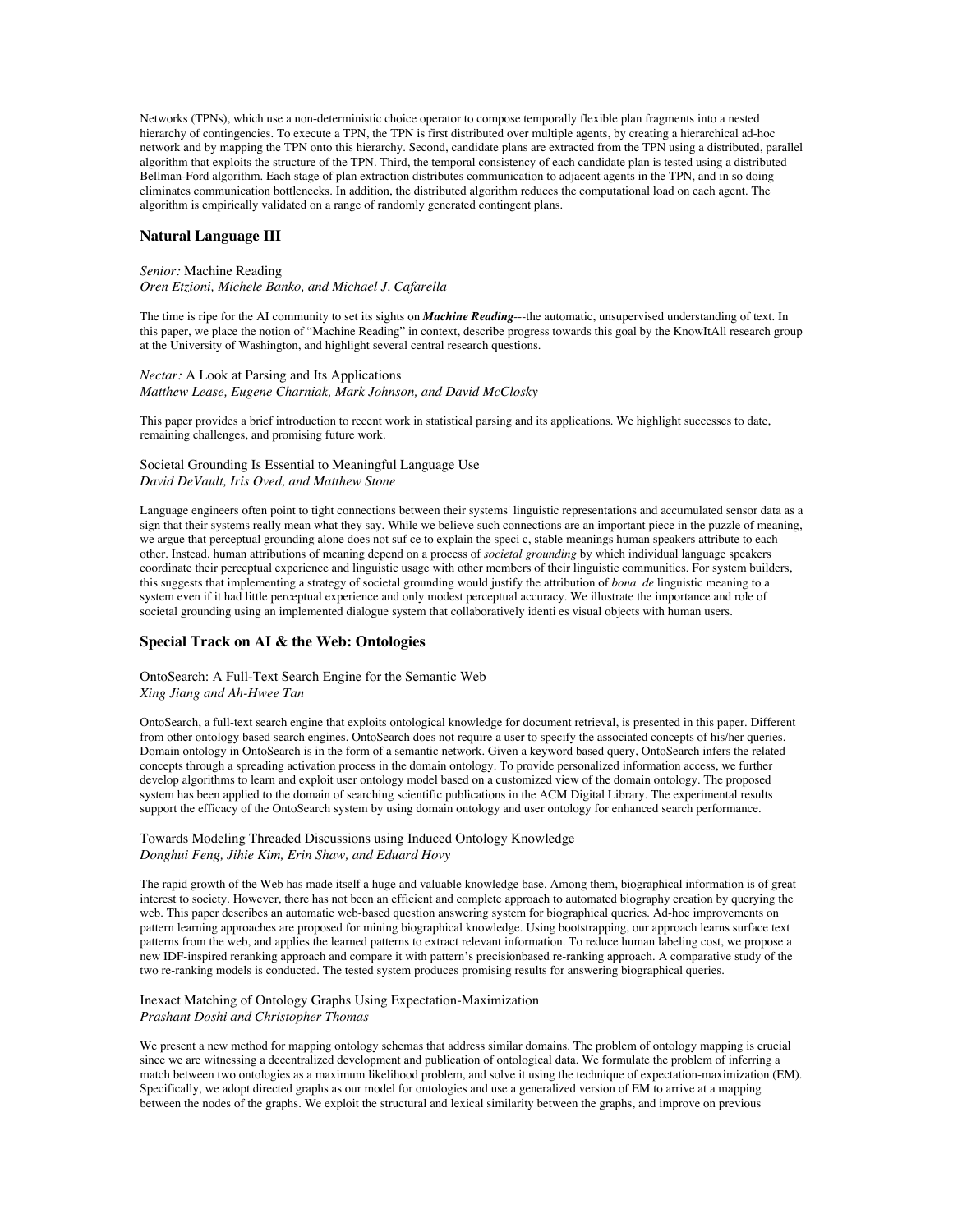Networks (TPNs), which use a non-deterministic choice operator to compose temporally flexible plan fragments into a nested hierarchy of contingencies. To execute a TPN, the TPN is first distributed over multiple agents, by creating a hierarchical ad-hoc network and by mapping the TPN onto this hierarchy. Second, candidate plans are extracted from the TPN using a distributed, parallel algorithm that exploits the structure of the TPN. Third, the temporal consistency of each candidate plan is tested using a distributed Bellman-Ford algorithm. Each stage of plan extraction distributes communication to adjacent agents in the TPN, and in so doing eliminates communication bottlenecks. In addition, the distributed algorithm reduces the computational load on each agent. The algorithm is empirically validated on a range of randomly generated contingent plans.

## Natural Language III

*Senior:* Machine Reading
*Oren Etzioni, Michele Banko, and Michael J. Cafarella*

The time is ripe for the AI community to set its sights on ***Machine Reading***---the automatic, unsupervised understanding of text. In this paper, we place the notion of "Machine Reading" in context, describe progress towards this goal by the KnowItAll research group at the University of Washington, and highlight several central research questions.

*Nectar:* A Look at Parsing and Its Applications
*Matthew Lease, Eugene Charniak, Mark Johnson, and David McClosky*

This paper provides a brief introduction to recent work in statistical parsing and its applications. We highlight successes to date, remaining challenges, and promising future work.

Societal Grounding Is Essential to Meaningful Language Use
*David DeVault, Iris Oved, and Matthew Stone*

Language engineers often point to tight connections between their systems' linguistic representations and accumulated sensor data as a sign that their systems really mean what they say. While we believe such connections are an important piece in the puzzle of meaning, we argue that perceptual grounding alone does not suf ce to explain the speci c, stable meanings human speakers attribute to each other. Instead, human attributions of meaning depend on a process of *societal grounding* by which individual language speakers coordinate their perceptual experience and linguistic usage with other members of their linguistic communities. For system builders, this suggests that implementing a strategy of societal grounding would justify the attribution of *bona de* linguistic meaning to a system even if it had little perceptual experience and only modest perceptual accuracy. We illustrate the importance and role of societal grounding using an implemented dialogue system that collaboratively identi es visual objects with human users.

## Special Track on AI & the Web: Ontologies

OntoSearch: A Full-Text Search Engine for the Semantic Web
*Xing Jiang and Ah-Hwee Tan*

OntoSearch, a full-text search engine that exploits ontological knowledge for document retrieval, is presented in this paper. Different from other ontology based search engines, OntoSearch does not require a user to specify the associated concepts of his/her queries. Domain ontology in OntoSearch is in the form of a semantic network. Given a keyword based query, OntoSearch infers the related concepts through a spreading activation process in the domain ontology. To provide personalized information access, we further develop algorithms to learn and exploit user ontology model based on a customized view of the domain ontology. The proposed system has been applied to the domain of searching scientific publications in the ACM Digital Library. The experimental results support the efficacy of the OntoSearch system by using domain ontology and user ontology for enhanced search performance.

Towards Modeling Threaded Discussions using Induced Ontology Knowledge
*Donghui Feng, Jihie Kim, Erin Shaw, and Eduard Hovy*

The rapid growth of the Web has made itself a huge and valuable knowledge base. Among them, biographical information is of great interest to society. However, there has not been an efficient and complete approach to automated biography creation by querying the web. This paper describes an automatic web-based question answering system for biographical queries. Ad-hoc improvements on pattern learning approaches are proposed for mining biographical knowledge. Using bootstrapping, our approach learns surface text patterns from the web, and applies the learned patterns to extract relevant information. To reduce human labeling cost, we propose a new IDF-inspired reranking approach and compare it with pattern's precisionbased re-ranking approach. A comparative study of the two re-ranking models is conducted. The tested system produces promising results for answering biographical queries.

Inexact Matching of Ontology Graphs Using Expectation-Maximization
*Prashant Doshi and Christopher Thomas*

We present a new method for mapping ontology schemas that address similar domains. The problem of ontology mapping is crucial since we are witnessing a decentralized development and publication of ontological data. We formulate the problem of inferring a match between two ontologies as a maximum likelihood problem, and solve it using the technique of expectation-maximization (EM). Specifically, we adopt directed graphs as our model for ontologies and use a generalized version of EM to arrive at a mapping between the nodes of the graphs. We exploit the structural and lexical similarity between the graphs, and improve on previous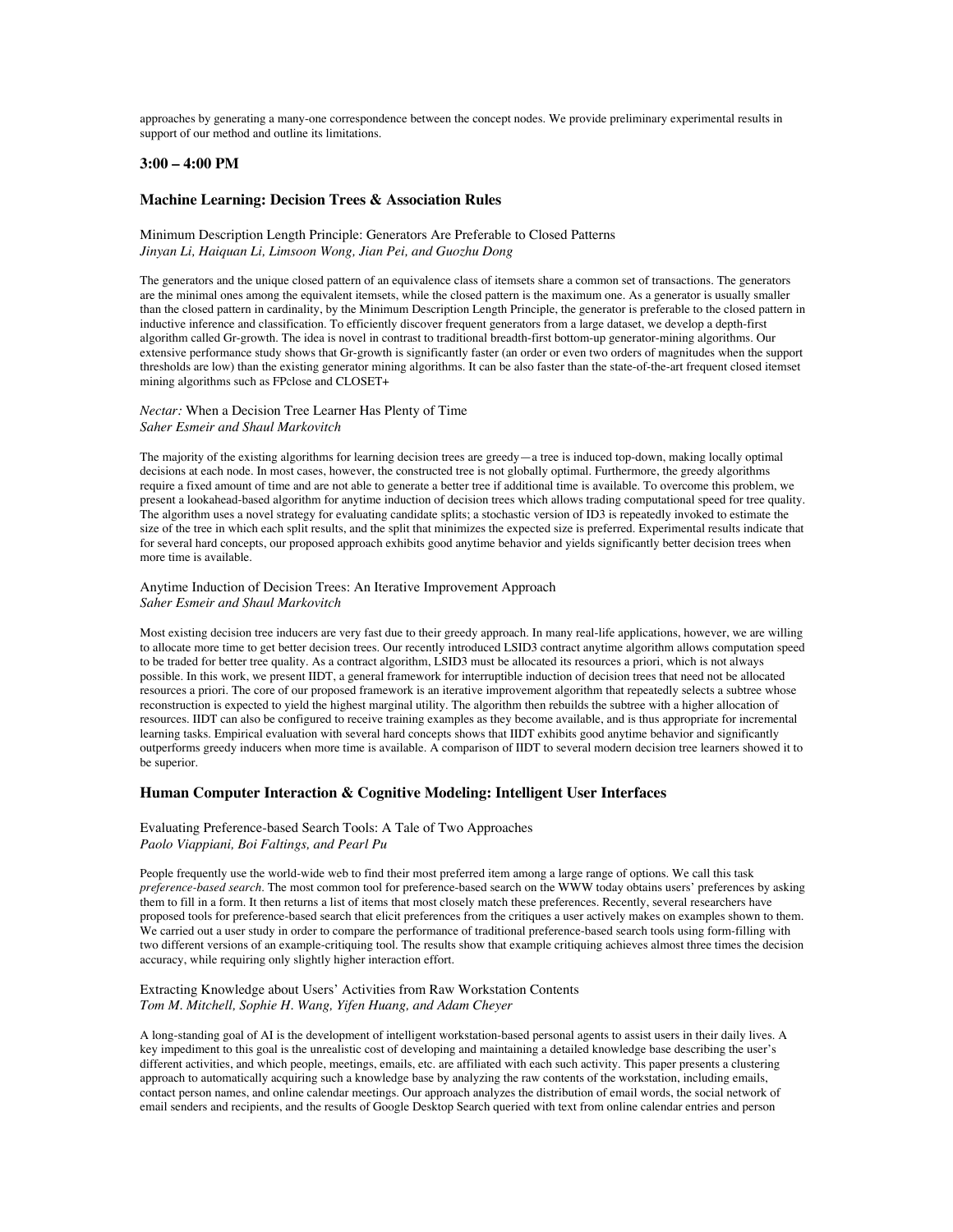approaches by generating a many-one correspondence between the concept nodes. We provide preliminary experimental results in support of our method and outline its limitations.

### 3:00 – 4:00 PM

### Machine Learning: Decision Trees & Association Rules

Minimum Description Length Principle: Generators Are Preferable to Closed Patterns
*Jinyan Li, Haiquan Li, Limsoon Wong, Jian Pei, and Guozhu Dong*

The generators and the unique closed pattern of an equivalence class of itemsets share a common set of transactions. The generators are the minimal ones among the equivalent itemsets, while the closed pattern is the maximum one. As a generator is usually smaller than the closed pattern in cardinality, by the Minimum Description Length Principle, the generator is preferable to the closed pattern in inductive inference and classification. To efficiently discover frequent generators from a large dataset, we develop a depth-first algorithm called Gr-growth. The idea is novel in contrast to traditional breadth-first bottom-up generator-mining algorithms. Our extensive performance study shows that Gr-growth is significantly faster (an order or even two orders of magnitudes when the support thresholds are low) than the existing generator mining algorithms. It can be also faster than the state-of-the-art frequent closed itemset mining algorithms such as FPclose and CLOSET+

*Nectar:* When a Decision Tree Learner Has Plenty of Time
*Saher Esmeir and Shaul Markovitch*

The majority of the existing algorithms for learning decision trees are greedy—a tree is induced top-down, making locally optimal decisions at each node. In most cases, however, the constructed tree is not globally optimal. Furthermore, the greedy algorithms require a fixed amount of time and are not able to generate a better tree if additional time is available. To overcome this problem, we present a lookahead-based algorithm for anytime induction of decision trees which allows trading computational speed for tree quality. The algorithm uses a novel strategy for evaluating candidate splits; a stochastic version of ID3 is repeatedly invoked to estimate the size of the tree in which each split results, and the split that minimizes the expected size is preferred. Experimental results indicate that for several hard concepts, our proposed approach exhibits good anytime behavior and yields significantly better decision trees when more time is available.

Anytime Induction of Decision Trees: An Iterative Improvement Approach
*Saher Esmeir and Shaul Markovitch*

Most existing decision tree inducers are very fast due to their greedy approach. In many real-life applications, however, we are willing to allocate more time to get better decision trees. Our recently introduced LSID3 contract anytime algorithm allows computation speed to be traded for better tree quality. As a contract algorithm, LSID3 must be allocated its resources a priori, which is not always possible. In this work, we present IIDT, a general framework for interruptible induction of decision trees that need not be allocated resources a priori. The core of our proposed framework is an iterative improvement algorithm that repeatedly selects a subtree whose reconstruction is expected to yield the highest marginal utility. The algorithm then rebuilds the subtree with a higher allocation of resources. IIDT can also be configured to receive training examples as they become available, and is thus appropriate for incremental learning tasks. Empirical evaluation with several hard concepts shows that IIDT exhibits good anytime behavior and significantly outperforms greedy inducers when more time is available. A comparison of IIDT to several modern decision tree learners showed it to be superior.

### Human Computer Interaction & Cognitive Modeling: Intelligent User Interfaces

Evaluating Preference-based Search Tools: A Tale of Two Approaches
*Paolo Viappiani, Boi Faltings, and Pearl Pu*

People frequently use the world-wide web to find their most preferred item among a large range of options. We call this task *preference-based search*. The most common tool for preference-based search on the WWW today obtains users' preferences by asking them to fill in a form. It then returns a list of items that most closely match these preferences. Recently, several researchers have proposed tools for preference-based search that elicit preferences from the critiques a user actively makes on examples shown to them. We carried out a user study in order to compare the performance of traditional preference-based search tools using form-filling with two different versions of an example-critiquing tool. The results show that example critiquing achieves almost three times the decision accuracy, while requiring only slightly higher interaction effort.

Extracting Knowledge about Users' Activities from Raw Workstation Contents
*Tom M. Mitchell, Sophie H. Wang, Yifen Huang, and Adam Cheyer*

A long-standing goal of AI is the development of intelligent workstation-based personal agents to assist users in their daily lives. A key impediment to this goal is the unrealistic cost of developing and maintaining a detailed knowledge base describing the user's different activities, and which people, meetings, emails, etc. are affiliated with each such activity. This paper presents a clustering approach to automatically acquiring such a knowledge base by analyzing the raw contents of the workstation, including emails, contact person names, and online calendar meetings. Our approach analyzes the distribution of email words, the social network of email senders and recipients, and the results of Google Desktop Search queried with text from online calendar entries and person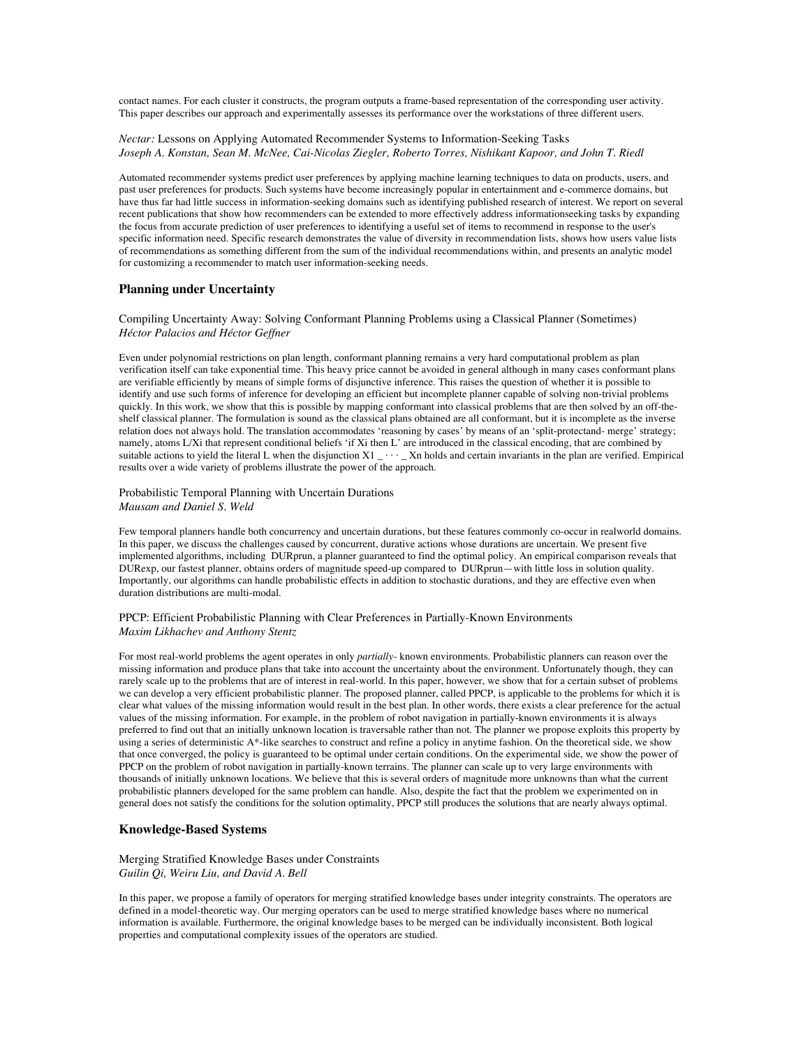contact names. For each cluster it constructs, the program outputs a frame-based representation of the corresponding user activity. This paper describes our approach and experimentally assesses its performance over the workstations of three different users.

*Nectar:* Lessons on Applying Automated Recommender Systems to Information-Seeking Tasks
*Joseph A. Konstan, Sean M. McNee, Cai-Nicolas Ziegler, Roberto Torres, Nishikant Kapoor, and John T. Riedl*

Automated recommender systems predict user preferences by applying machine learning techniques to data on products, users, and past user preferences for products. Such systems have become increasingly popular in entertainment and e-commerce domains, but have thus far had little success in information-seeking domains such as identifying published research of interest. We report on several recent publications that show how recommenders can be extended to more effectively address informationseeking tasks by expanding the focus from accurate prediction of user preferences to identifying a useful set of items to recommend in response to the user's specific information need. Specific research demonstrates the value of diversity in recommendation lists, shows how users value lists of recommendations as something different from the sum of the individual recommendations within, and presents an analytic model for customizing a recommender to match user information-seeking needs.

### Planning under Uncertainty

Compiling Uncertainty Away: Solving Conformant Planning Problems using a Classical Planner (Sometimes)
*Héctor Palacios and Héctor Geffner*

Even under polynomial restrictions on plan length, conformant planning remains a very hard computational problem as plan verification itself can take exponential time. This heavy price cannot be avoided in general although in many cases conformant plans are verifiable efficiently by means of simple forms of disjunctive inference. This raises the question of whether it is possible to identify and use such forms of inference for developing an efficient but incomplete planner capable of solving non-trivial problems quickly. In this work, we show that this is possible by mapping conformant into classical problems that are then solved by an off-the-shelf classical planner. The formulation is sound as the classical plans obtained are all conformant, but it is incomplete as the inverse relation does not always hold. The translation accommodates 'reasoning by cases' by means of an 'split-protectand- merge' strategy; namely, atoms L/Xi that represent conditional beliefs 'if Xi then L' are introduced in the classical encoding, that are combined by suitable actions to yield the literal L when the disjunction X1 _ · · · _ Xn holds and certain invariants in the plan are verified. Empirical results over a wide variety of problems illustrate the power of the approach.

Probabilistic Temporal Planning with Uncertain Durations
*Mausam and Daniel S. Weld*

Few temporal planners handle both concurrency and uncertain durations, but these features commonly co-occur in realworld domains. In this paper, we discuss the challenges caused by concurrent, durative actions whose durations are uncertain. We present five implemented algorithms, including DURprun, a planner guaranteed to find the optimal policy. An empirical comparison reveals that DURexp, our fastest planner, obtains orders of magnitude speed-up compared to DURprun—with little loss in solution quality. Importantly, our algorithms can handle probabilistic effects in addition to stochastic durations, and they are effective even when duration distributions are multi-modal.

PPCP: Efficient Probabilistic Planning with Clear Preferences in Partially-Known Environments
*Maxim Likhachev and Anthony Stentz*

For most real-world problems the agent operates in only *partially*- known environments. Probabilistic planners can reason over the missing information and produce plans that take into account the uncertainty about the environment. Unfortunately though, they can rarely scale up to the problems that are of interest in real-world. In this paper, however, we show that for a certain subset of problems we can develop a very efficient probabilistic planner. The proposed planner, called PPCP, is applicable to the problems for which it is clear what values of the missing information would result in the best plan. In other words, there exists a clear preference for the actual values of the missing information. For example, in the problem of robot navigation in partially-known environments it is always preferred to find out that an initially unknown location is traversable rather than not. The planner we propose exploits this property by using a series of deterministic A*-like searches to construct and refine a policy in anytime fashion. On the theoretical side, we show that once converged, the policy is guaranteed to be optimal under certain conditions. On the experimental side, we show the power of PPCP on the problem of robot navigation in partially-known terrains. The planner can scale up to very large environments with thousands of initially unknown locations. We believe that this is several orders of magnitude more unknowns than what the current probabilistic planners developed for the same problem can handle. Also, despite the fact that the problem we experimented on in general does not satisfy the conditions for the solution optimality, PPCP still produces the solutions that are nearly always optimal.

### Knowledge-Based Systems

Merging Stratified Knowledge Bases under Constraints
*Guilin Qi, Weiru Liu, and David A. Bell*

In this paper, we propose a family of operators for merging stratified knowledge bases under integrity constraints. The operators are defined in a model-theoretic way. Our merging operators can be used to merge stratified knowledge bases where no numerical information is available. Furthermore, the original knowledge bases to be merged can be individually inconsistent. Both logical properties and computational complexity issues of the operators are studied.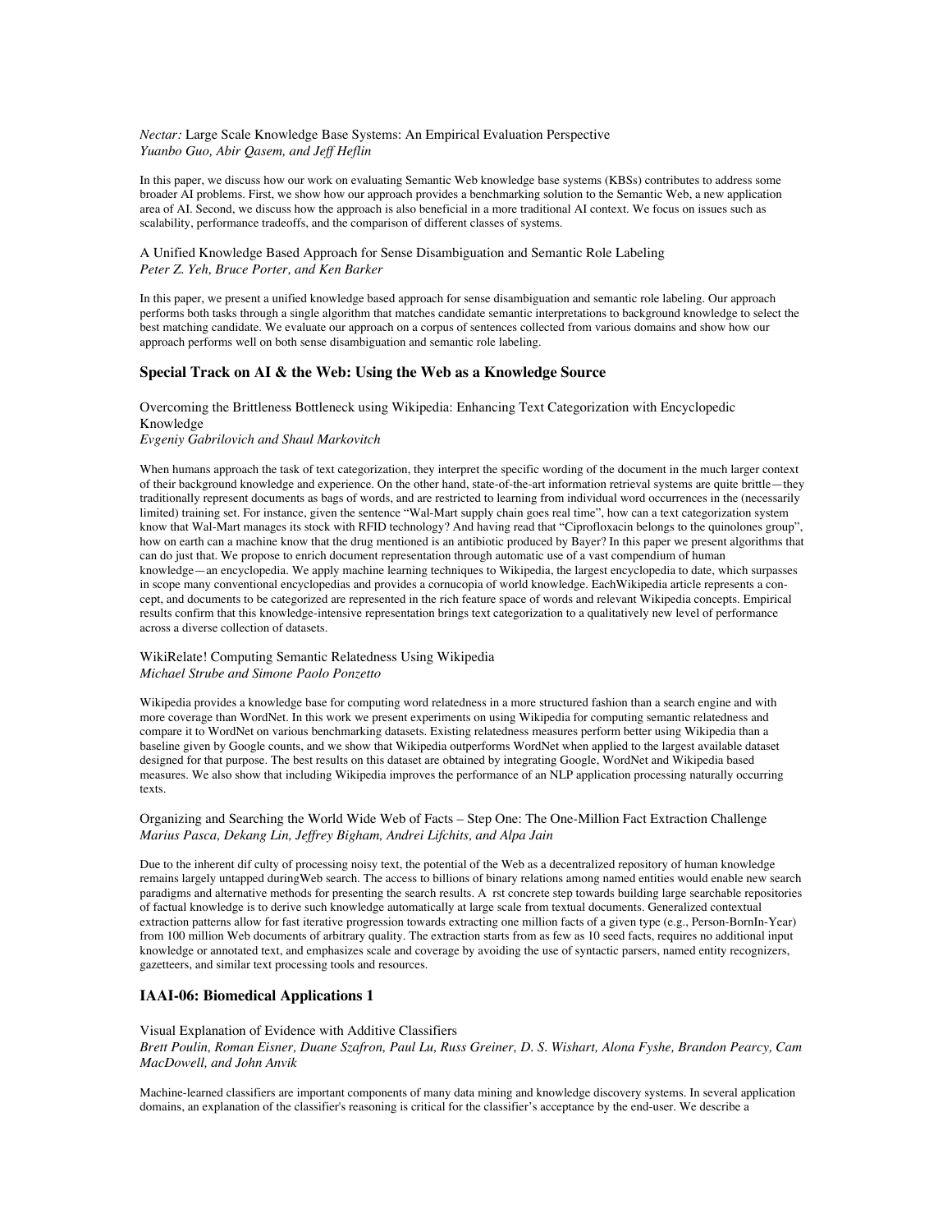*Nectar:* Large Scale Knowledge Base Systems: An Empirical Evaluation Perspective
*Yuanbo Guo, Abir Qasem, and Jeff Heflin*

In this paper, we discuss how our work on evaluating Semantic Web knowledge base systems (KBSs) contributes to address some broader AI problems. First, we show how our approach provides a benchmarking solution to the Semantic Web, a new application area of AI. Second, we discuss how the approach is also beneficial in a more traditional AI context. We focus on issues such as scalability, performance tradeoffs, and the comparison of different classes of systems.

A Unified Knowledge Based Approach for Sense Disambiguation and Semantic Role Labeling
*Peter Z. Yeh, Bruce Porter, and Ken Barker*

In this paper, we present a unified knowledge based approach for sense disambiguation and semantic role labeling. Our approach performs both tasks through a single algorithm that matches candidate semantic interpretations to background knowledge to select the best matching candidate. We evaluate our approach on a corpus of sentences collected from various domains and show how our approach performs well on both sense disambiguation and semantic role labeling.

### Special Track on AI & the Web: Using the Web as a Knowledge Source

Overcoming the Brittleness Bottleneck using Wikipedia: Enhancing Text Categorization with Encyclopedic Knowledge
*Evgeniy Gabrilovich and Shaul Markovitch*

When humans approach the task of text categorization, they interpret the specific wording of the document in the much larger context of their background knowledge and experience. On the other hand, state-of-the-art information retrieval systems are quite brittle—they traditionally represent documents as bags of words, and are restricted to learning from individual word occurrences in the (necessarily limited) training set. For instance, given the sentence "Wal-Mart supply chain goes real time", how can a text categorization system know that Wal-Mart manages its stock with RFID technology? And having read that "Ciprofloxacin belongs to the quinolones group", how on earth can a machine know that the drug mentioned is an antibiotic produced by Bayer? In this paper we present algorithms that can do just that. We propose to enrich document representation through automatic use of a vast compendium of human knowledge—an encyclopedia. We apply machine learning techniques to Wikipedia, the largest encyclopedia to date, which surpasses in scope many conventional encyclopedias and provides a cornucopia of world knowledge. EachWikipedia article represents a concept, and documents to be categorized are represented in the rich feature space of words and relevant Wikipedia concepts. Empirical results confirm that this knowledge-intensive representation brings text categorization to a qualitatively new level of performance across a diverse collection of datasets.

WikiRelate! Computing Semantic Relatedness Using Wikipedia
*Michael Strube and Simone Paolo Ponzetto*

Wikipedia provides a knowledge base for computing word relatedness in a more structured fashion than a search engine and with more coverage than WordNet. In this work we present experiments on using Wikipedia for computing semantic relatedness and compare it to WordNet on various benchmarking datasets. Existing relatedness measures perform better using Wikipedia than a baseline given by Google counts, and we show that Wikipedia outperforms WordNet when applied to the largest available dataset designed for that purpose. The best results on this dataset are obtained by integrating Google, WordNet and Wikipedia based measures. We also show that including Wikipedia improves the performance of an NLP application processing naturally occurring texts.

Organizing and Searching the World Wide Web of Facts – Step One: The One-Million Fact Extraction Challenge
*Marius Pasca, Dekang Lin, Jeffrey Bigham, Andrei Lifchits, and Alpa Jain*

Due to the inherent dif culty of processing noisy text, the potential of the Web as a decentralized repository of human knowledge remains largely untapped duringWeb search. The access to billions of binary relations among named entities would enable new search paradigms and alternative methods for presenting the search results. A rst concrete step towards building large searchable repositories of factual knowledge is to derive such knowledge automatically at large scale from textual documents. Generalized contextual extraction patterns allow for fast iterative progression towards extracting one million facts of a given type (e.g., Person-BornIn-Year) from 100 million Web documents of arbitrary quality. The extraction starts from as few as 10 seed facts, requires no additional input knowledge or annotated text, and emphasizes scale and coverage by avoiding the use of syntactic parsers, named entity recognizers, gazetteers, and similar text processing tools and resources.

### IAAI-06: Biomedical Applications 1

Visual Explanation of Evidence with Additive Classifiers
*Brett Poulin, Roman Eisner, Duane Szafron, Paul Lu, Russ Greiner, D. S. Wishart, Alona Fyshe, Brandon Pearcy, Cam MacDowell, and John Anvik*

Machine-learned classifiers are important components of many data mining and knowledge discovery systems. In several application domains, an explanation of the classifier's reasoning is critical for the classifier's acceptance by the end-user. We describe a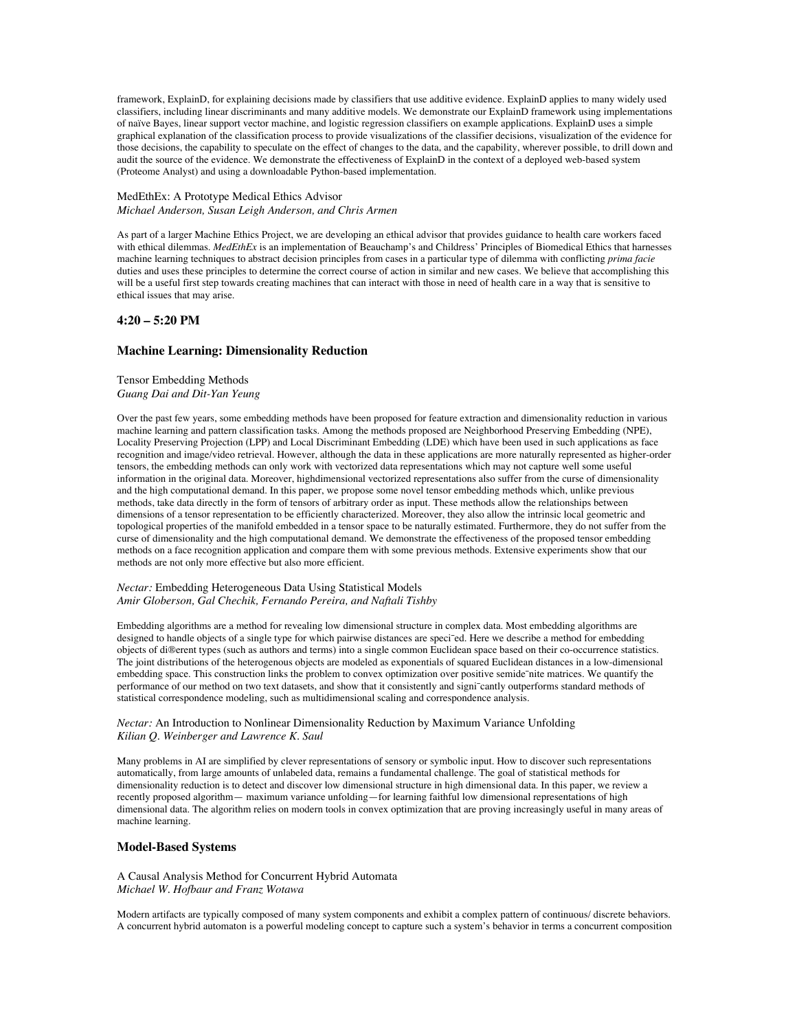framework, ExplainD, for explaining decisions made by classifiers that use additive evidence. ExplainD applies to many widely used classifiers, including linear discriminants and many additive models. We demonstrate our ExplainD framework using implementations of naïve Bayes, linear support vector machine, and logistic regression classifiers on example applications. ExplainD uses a simple graphical explanation of the classification process to provide visualizations of the classifier decisions, visualization of the evidence for those decisions, the capability to speculate on the effect of changes to the data, and the capability, wherever possible, to drill down and audit the source of the evidence. We demonstrate the effectiveness of ExplainD in the context of a deployed web-based system (Proteome Analyst) and using a downloadable Python-based implementation.

MedEthEx: A Prototype Medical Ethics Advisor
*Michael Anderson, Susan Leigh Anderson, and Chris Armen*

As part of a larger Machine Ethics Project, we are developing an ethical advisor that provides guidance to health care workers faced with ethical dilemmas. *MedEthEx* is an implementation of Beauchamp's and Childress' Principles of Biomedical Ethics that harnesses machine learning techniques to abstract decision principles from cases in a particular type of dilemma with conflicting *prima facie* duties and uses these principles to determine the correct course of action in similar and new cases. We believe that accomplishing this will be a useful first step towards creating machines that can interact with those in need of health care in a way that is sensitive to ethical issues that may arise.

### 4:20 – 5:20 PM

### Machine Learning: Dimensionality Reduction

Tensor Embedding Methods
*Guang Dai and Dit-Yan Yeung*

Over the past few years, some embedding methods have been proposed for feature extraction and dimensionality reduction in various machine learning and pattern classification tasks. Among the methods proposed are Neighborhood Preserving Embedding (NPE), Locality Preserving Projection (LPP) and Local Discriminant Embedding (LDE) which have been used in such applications as face recognition and image/video retrieval. However, although the data in these applications are more naturally represented as higher-order tensors, the embedding methods can only work with vectorized data representations which may not capture well some useful information in the original data. Moreover, highdimensional vectorized representations also suffer from the curse of dimensionality and the high computational demand. In this paper, we propose some novel tensor embedding methods which, unlike previous methods, take data directly in the form of tensors of arbitrary order as input. These methods allow the relationships between dimensions of a tensor representation to be efficiently characterized. Moreover, they also allow the intrinsic local geometric and topological properties of the manifold embedded in a tensor space to be naturally estimated. Furthermore, they do not suffer from the curse of dimensionality and the high computational demand. We demonstrate the effectiveness of the proposed tensor embedding methods on a face recognition application and compare them with some previous methods. Extensive experiments show that our methods are not only more effective but also more efficient.

*Nectar:* Embedding Heterogeneous Data Using Statistical Models
*Amir Globerson, Gal Chechik, Fernando Pereira, and Naftali Tishby*

Embedding algorithms are a method for revealing low dimensional structure in complex data. Most embedding algorithms are designed to handle objects of a single type for which pairwise distances are speci¯ed. Here we describe a method for embedding objects of di®erent types (such as authors and terms) into a single common Euclidean space based on their co-occurrence statistics. The joint distributions of the heterogeneous objects are modeled as exponentials of squared Euclidean distances in a low-dimensional embedding space. This construction links the problem to convex optimization over positive semide¯nite matrices. We quantify the performance of our method on two text datasets, and show that it consistently and signi¯cantly outperforms standard methods of statistical correspondence modeling, such as multidimensional scaling and correspondence analysis.

*Nectar:* An Introduction to Nonlinear Dimensionality Reduction by Maximum Variance Unfolding
*Kilian Q. Weinberger and Lawrence K. Saul*

Many problems in AI are simplified by clever representations of sensory or symbolic input. How to discover such representations automatically, from large amounts of unlabeled data, remains a fundamental challenge. The goal of statistical methods for dimensionality reduction is to detect and discover low dimensional structure in high dimensional data. In this paper, we review a recently proposed algorithm— maximum variance unfolding—for learning faithful low dimensional representations of high dimensional data. The algorithm relies on modern tools in convex optimization that are proving increasingly useful in many areas of machine learning.

### Model-Based Systems

A Causal Analysis Method for Concurrent Hybrid Automata
*Michael W. Hofbaur and Franz Wotawa*

Modern artifacts are typically composed of many system components and exhibit a complex pattern of continuous/ discrete behaviors. A concurrent hybrid automaton is a powerful modeling concept to capture such a system's behavior in terms a concurrent composition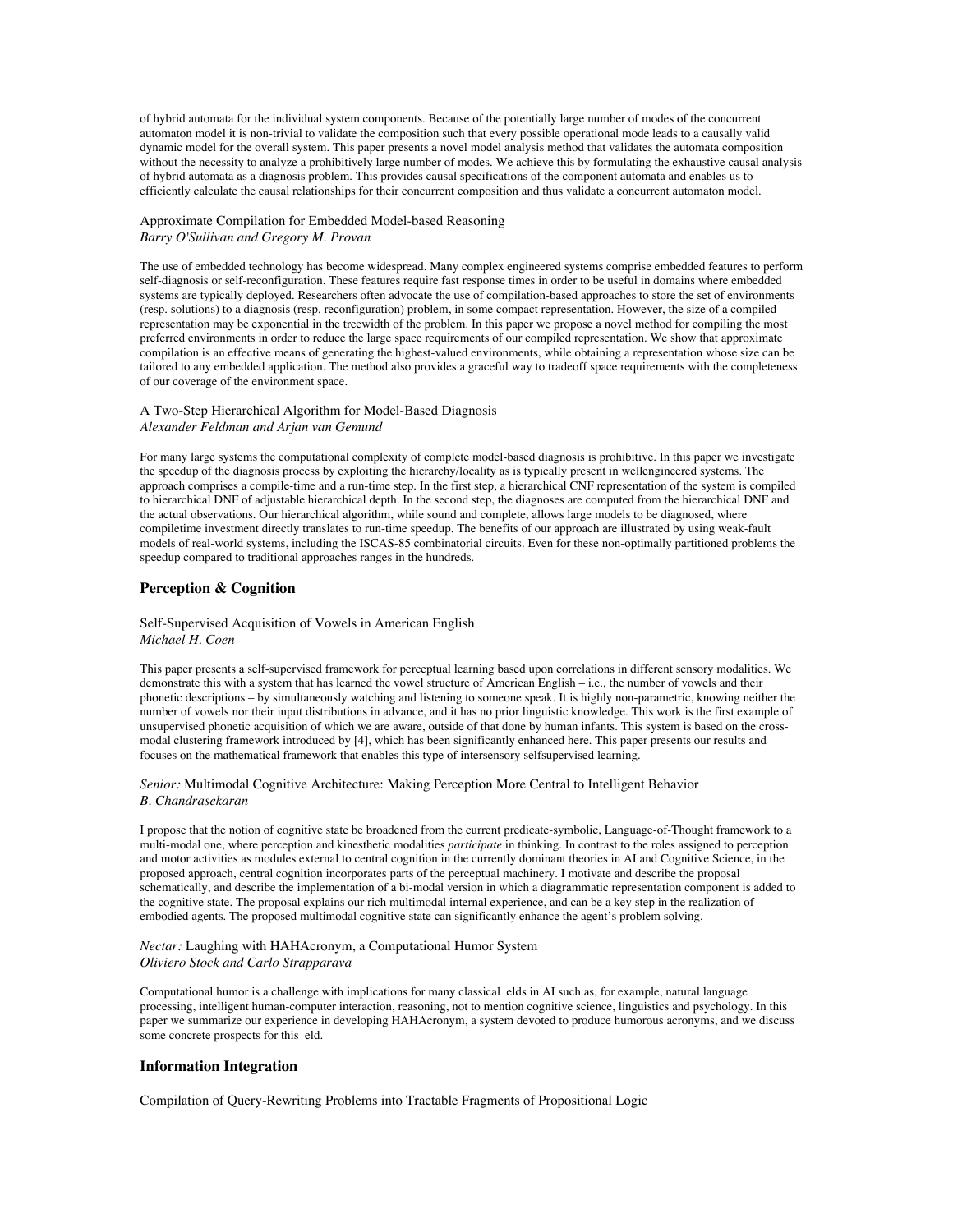of hybrid automata for the individual system components. Because of the potentially large number of modes of the concurrent automaton model it is non-trivial to validate the composition such that every possible operational mode leads to a causally valid dynamic model for the overall system. This paper presents a novel model analysis method that validates the automata composition without the necessity to analyze a prohibitively large number of modes. We achieve this by formulating the exhaustive causal analysis of hybrid automata as a diagnosis problem. This provides causal specifications of the component automata and enables us to efficiently calculate the causal relationships for their concurrent composition and thus validate a concurrent automaton model.

Approximate Compilation for Embedded Model-based Reasoning
*Barry O'Sullivan and Gregory M. Provan*

The use of embedded technology has become widespread. Many complex engineered systems comprise embedded features to perform self-diagnosis or self-reconfiguration. These features require fast response times in order to be useful in domains where embedded systems are typically deployed. Researchers often advocate the use of compilation-based approaches to store the set of environments (resp. solutions) to a diagnosis (resp. reconfiguration) problem, in some compact representation. However, the size of a compiled representation may be exponential in the treewidth of the problem. In this paper we propose a novel method for compiling the most preferred environments in order to reduce the large space requirements of our compiled representation. We show that approximate compilation is an effective means of generating the highest-valued environments, while obtaining a representation whose size can be tailored to any embedded application. The method also provides a graceful way to tradeoff space requirements with the completeness of our coverage of the environment space.

A Two-Step Hierarchical Algorithm for Model-Based Diagnosis
*Alexander Feldman and Arjan van Gemund*

For many large systems the computational complexity of complete model-based diagnosis is prohibitive. In this paper we investigate the speedup of the diagnosis process by exploiting the hierarchy/locality as is typically present in wellengineered systems. The approach comprises a compile-time and a run-time step. In the first step, a hierarchical CNF representation of the system is compiled to hierarchical DNF of adjustable hierarchical depth. In the second step, the diagnoses are computed from the hierarchical DNF and the actual observations. Our hierarchical algorithm, while sound and complete, allows large models to be diagnosed, where compiletime investment directly translates to run-time speedup. The benefits of our approach are illustrated by using weak-fault models of real-world systems, including the ISCAS-85 combinatorial circuits. Even for these non-optimally partitioned problems the speedup compared to traditional approaches ranges in the hundreds.

### Perception & Cognition

Self-Supervised Acquisition of Vowels in American English
*Michael H. Coen*

This paper presents a self-supervised framework for perceptual learning based upon correlations in different sensory modalities. We demonstrate this with a system that has learned the vowel structure of American English – i.e., the number of vowels and their phonetic descriptions – by simultaneously watching and listening to someone speak. It is highly non-parametric, knowing neither the number of vowels nor their input distributions in advance, and it has no prior linguistic knowledge. This work is the first example of unsupervised phonetic acquisition of which we are aware, outside of that done by human infants. This system is based on the cross-modal clustering framework introduced by [4], which has been significantly enhanced here. This paper presents our results and focuses on the mathematical framework that enables this type of intersensory selfsupervised learning.

*Senior:* Multimodal Cognitive Architecture: Making Perception More Central to Intelligent Behavior
*B. Chandrasekaran*

I propose that the notion of cognitive state be broadened from the current predicate-symbolic, Language-of-Thought framework to a multi-modal one, where perception and kinesthetic modalities *participate* in thinking. In contrast to the roles assigned to perception and motor activities as modules external to central cognition in the currently dominant theories in AI and Cognitive Science, in the proposed approach, central cognition incorporates parts of the perceptual machinery. I motivate and describe the proposal schematically, and describe the implementation of a bi-modal version in which a diagrammatic representation component is added to the cognitive state. The proposal explains our rich multimodal internal experience, and can be a key step in the realization of embodied agents. The proposed multimodal cognitive state can significantly enhance the agent's problem solving.

*Nectar:* Laughing with HAHAcronym, a Computational Humor System
*Oliviero Stock and Carlo Strapparava*

Computational humor is a challenge with implications for many classical elds in AI such as, for example, natural language processing, intelligent human-computer interaction, reasoning, not to mention cognitive science, linguistics and psychology. In this paper we summarize our experience in developing HAHAcronym, a system devoted to produce humorous acronyms, and we discuss some concrete prospects for this eld.

### Information Integration

Compilation of Query-Rewriting Problems into Tractable Fragments of Propositional Logic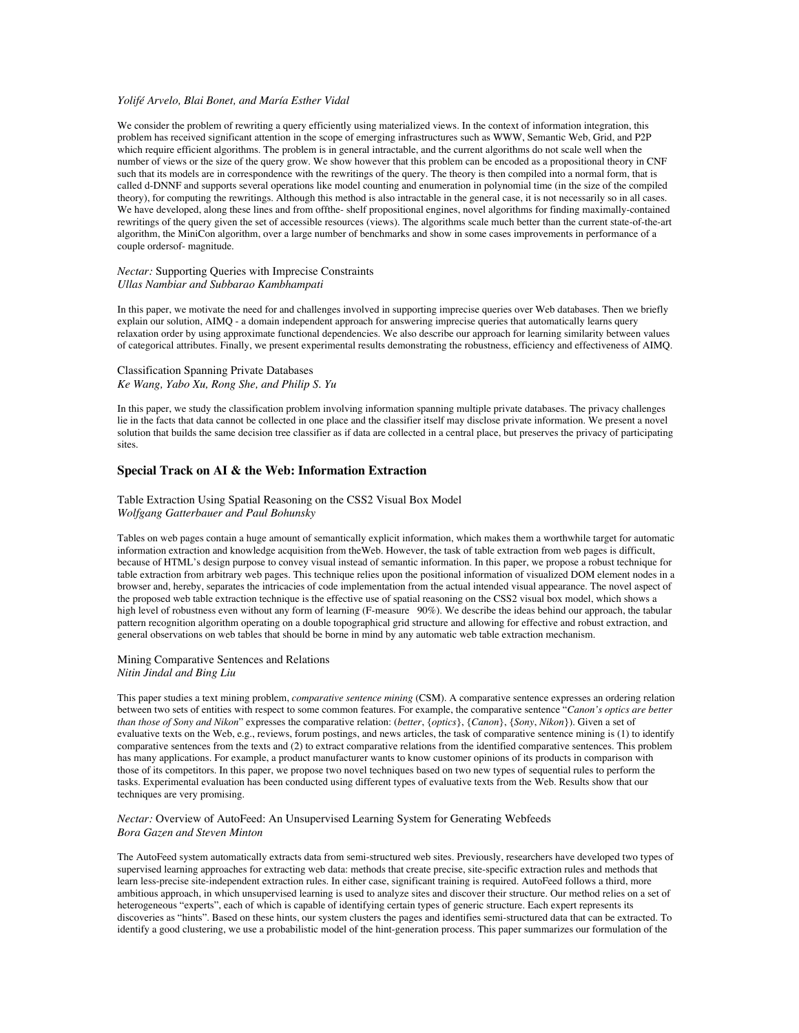*Yolifé Arvelo, Blai Bonet, and María Esther Vidal*

We consider the problem of rewriting a query efficiently using materialized views. In the context of information integration, this problem has received significant attention in the scope of emerging infrastructures such as WWW, Semantic Web, Grid, and P2P which require efficient algorithms. The problem is in general intractable, and the current algorithms do not scale well when the number of views or the size of the query grow. We show however that this problem can be encoded as a propositional theory in CNF such that its models are in correspondence with the rewritings of the query. The theory is then compiled into a normal form, that is called d-DNNF and supports several operations like model counting and enumeration in polynomial time (in the size of the compiled theory), for computing the rewritings. Although this method is also intractable in the general case, it is not necessarily so in all cases. We have developed, along these lines and from offthe- shelf propositional engines, novel algorithms for finding maximally-contained rewritings of the query given the set of accessible resources (views). The algorithms scale much better than the current state-of-the-art algorithm, the MiniCon algorithm, over a large number of benchmarks and show in some cases improvements in performance of a couple ordersof- magnitude.

*Nectar:* Supporting Queries with Imprecise Constraints
*Ullas Nambiar and Subbarao Kambhampati*

In this paper, we motivate the need for and challenges involved in supporting imprecise queries over Web databases. Then we briefly explain our solution, AIMQ - a domain independent approach for answering imprecise queries that automatically learns query relaxation order by using approximate functional dependencies. We also describe our approach for learning similarity between values of categorical attributes. Finally, we present experimental results demonstrating the robustness, efficiency and effectiveness of AIMQ.

Classification Spanning Private Databases
*Ke Wang, Yabo Xu, Rong She, and Philip S. Yu*

In this paper, we study the classification problem involving information spanning multiple private databases. The privacy challenges lie in the facts that data cannot be collected in one place and the classifier itself may disclose private information. We present a novel solution that builds the same decision tree classifier as if data are collected in a central place, but preserves the privacy of participating sites.

## Special Track on AI & the Web: Information Extraction

Table Extraction Using Spatial Reasoning on the CSS2 Visual Box Model
*Wolfgang Gatterbauer and Paul Bohunsky*

Tables on web pages contain a huge amount of semantically explicit information, which makes them a worthwhile target for automatic information extraction and knowledge acquisition from theWeb. However, the task of table extraction from web pages is difficult, because of HTML's design purpose to convey visual instead of semantic information. In this paper, we propose a robust technique for table extraction from arbitrary web pages. This technique relies upon the positional information of visualized DOM element nodes in a browser and, hereby, separates the intricacies of code implementation from the actual intended visual appearance. The novel aspect of the proposed web table extraction technique is the effective use of spatial reasoning on the CSS2 visual box model, which shows a high level of robustness even without any form of learning (F-measure  90%). We describe the ideas behind our approach, the tabular pattern recognition algorithm operating on a double topographical grid structure and allowing for effective and robust extraction, and general observations on web tables that should be borne in mind by any automatic web table extraction mechanism.

Mining Comparative Sentences and Relations
*Nitin Jindal and Bing Liu*

This paper studies a text mining problem, *comparative sentence mining* (CSM). A comparative sentence expresses an ordering relation between two sets of entities with respect to some common features. For example, the comparative sentence "*Canon's optics are better than those of Sony and Nikon*" expresses the comparative relation: (*better*, {*optics*}, {*Canon*}, {*Sony*, *Nikon*}). Given a set of evaluative texts on the Web, e.g., reviews, forum postings, and news articles, the task of comparative sentence mining is (1) to identify comparative sentences from the texts and (2) to extract comparative relations from the identified comparative sentences. This problem has many applications. For example, a product manufacturer wants to know customer opinions of its products in comparison with those of its competitors. In this paper, we propose two novel techniques based on two new types of sequential rules to perform the tasks. Experimental evaluation has been conducted using different types of evaluative texts from the Web. Results show that our techniques are very promising.

*Nectar:* Overview of AutoFeed: An Unsupervised Learning System for Generating Webfeeds
*Bora Gazen and Steven Minton*

The AutoFeed system automatically extracts data from semi-structured web sites. Previously, researchers have developed two types of supervised learning approaches for extracting web data: methods that create precise, site-specific extraction rules and methods that learn less-precise site-independent extraction rules. In either case, significant training is required. AutoFeed follows a third, more ambitious approach, in which unsupervised learning is used to analyze sites and discover their structure. Our method relies on a set of heterogeneous "experts", each of which is capable of identifying certain types of generic structure. Each expert represents its discoveries as "hints". Based on these hints, our system clusters the pages and identifies semi-structured data that can be extracted. To identify a good clustering, we use a probabilistic model of the hint-generation process. This paper summarizes our formulation of the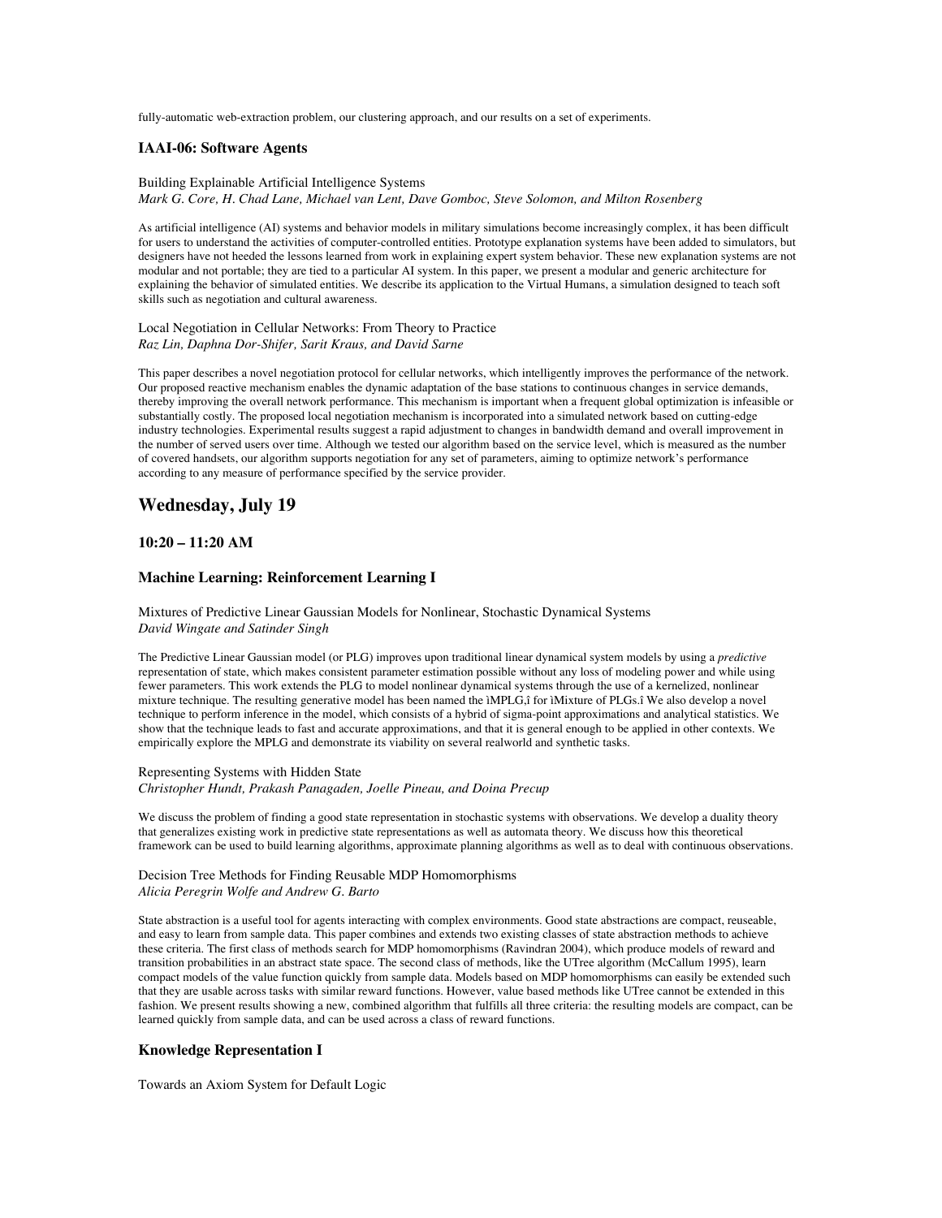fully-automatic web-extraction problem, our clustering approach, and our results on a set of experiments.

### IAAI-06: Software Agents

Building Explainable Artificial Intelligence Systems
*Mark G. Core, H. Chad Lane, Michael van Lent, Dave Gomboc, Steve Solomon, and Milton Rosenberg*

As artificial intelligence (AI) systems and behavior models in military simulations become increasingly complex, it has been difficult for users to understand the activities of computer-controlled entities. Prototype explanation systems have been added to simulators, but designers have not heeded the lessons learned from work in explaining expert system behavior. These new explanation systems are not modular and not portable; they are tied to a particular AI system. In this paper, we present a modular and generic architecture for explaining the behavior of simulated entities. We describe its application to the Virtual Humans, a simulation designed to teach soft skills such as negotiation and cultural awareness.

Local Negotiation in Cellular Networks: From Theory to Practice
*Raz Lin, Daphna Dor-Shifer, Sarit Kraus, and David Sarne*

This paper describes a novel negotiation protocol for cellular networks, which intelligently improves the performance of the network. Our proposed reactive mechanism enables the dynamic adaptation of the base stations to continuous changes in service demands, thereby improving the overall network performance. This mechanism is important when a frequent global optimization is infeasible or substantially costly. The proposed local negotiation mechanism is incorporated into a simulated network based on cutting-edge industry technologies. Experimental results suggest a rapid adjustment to changes in bandwidth demand and overall improvement in the number of served users over time. Although we tested our algorithm based on the service level, which is measured as the number of covered handsets, our algorithm supports negotiation for any set of parameters, aiming to optimize network's performance according to any measure of performance specified by the service provider.

## Wednesday, July 19

### 10:20 – 11:20 AM

### Machine Learning: Reinforcement Learning I

Mixtures of Predictive Linear Gaussian Models for Nonlinear, Stochastic Dynamical Systems
*David Wingate and Satinder Singh*

The Predictive Linear Gaussian model (or PLG) improves upon traditional linear dynamical system models by using a *predictive* representation of state, which makes consistent parameter estimation possible without any loss of modeling power and while using fewer parameters. This work extends the PLG to model nonlinear dynamical systems through the use of a kernelized, nonlinear mixture technique. The resulting generative model has been named the ìMPLG,î for ìMixture of PLGs.î We also develop a novel technique to perform inference in the model, which consists of a hybrid of sigma-point approximations and analytical statistics. We show that the technique leads to fast and accurate approximations, and that it is general enough to be applied in other contexts. We empirically explore the MPLG and demonstrate its viability on several realworld and synthetic tasks.

Representing Systems with Hidden State
*Christopher Hundt, Prakash Panagaden, Joelle Pineau, and Doina Precup*

We discuss the problem of finding a good state representation in stochastic systems with observations. We develop a duality theory that generalizes existing work in predictive state representations as well as automata theory. We discuss how this theoretical framework can be used to build learning algorithms, approximate planning algorithms as well as to deal with continuous observations.

Decision Tree Methods for Finding Reusable MDP Homomorphisms
*Alicia Peregrin Wolfe and Andrew G. Barto*

State abstraction is a useful tool for agents interacting with complex environments. Good state abstractions are compact, reuseable, and easy to learn from sample data. This paper combines and extends two existing classes of state abstraction methods to achieve these criteria. The first class of methods search for MDP homomorphisms (Ravindran 2004), which produce models of reward and transition probabilities in an abstract state space. The second class of methods, like the UTree algorithm (McCallum 1995), learn compact models of the value function quickly from sample data. Models based on MDP homomorphisms can easily be extended such that they are usable across tasks with similar reward functions. However, value based methods like UTree cannot be extended in this fashion. We present results showing a new, combined algorithm that fulfills all three criteria: the resulting models are compact, can be learned quickly from sample data, and can be used across a class of reward functions.

### Knowledge Representation I

Towards an Axiom System for Default Logic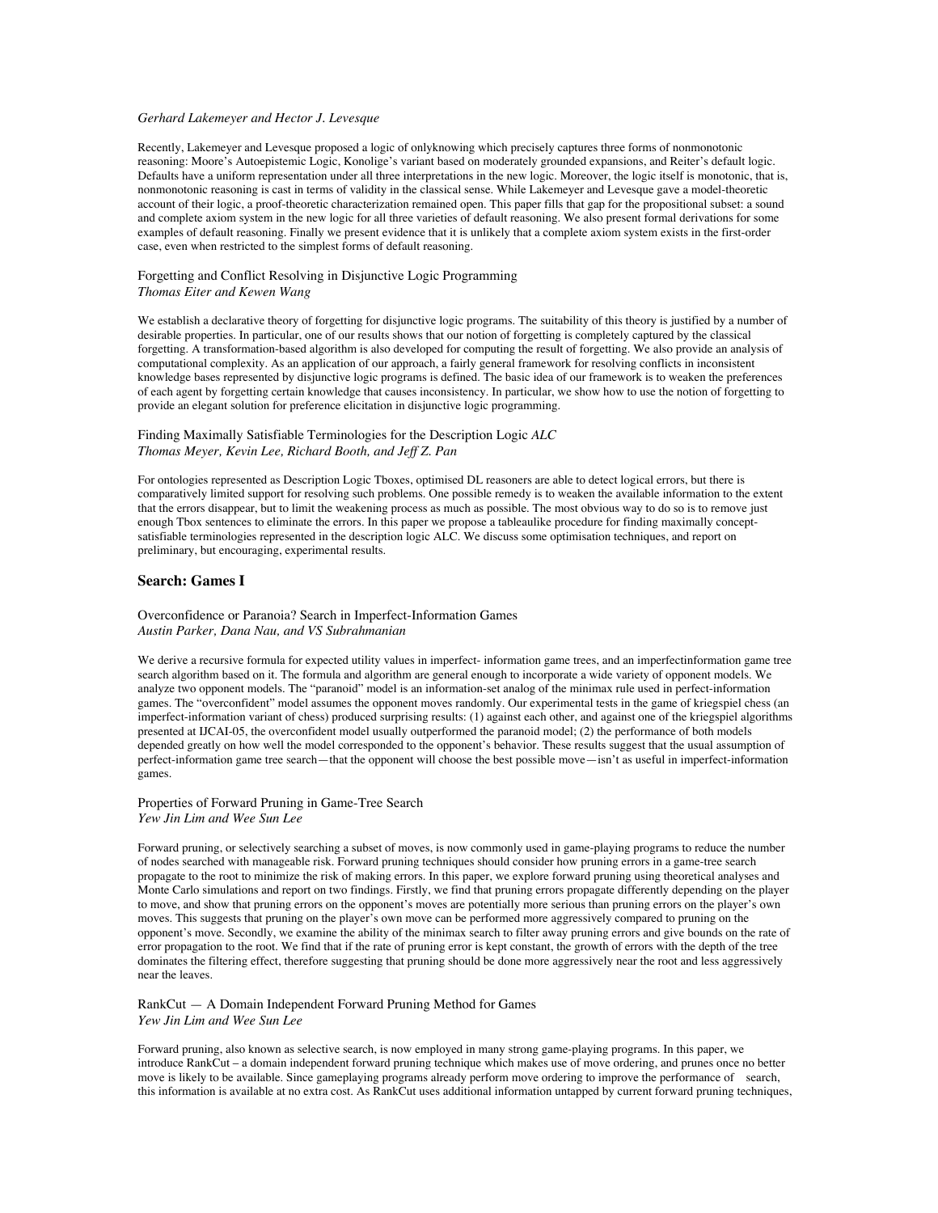*Gerhard Lakemeyer and Hector J. Levesque*

Recently, Lakemeyer and Levesque proposed a logic of onlyknowing which precisely captures three forms of nonmonotonic reasoning: Moore's Autoepistemic Logic, Konolige's variant based on moderately grounded expansions, and Reiter's default logic. Defaults have a uniform representation under all three interpretations in the new logic. Moreover, the logic itself is monotonic, that is, nonmonotonic reasoning is cast in terms of validity in the classical sense. While Lakemeyer and Levesque gave a model-theoretic account of their logic, a proof-theoretic characterization remained open. This paper fills that gap for the propositional subset: a sound and complete axiom system in the new logic for all three varieties of default reasoning. We also present formal derivations for some examples of default reasoning. Finally we present evidence that it is unlikely that a complete axiom system exists in the first-order case, even when restricted to the simplest forms of default reasoning.

Forgetting and Conflict Resolving in Disjunctive Logic Programming
*Thomas Eiter and Kewen Wang*

We establish a declarative theory of forgetting for disjunctive logic programs. The suitability of this theory is justified by a number of desirable properties. In particular, one of our results shows that our notion of forgetting is completely captured by the classical forgetting. A transformation-based algorithm is also developed for computing the result of forgetting. We also provide an analysis of computational complexity. As an application of our approach, a fairly general framework for resolving conflicts in inconsistent knowledge bases represented by disjunctive logic programs is defined. The basic idea of our framework is to weaken the preferences of each agent by forgetting certain knowledge that causes inconsistency. In particular, we show how to use the notion of forgetting to provide an elegant solution for preference elicitation in disjunctive logic programming.

Finding Maximally Satisfiable Terminologies for the Description Logic *ALC*
*Thomas Meyer, Kevin Lee, Richard Booth, and Jeff Z. Pan*

For ontologies represented as Description Logic Tboxes, optimised DL reasoners are able to detect logical errors, but there is comparatively limited support for resolving such problems. One possible remedy is to weaken the available information to the extent that the errors disappear, but to limit the weakening process as much as possible. The most obvious way to do so is to remove just enough Tbox sentences to eliminate the errors. In this paper we propose a tableaulike procedure for finding maximally concept-satisfiable terminologies represented in the description logic ALC. We discuss some optimisation techniques, and report on preliminary, but encouraging, experimental results.

## Search: Games I

Overconfidence or Paranoia? Search in Imperfect-Information Games
*Austin Parker, Dana Nau, and VS Subrahmanian*

We derive a recursive formula for expected utility values in imperfect- information game trees, and an imperfectinformation game tree search algorithm based on it. The formula and algorithm are general enough to incorporate a wide variety of opponent models. We analyze two opponent models. The "paranoid" model is an information-set analog of the minimax rule used in perfect-information games. The "overconfident" model assumes the opponent moves randomly. Our experimental tests in the game of kriegspiel chess (an imperfect-information variant of chess) produced surprising results: (1) against each other, and against one of the kriegspiel algorithms presented at IJCAI-05, the overconfident model usually outperformed the paranoid model; (2) the performance of both models depended greatly on how well the model corresponded to the opponent's behavior. These results suggest that the usual assumption of perfect-information game tree search—that the opponent will choose the best possible move—isn't as useful in imperfect-information games.

Properties of Forward Pruning in Game-Tree Search
*Yew Jin Lim and Wee Sun Lee*

Forward pruning, or selectively searching a subset of moves, is now commonly used in game-playing programs to reduce the number of nodes searched with manageable risk. Forward pruning techniques should consider how pruning errors in a game-tree search propagate to the root to minimize the risk of making errors. In this paper, we explore forward pruning using theoretical analyses and Monte Carlo simulations and report on two findings. Firstly, we find that pruning errors propagate differently depending on the player to move, and show that pruning errors on the opponent's moves are potentially more serious than pruning errors on the player's own moves. This suggests that pruning on the player's own move can be performed more aggressively compared to pruning on the opponent's move. Secondly, we examine the ability of the minimax search to filter away pruning errors and give bounds on the rate of error propagation to the root. We find that if the rate of pruning error is kept constant, the growth of errors with the depth of the tree dominates the filtering effect, therefore suggesting that pruning should be done more aggressively near the root and less aggressively near the leaves.

RankCut — A Domain Independent Forward Pruning Method for Games
*Yew Jin Lim and Wee Sun Lee*

Forward pruning, also known as selective search, is now employed in many strong game-playing programs. In this paper, we introduce RankCut – a domain independent forward pruning technique which makes use of move ordering, and prunes once no better move is likely to be available. Since gameplaying programs already perform move ordering to improve the performance of search, this information is available at no extra cost. As RankCut uses additional information untapped by current forward pruning techniques,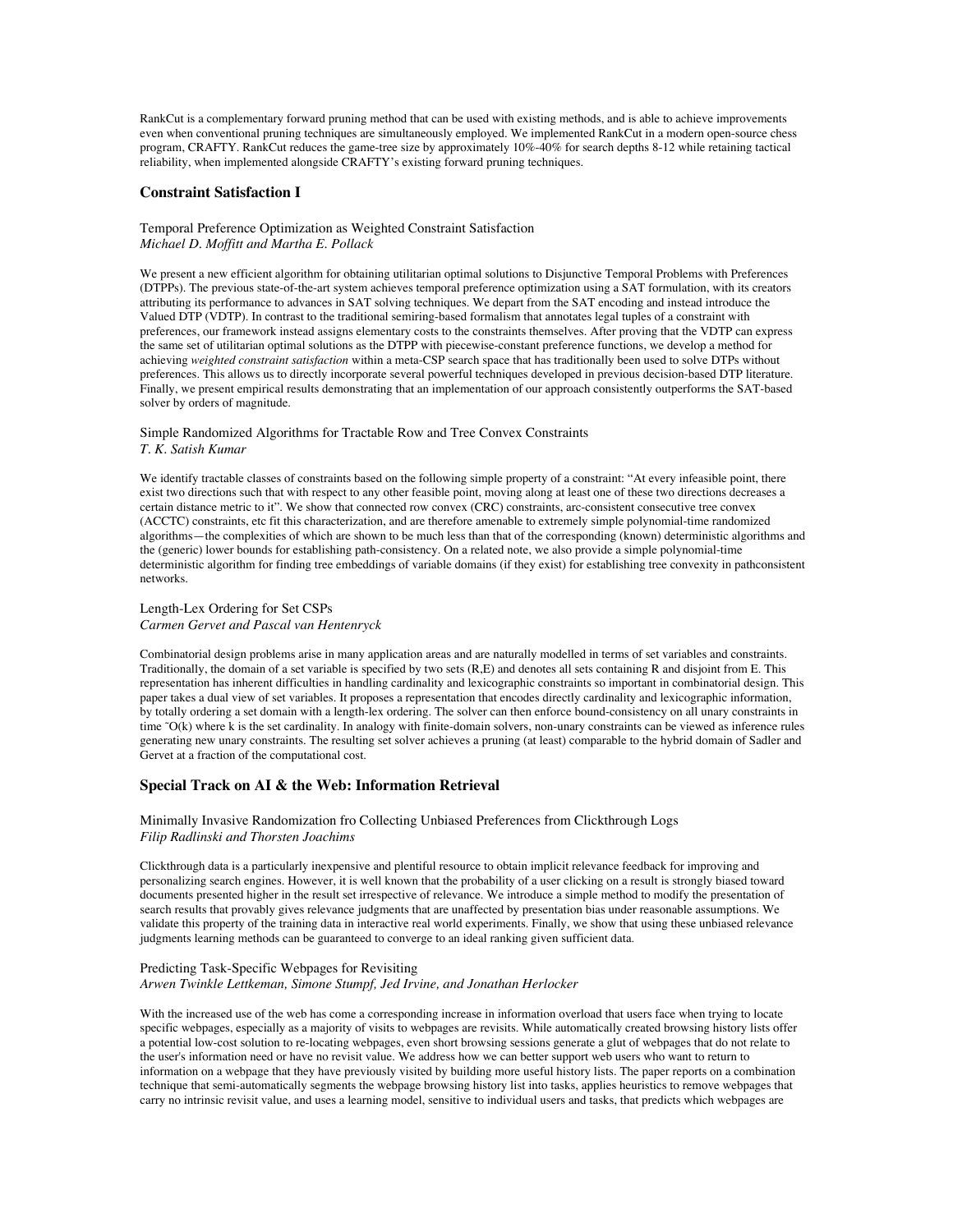RankCut is a complementary forward pruning method that can be used with existing methods, and is able to achieve improvements even when conventional pruning techniques are simultaneously employed. We implemented RankCut in a modern open-source chess program, CRAFTY. RankCut reduces the game-tree size by approximately 10%-40% for search depths 8-12 while retaining tactical reliability, when implemented alongside CRAFTY's existing forward pruning techniques.

## Constraint Satisfaction I

Temporal Preference Optimization as Weighted Constraint Satisfaction
*Michael D. Moffitt and Martha E. Pollack*

We present a new efficient algorithm for obtaining utilitarian optimal solutions to Disjunctive Temporal Problems with Preferences (DTPPs). The previous state-of-the-art system achieves temporal preference optimization using a SAT formulation, with its creators attributing its performance to advances in SAT solving techniques. We depart from the SAT encoding and instead introduce the Valued DTP (VDTP). In contrast to the traditional semiring-based formalism that annotates legal tuples of a constraint with preferences, our framework instead assigns elementary costs to the constraints themselves. After proving that the VDTP can express the same set of utilitarian optimal solutions as the DTPP with piecewise-constant preference functions, we develop a method for achieving *weighted constraint satisfaction* within a meta-CSP search space that has traditionally been used to solve DTPs without preferences. This allows us to directly incorporate several powerful techniques developed in previous decision-based DTP literature. Finally, we present empirical results demonstrating that an implementation of our approach consistently outperforms the SAT-based solver by orders of magnitude.

Simple Randomized Algorithms for Tractable Row and Tree Convex Constraints
*T. K. Satish Kumar*

We identify tractable classes of constraints based on the following simple property of a constraint: "At every infeasible point, there exist two directions such that with respect to any other feasible point, moving along at least one of these two directions decreases a certain distance metric to it". We show that connected row convex (CRC) constraints, arc-consistent consecutive tree convex (ACCTC) constraints, etc fit this characterization, and are therefore amenable to extremely simple polynomial-time randomized algorithms—the complexities of which are shown to be much less than that of the corresponding (known) deterministic algorithms and the (generic) lower bounds for establishing path-consistency. On a related note, we also provide a simple polynomial-time deterministic algorithm for finding tree embeddings of variable domains (if they exist) for establishing tree convexity in pathconsistent networks.

Length-Lex Ordering for Set CSPs
*Carmen Gervet and Pascal van Hentenryck*

Combinatorial design problems arise in many application areas and are naturally modelled in terms of set variables and constraints. Traditionally, the domain of a set variable is specified by two sets (R,E) and denotes all sets containing R and disjoint from E. This representation has inherent difficulties in handling cardinality and lexicographic constraints so important in combinatorial design. This paper takes a dual view of set variables. It proposes a representation that encodes directly cardinality and lexicographic information, by totally ordering a set domain with a length-lex ordering. The solver can then enforce bound-consistency on all unary constraints in time ˜O(k) where k is the set cardinality. In analogy with finite-domain solvers, non-unary constraints can be viewed as inference rules generating new unary constraints. The resulting set solver achieves a pruning (at least) comparable to the hybrid domain of Sadler and Gervet at a fraction of the computational cost.

## Special Track on AI & the Web: Information Retrieval

Minimally Invasive Randomization fro Collecting Unbiased Preferences from Clickthrough Logs
*Filip Radlinski and Thorsten Joachims*

Clickthrough data is a particularly inexpensive and plentiful resource to obtain implicit relevance feedback for improving and personalizing search engines. However, it is well known that the probability of a user clicking on a result is strongly biased toward documents presented higher in the result set irrespective of relevance. We introduce a simple method to modify the presentation of search results that provably gives relevance judgments that are unaffected by presentation bias under reasonable assumptions. We validate this property of the training data in interactive real world experiments. Finally, we show that using these unbiased relevance judgments learning methods can be guaranteed to converge to an ideal ranking given sufficient data.

Predicting Task-Specific Webpages for Revisiting
*Arwen Twinkle Lettkeman, Simone Stumpf, Jed Irvine, and Jonathan Herlocker*

With the increased use of the web has come a corresponding increase in information overload that users face when trying to locate specific webpages, especially as a majority of visits to webpages are revisits. While automatically created browsing history lists offer a potential low-cost solution to re-locating webpages, even short browsing sessions generate a glut of webpages that do not relate to the user's information need or have no revisit value. We address how we can better support web users who want to return to information on a webpage that they have previously visited by building more useful history lists. The paper reports on a combination technique that semi-automatically segments the webpage browsing history list into tasks, applies heuristics to remove webpages that carry no intrinsic revisit value, and uses a learning model, sensitive to individual users and tasks, that predicts which webpages are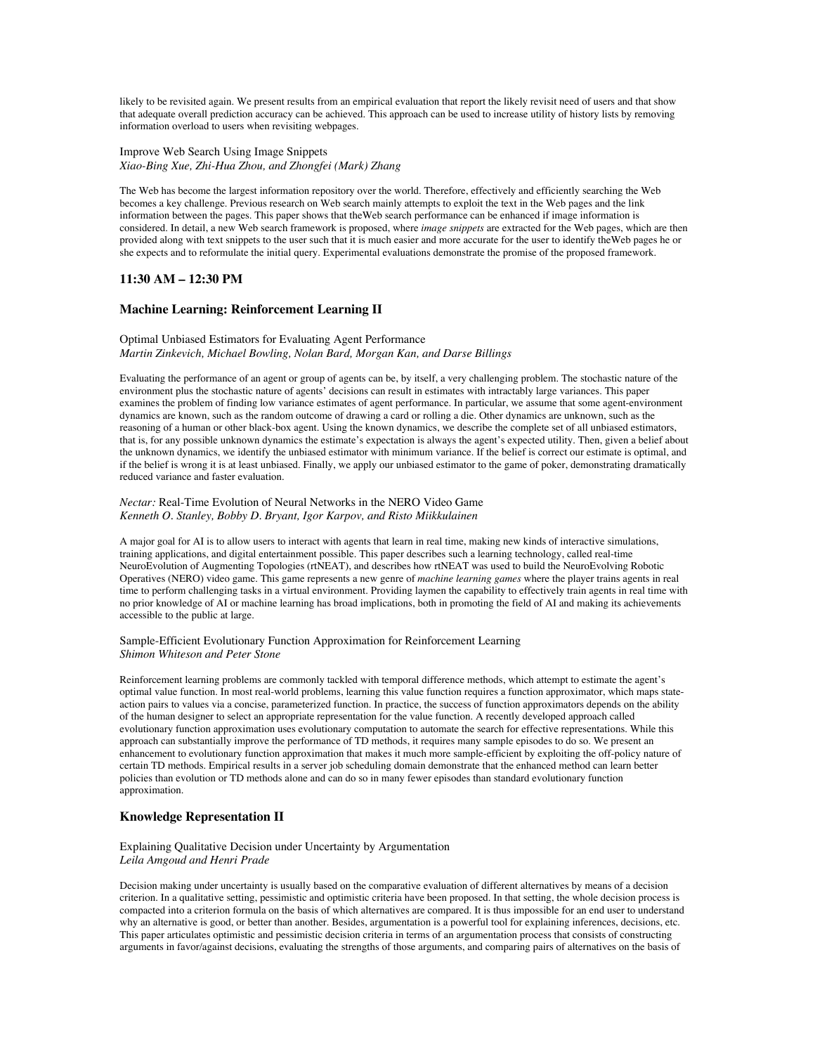likely to be revisited again. We present results from an empirical evaluation that report the likely revisit need of users and that show that adequate overall prediction accuracy can be achieved. This approach can be used to increase utility of history lists by removing information overload to users when revisiting webpages.

Improve Web Search Using Image Snippets
*Xiao-Bing Xue, Zhi-Hua Zhou, and Zhongfei (Mark) Zhang*

The Web has become the largest information repository over the world. Therefore, effectively and efficiently searching the Web becomes a key challenge. Previous research on Web search mainly attempts to exploit the text in the Web pages and the link information between the pages. This paper shows that theWeb search performance can be enhanced if image information is considered. In detail, a new Web search framework is proposed, where *image snippets* are extracted for the Web pages, which are then provided along with text snippets to the user such that it is much easier and more accurate for the user to identify theWeb pages he or she expects and to reformulate the initial query. Experimental evaluations demonstrate the promise of the proposed framework.

### 11:30 AM – 12:30 PM

### Machine Learning: Reinforcement Learning II

Optimal Unbiased Estimators for Evaluating Agent Performance
*Martin Zinkevich, Michael Bowling, Nolan Bard, Morgan Kan, and Darse Billings*

Evaluating the performance of an agent or group of agents can be, by itself, a very challenging problem. The stochastic nature of the environment plus the stochastic nature of agents' decisions can result in estimates with intractably large variances. This paper examines the problem of finding low variance estimates of agent performance. In particular, we assume that some agent-environment dynamics are known, such as the random outcome of drawing a card or rolling a die. Other dynamics are unknown, such as the reasoning of a human or other black-box agent. Using the known dynamics, we describe the complete set of all unbiased estimators, that is, for any possible unknown dynamics the estimate's expectation is always the agent's expected utility. Then, given a belief about the unknown dynamics, we identify the unbiased estimator with minimum variance. If the belief is correct our estimate is optimal, and if the belief is wrong it is at least unbiased. Finally, we apply our unbiased estimator to the game of poker, demonstrating dramatically reduced variance and faster evaluation.

*Nectar:* Real-Time Evolution of Neural Networks in the NERO Video Game
*Kenneth O. Stanley, Bobby D. Bryant, Igor Karpov, and Risto Miikkulainen*

A major goal for AI is to allow users to interact with agents that learn in real time, making new kinds of interactive simulations, training applications, and digital entertainment possible. This paper describes such a learning technology, called real-time NeuroEvolution of Augmenting Topologies (rtNEAT), and describes how rtNEAT was used to build the NeuroEvolving Robotic Operatives (NERO) video game. This game represents a new genre of *machine learning games* where the player trains agents in real time to perform challenging tasks in a virtual environment. Providing laymen the capability to effectively train agents in real time with no prior knowledge of AI or machine learning has broad implications, both in promoting the field of AI and making its achievements accessible to the public at large.

Sample-Efficient Evolutionary Function Approximation for Reinforcement Learning
*Shimon Whiteson and Peter Stone*

Reinforcement learning problems are commonly tackled with temporal difference methods, which attempt to estimate the agent's optimal value function. In most real-world problems, learning this value function requires a function approximator, which maps state-action pairs to values via a concise, parameterized function. In practice, the success of function approximators depends on the ability of the human designer to select an appropriate representation for the value function. A recently developed approach called evolutionary function approximation uses evolutionary computation to automate the search for effective representations. While this approach can substantially improve the performance of TD methods, it requires many sample episodes to do so. We present an enhancement to evolutionary function approximation that makes it much more sample-efficient by exploiting the off-policy nature of certain TD methods. Empirical results in a server job scheduling domain demonstrate that the enhanced method can learn better policies than evolution or TD methods alone and can do so in many fewer episodes than standard evolutionary function approximation.

### Knowledge Representation II

Explaining Qualitative Decision under Uncertainty by Argumentation
*Leila Amgoud and Henri Prade*

Decision making under uncertainty is usually based on the comparative evaluation of different alternatives by means of a decision criterion. In a qualitative setting, pessimistic and optimistic criteria have been proposed. In that setting, the whole decision process is compacted into a criterion formula on the basis of which alternatives are compared. It is thus impossible for an end user to understand why an alternative is good, or better than another. Besides, argumentation is a powerful tool for explaining inferences, decisions, etc. This paper articulates optimistic and pessimistic decision criteria in terms of an argumentation process that consists of constructing arguments in favor/against decisions, evaluating the strengths of those arguments, and comparing pairs of alternatives on the basis of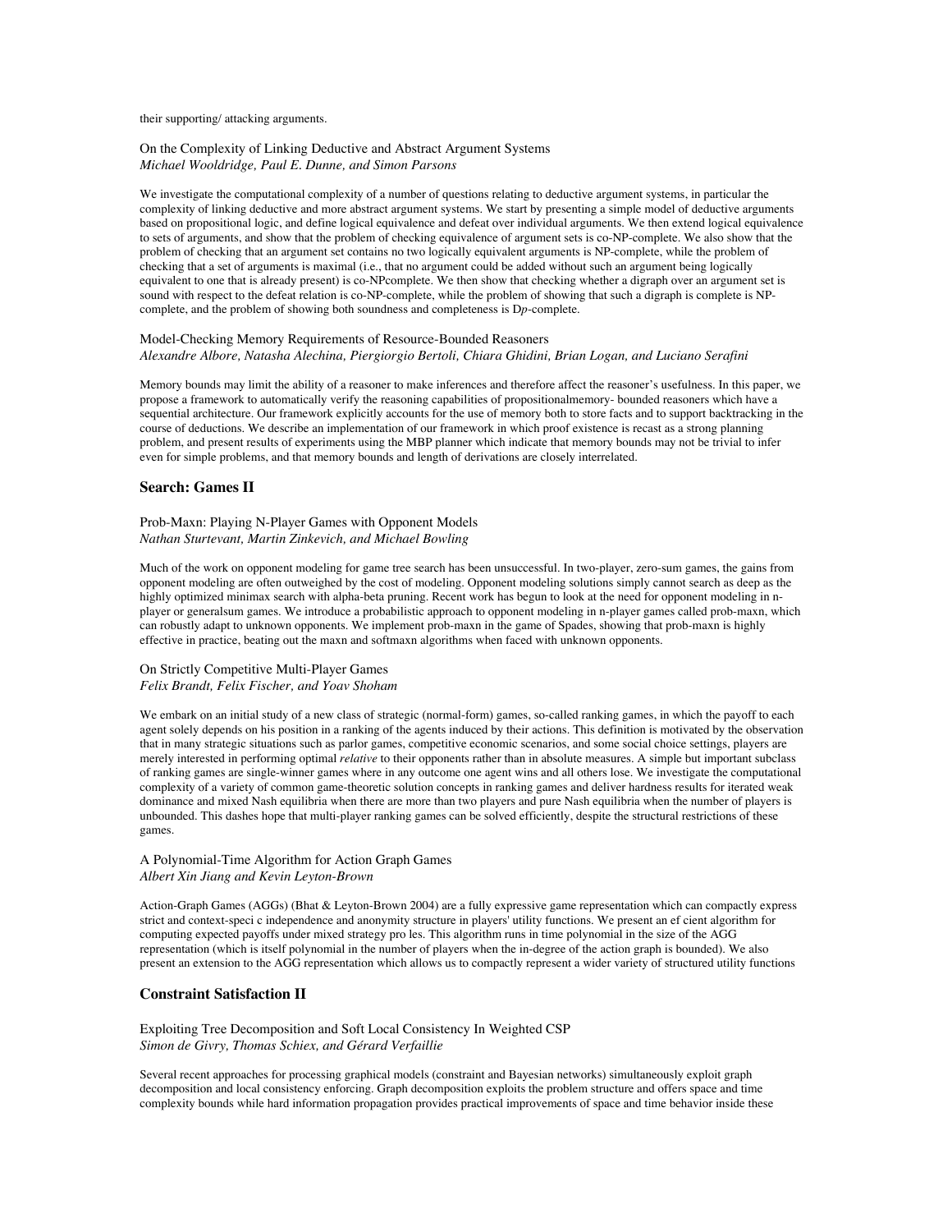their supporting/ attacking arguments.

On the Complexity of Linking Deductive and Abstract Argument Systems
*Michael Wooldridge, Paul E. Dunne, and Simon Parsons*

We investigate the computational complexity of a number of questions relating to deductive argument systems, in particular the complexity of linking deductive and more abstract argument systems. We start by presenting a simple model of deductive arguments based on propositional logic, and define logical equivalence and defeat over individual arguments. We then extend logical equivalence to sets of arguments, and show that the problem of checking equivalence of argument sets is co-NP-complete. We also show that the problem of checking that an argument set contains no two logically equivalent arguments is NP-complete, while the problem of checking that a set of arguments is maximal (i.e., that no argument could be added without such an argument being logically equivalent to one that is already present) is co-NPcomplete. We then show that checking whether a digraph over an argument set is sound with respect to the defeat relation is co-NP-complete, while the problem of showing that such a digraph is complete is NP-complete, and the problem of showing both soundness and completeness is D*p*-complete.

Model-Checking Memory Requirements of Resource-Bounded Reasoners
*Alexandre Albore, Natasha Alechina, Piergiorgio Bertoli, Chiara Ghidini, Brian Logan, and Luciano Serafini*

Memory bounds may limit the ability of a reasoner to make inferences and therefore affect the reasoner's usefulness. In this paper, we propose a framework to automatically verify the reasoning capabilities of propositionalmemory- bounded reasoners which have a sequential architecture. Our framework explicitly accounts for the use of memory both to store facts and to support backtracking in the course of deductions. We describe an implementation of our framework in which proof existence is recast as a strong planning problem, and present results of experiments using the MBP planner which indicate that memory bounds may not be trivial to infer even for simple problems, and that memory bounds and length of derivations are closely interrelated.

## Search: Games II

Prob-Maxn: Playing N-Player Games with Opponent Models
*Nathan Sturtevant, Martin Zinkevich, and Michael Bowling*

Much of the work on opponent modeling for game tree search has been unsuccessful. In two-player, zero-sum games, the gains from opponent modeling are often outweighed by the cost of modeling. Opponent modeling solutions simply cannot search as deep as the highly optimized minimax search with alpha-beta pruning. Recent work has begun to look at the need for opponent modeling in n-player or generalsum games. We introduce a probabilistic approach to opponent modeling in n-player games called prob-maxn, which can robustly adapt to unknown opponents. We implement prob-maxn in the game of Spades, showing that prob-maxn is highly effective in practice, beating out the maxn and softmaxn algorithms when faced with unknown opponents.

On Strictly Competitive Multi-Player Games
*Felix Brandt, Felix Fischer, and Yoav Shoham*

We embark on an initial study of a new class of strategic (normal-form) games, so-called ranking games, in which the payoff to each agent solely depends on his position in a ranking of the agents induced by their actions. This definition is motivated by the observation that in many strategic situations such as parlor games, competitive economic scenarios, and some social choice settings, players are merely interested in performing optimal *relative* to their opponents rather than in absolute measures. A simple but important subclass of ranking games are single-winner games where in any outcome one agent wins and all others lose. We investigate the computational complexity of a variety of common game-theoretic solution concepts in ranking games and deliver hardness results for iterated weak dominance and mixed Nash equilibria when there are more than two players and pure Nash equilibria when the number of players is unbounded. This dashes hope that multi-player ranking games can be solved efficiently, despite the structural restrictions of these games.

A Polynomial-Time Algorithm for Action Graph Games
*Albert Xin Jiang and Kevin Leyton-Brown*

Action-Graph Games (AGGs) (Bhat & Leyton-Brown 2004) are a fully expressive game representation which can compactly express strict and context-speci c independence and anonymity structure in players' utility functions. We present an ef cient algorithm for computing expected payoffs under mixed strategy pro les. This algorithm runs in time polynomial in the size of the AGG representation (which is itself polynomial in the number of players when the in-degree of the action graph is bounded). We also present an extension to the AGG representation which allows us to compactly represent a wider variety of structured utility functions

## Constraint Satisfaction II

Exploiting Tree Decomposition and Soft Local Consistency In Weighted CSP
*Simon de Givry, Thomas Schiex, and Gérard Verfaillie*

Several recent approaches for processing graphical models (constraint and Bayesian networks) simultaneously exploit graph decomposition and local consistency enforcing. Graph decomposition exploits the problem structure and offers space and time complexity bounds while hard information propagation provides practical improvements of space and time behavior inside these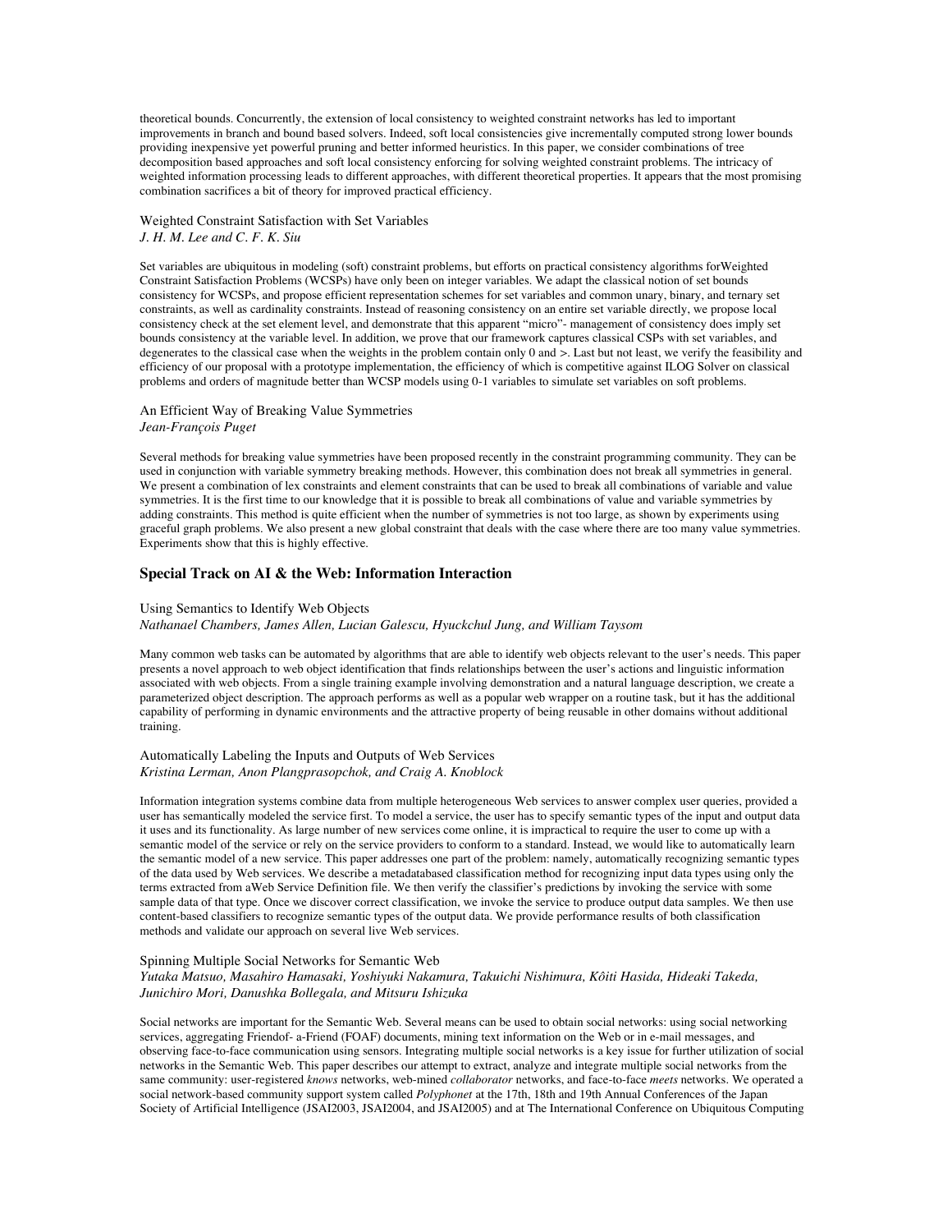theoretical bounds. Concurrently, the extension of local consistency to weighted constraint networks has led to important improvements in branch and bound based solvers. Indeed, soft local consistencies give incrementally computed strong lower bounds providing inexpensive yet powerful pruning and better informed heuristics. In this paper, we consider combinations of tree decomposition based approaches and soft local consistency enforcing for solving weighted constraint problems. The intricacy of weighted information processing leads to different approaches, with different theoretical properties. It appears that the most promising combination sacrifices a bit of theory for improved practical efficiency.

Weighted Constraint Satisfaction with Set Variables
*J. H. M. Lee and C. F. K. Siu*

Set variables are ubiquitous in modeling (soft) constraint problems, but efforts on practical consistency algorithms forWeighted Constraint Satisfaction Problems (WCSPs) have only been on integer variables. We adapt the classical notion of set bounds consistency for WCSPs, and propose efficient representation schemes for set variables and common unary, binary, and ternary set constraints, as well as cardinality constraints. Instead of reasoning consistency on an entire set variable directly, we propose local consistency check at the set element level, and demonstrate that this apparent "micro"- management of consistency does imply set bounds consistency at the variable level. In addition, we prove that our framework captures classical CSPs with set variables, and degenerates to the classical case when the weights in the problem contain only 0 and >. Last but not least, we verify the feasibility and efficiency of our proposal with a prototype implementation, the efficiency of which is competitive against ILOG Solver on classical problems and orders of magnitude better than WCSP models using 0-1 variables to simulate set variables on soft problems.

An Efficient Way of Breaking Value Symmetries
*Jean-François Puget*

Several methods for breaking value symmetries have been proposed recently in the constraint programming community. They can be used in conjunction with variable symmetry breaking methods. However, this combination does not break all symmetries in general. We present a combination of lex constraints and element constraints that can be used to break all combinations of variable and value symmetries. It is the first time to our knowledge that it is possible to break all combinations of value and variable symmetries by adding constraints. This method is quite efficient when the number of symmetries is not too large, as shown by experiments using graceful graph problems. We also present a new global constraint that deals with the case where there are too many value symmetries. Experiments show that this is highly effective.

### Special Track on AI & the Web: Information Interaction

Using Semantics to Identify Web Objects
*Nathanael Chambers, James Allen, Lucian Galescu, Hyuckchul Jung, and William Taysom*

Many common web tasks can be automated by algorithms that are able to identify web objects relevant to the user's needs. This paper presents a novel approach to web object identification that finds relationships between the user's actions and linguistic information associated with web objects. From a single training example involving demonstration and a natural language description, we create a parameterized object description. The approach performs as well as a popular web wrapper on a routine task, but it has the additional capability of performing in dynamic environments and the attractive property of being reusable in other domains without additional training.

Automatically Labeling the Inputs and Outputs of Web Services
*Kristina Lerman, Anon Plangprasopchok, and Craig A. Knoblock*

Information integration systems combine data from multiple heterogeneous Web services to answer complex user queries, provided a user has semantically modeled the service first. To model a service, the user has to specify semantic types of the input and output data it uses and its functionality. As large number of new services come online, it is impractical to require the user to come up with a semantic model of the service or rely on the service providers to conform to a standard. Instead, we would like to automatically learn the semantic model of a new service. This paper addresses one part of the problem: namely, automatically recognizing semantic types of the data used by Web services. We describe a metadatabased classification method for recognizing input data types using only the terms extracted from aWeb Service Definition file. We then verify the classifier's predictions by invoking the service with some sample data of that type. Once we discover correct classification, we invoke the service to produce output data samples. We then use content-based classifiers to recognize semantic types of the output data. We provide performance results of both classification methods and validate our approach on several live Web services.

Spinning Multiple Social Networks for Semantic Web
*Yutaka Matsuo, Masahiro Hamasaki, Yoshiyuki Nakamura, Takuichi Nishimura, Kôiti Hasida, Hideaki Takeda, Junichiro Mori, Danushka Bollegala, and Mitsuru Ishizuka*

Social networks are important for the Semantic Web. Several means can be used to obtain social networks: using social networking services, aggregating Friendof- a-Friend (FOAF) documents, mining text information on the Web or in e-mail messages, and observing face-to-face communication using sensors. Integrating multiple social networks is a key issue for further utilization of social networks in the Semantic Web. This paper describes our attempt to extract, analyze and integrate multiple social networks from the same community: user-registered *knows* networks, web-mined *collaborator* networks, and face-to-face *meets* networks. We operated a social network-based community support system called *Polyphonet* at the 17th, 18th and 19th Annual Conferences of the Japan Society of Artificial Intelligence (JSAI2003, JSAI2004, and JSAI2005) and at The International Conference on Ubiquitous Computing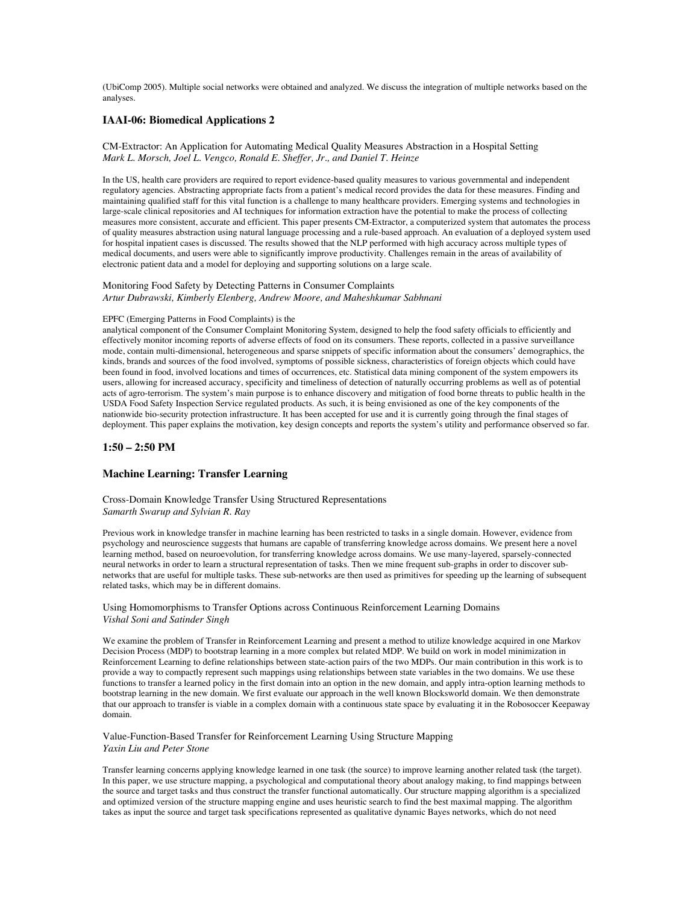(UbiComp 2005). Multiple social networks were obtained and analyzed. We discuss the integration of multiple networks based on the analyses.

### IAAI-06: Biomedical Applications 2

CM-Extractor: An Application for Automating Medical Quality Measures Abstraction in a Hospital Setting
*Mark L. Morsch, Joel L. Vengco, Ronald E. Sheffer, Jr., and Daniel T. Heinze*

In the US, health care providers are required to report evidence-based quality measures to various governmental and independent regulatory agencies. Abstracting appropriate facts from a patient's medical record provides the data for these measures. Finding and maintaining qualified staff for this vital function is a challenge to many healthcare providers. Emerging systems and technologies in large-scale clinical repositories and AI techniques for information extraction have the potential to make the process of collecting measures more consistent, accurate and efficient. This paper presents CM-Extractor, a computerized system that automates the process of quality measures abstraction using natural language processing and a rule-based approach. An evaluation of a deployed system used for hospital inpatient cases is discussed. The results showed that the NLP performed with high accuracy across multiple types of medical documents, and users were able to significantly improve productivity. Challenges remain in the areas of availability of electronic patient data and a model for deploying and supporting solutions on a large scale.

Monitoring Food Safety by Detecting Patterns in Consumer Complaints
*Artur Dubrawski, Kimberly Elenberg, Andrew Moore, and Maheshkumar Sabhnani*

EPFC (Emerging Patterns in Food Complaints) is the
analytical component of the Consumer Complaint Monitoring System, designed to help the food safety officials to efficiently and effectively monitor incoming reports of adverse effects of food on its consumers. These reports, collected in a passive surveillance mode, contain multi-dimensional, heterogeneous and sparse snippets of specific information about the consumers' demographics, the kinds, brands and sources of the food involved, symptoms of possible sickness, characteristics of foreign objects which could have been found in food, involved locations and times of occurrences, etc. Statistical data mining component of the system empowers its users, allowing for increased accuracy, specificity and timeliness of detection of naturally occurring problems as well as of potential acts of agro-terrorism. The system's main purpose is to enhance discovery and mitigation of food borne threats to public health in the USDA Food Safety Inspection Service regulated products. As such, it is being envisioned as one of the key components of the nationwide bio-security protection infrastructure. It has been accepted for use and it is currently going through the final stages of deployment. This paper explains the motivation, key design concepts and reports the system's utility and performance observed so far.

### 1:50 – 2:50 PM

### Machine Learning: Transfer Learning

Cross-Domain Knowledge Transfer Using Structured Representations
*Samarth Swarup and Sylvian R. Ray*

Previous work in knowledge transfer in machine learning has been restricted to tasks in a single domain. However, evidence from psychology and neuroscience suggests that humans are capable of transferring knowledge across domains. We present here a novel learning method, based on neuroevolution, for transferring knowledge across domains. We use many-layered, sparsely-connected neural networks in order to learn a structural representation of tasks. Then we mine frequent sub-graphs in order to discover sub-networks that are useful for multiple tasks. These sub-networks are then used as primitives for speeding up the learning of subsequent related tasks, which may be in different domains.

Using Homomorphisms to Transfer Options across Continuous Reinforcement Learning Domains
*Vishal Soni and Satinder Singh*

We examine the problem of Transfer in Reinforcement Learning and present a method to utilize knowledge acquired in one Markov Decision Process (MDP) to bootstrap learning in a more complex but related MDP. We build on work in model minimization in Reinforcement Learning to define relationships between state-action pairs of the two MDPs. Our main contribution in this work is to provide a way to compactly represent such mappings using relationships between state variables in the two domains. We use these functions to transfer a learned policy in the first domain into an option in the new domain, and apply intra-option learning methods to bootstrap learning in the new domain. We first evaluate our approach in the well known Blocksworld domain. We then demonstrate that our approach to transfer is viable in a complex domain with a continuous state space by evaluating it in the Robosoccer Keepaway domain.

Value-Function-Based Transfer for Reinforcement Learning Using Structure Mapping
*Yaxin Liu and Peter Stone*

Transfer learning concerns applying knowledge learned in one task (the source) to improve learning another related task (the target). In this paper, we use structure mapping, a psychological and computational theory about analogy making, to find mappings between the source and target tasks and thus construct the transfer functional automatically. Our structure mapping algorithm is a specialized and optimized version of the structure mapping engine and uses heuristic search to find the best maximal mapping. The algorithm takes as input the source and target task specifications represented as qualitative dynamic Bayes networks, which do not need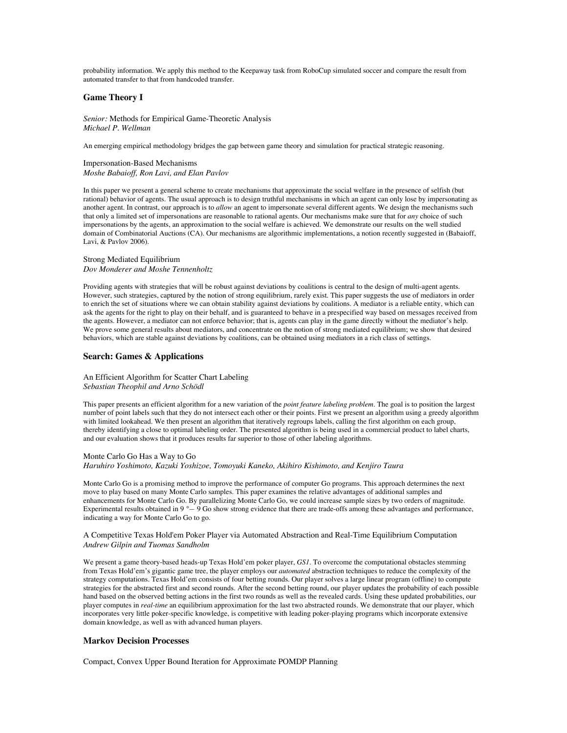probability information. We apply this method to the Keepaway task from RoboCup simulated soccer and compare the result from automated transfer to that from handcoded transfer.

## Game Theory I

*Senior:* Methods for Empirical Game-Theoretic Analysis
*Michael P. Wellman*

An emerging empirical methodology bridges the gap between game theory and simulation for practical strategic reasoning.

Impersonation-Based Mechanisms
*Moshe Babaioff, Ron Lavi, and Elan Pavlov*

In this paper we present a general scheme to create mechanisms that approximate the social welfare in the presence of selfish (but rational) behavior of agents. The usual approach is to design truthful mechanisms in which an agent can only lose by impersonating as another agent. In contrast, our approach is to *allow* an agent to impersonate several different agents. We design the mechanisms such that only a limited set of impersonations are reasonable to rational agents. Our mechanisms make sure that for *any* choice of such impersonations by the agents, an approximation to the social welfare is achieved. We demonstrate our results on the well studied domain of Combinatorial Auctions (CA). Our mechanisms are algorithmic implementations, a notion recently suggested in (Babaioff, Lavi, & Pavlov 2006).

Strong Mediated Equilibrium
*Dov Monderer and Moshe Tennenholtz*

Providing agents with strategies that will be robust against deviations by coalitions is central to the design of multi-agent agents. However, such strategies, captured by the notion of strong equilibrium, rarely exist. This paper suggests the use of mediators in order to enrich the set of situations where we can obtain stability against deviations by coalitions. A mediator is a reliable entity, which can ask the agents for the right to play on their behalf, and is guaranteed to behave in a prespecified way based on messages received from the agents. However, a mediator can not enforce behavior; that is, agents can play in the game directly without the mediator's help. We prove some general results about mediators, and concentrate on the notion of strong mediated equilibrium; we show that desired behaviors, which are stable against deviations by coalitions, can be obtained using mediators in a rich class of settings.

## Search: Games & Applications

An Efficient Algorithm for Scatter Chart Labeling
*Sebastian Theophil and Arno Schödl*

This paper presents an efficient algorithm for a new variation of the *point feature labeling problem*. The goal is to position the largest number of point labels such that they do not intersect each other or their points. First we present an algorithm using a greedy algorithm with limited lookahead. We then present an algorithm that iteratively regroups labels, calling the first algorithm on each group, thereby identifying a close to optimal labeling order. The presented algorithm is being used in a commercial product to label charts, and our evaluation shows that it produces results far superior to those of other labeling algorithms.

Monte Carlo Go Has a Way to Go
*Haruhiro Yoshimoto, Kazuki Yoshizoe, Tomoyuki Kaneko, Akihiro Kishimoto, and Kenjiro Taura*

Monte Carlo Go is a promising method to improve the performance of computer Go programs. This approach determines the next move to play based on many Monte Carlo samples. This paper examines the relative advantages of additional samples and enhancements for Monte Carlo Go. By parallelizing Monte Carlo Go, we could increase sample sizes by two orders of magnitude. Experimental results obtained in 9 °— 9 Go show strong evidence that there are trade-offs among these advantages and performance, indicating a way for Monte Carlo Go to go.

A Competitive Texas Hold'em Poker Player via Automated Abstraction and Real-Time Equilibrium Computation
*Andrew Gilpin and Tuomas Sandholm*

We present a game theory-based heads-up Texas Hold'em poker player, *GS1*. To overcome the computational obstacles stemming from Texas Hold'em's gigantic game tree, the player employs our *automated* abstraction techniques to reduce the complexity of the strategy computations. Texas Hold'em consists of four betting rounds. Our player solves a large linear program (offline) to compute strategies for the abstracted first and second rounds. After the second betting round, our player updates the probability of each possible hand based on the observed betting actions in the first two rounds as well as the revealed cards. Using these updated probabilities, our player computes in *real-time* an equilibrium approximation for the last two abstracted rounds. We demonstrate that our player, which incorporates very little poker-specific knowledge, is competitive with leading poker-playing programs which incorporate extensive domain knowledge, as well as with advanced human players.

## Markov Decision Processes

Compact, Convex Upper Bound Iteration for Approximate POMDP Planning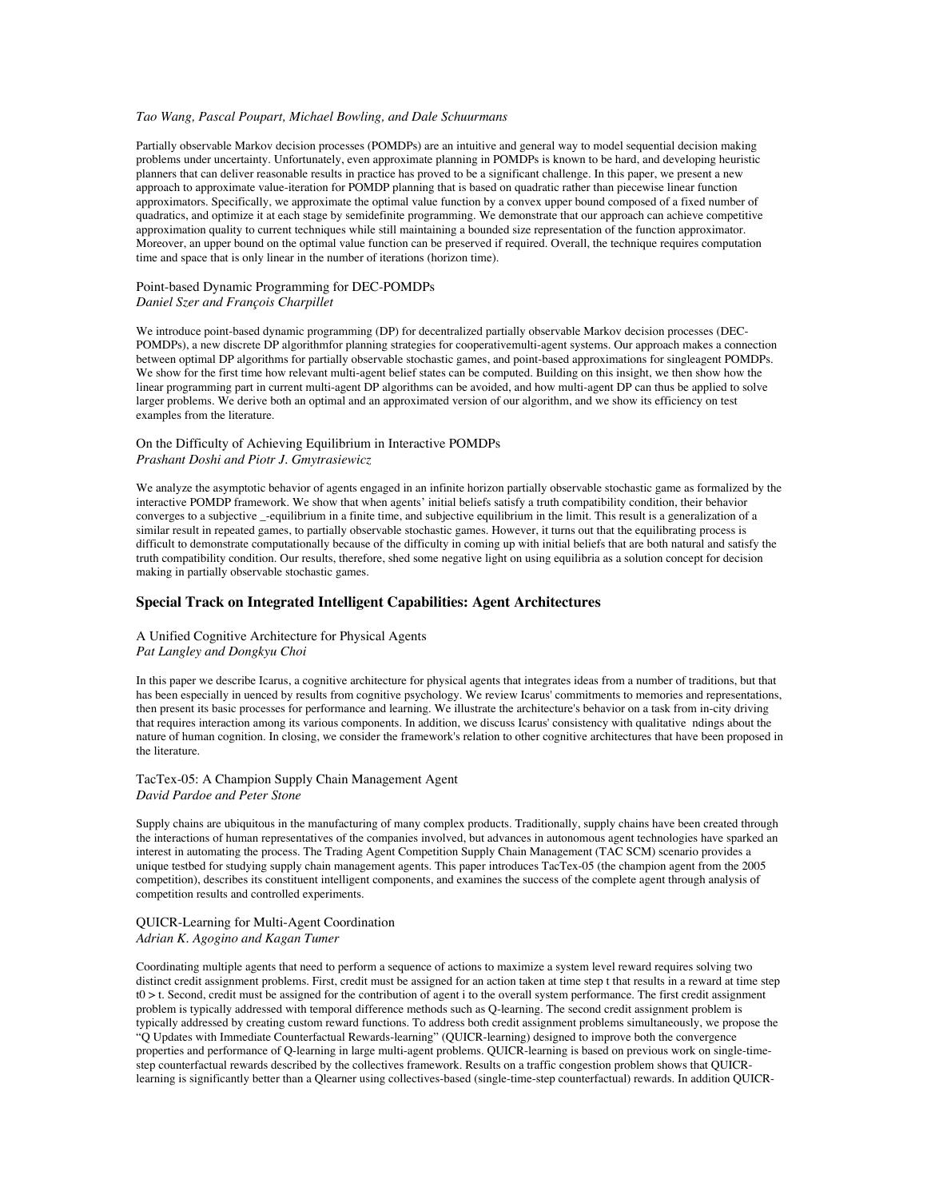*Tao Wang, Pascal Poupart, Michael Bowling, and Dale Schuurmans*

Partially observable Markov decision processes (POMDPs) are an intuitive and general way to model sequential decision making problems under uncertainty. Unfortunately, even approximate planning in POMDPs is known to be hard, and developing heuristic planners that can deliver reasonable results in practice has proved to be a significant challenge. In this paper, we present a new approach to approximate value-iteration for POMDP planning that is based on quadratic rather than piecewise linear function approximators. Specifically, we approximate the optimal value function by a convex upper bound composed of a fixed number of quadratics, and optimize it at each stage by semidefinite programming. We demonstrate that our approach can achieve competitive approximation quality to current techniques while still maintaining a bounded size representation of the function approximator. Moreover, an upper bound on the optimal value function can be preserved if required. Overall, the technique requires computation time and space that is only linear in the number of iterations (horizon time).

Point-based Dynamic Programming for DEC-POMDPs
*Daniel Szer and François Charpillet*

We introduce point-based dynamic programming (DP) for decentralized partially observable Markov decision processes (DEC-POMDPs), a new discrete DP algorithmfor planning strategies for cooperativemulti-agent systems. Our approach makes a connection between optimal DP algorithms for partially observable stochastic games, and point-based approximations for singleagent POMDPs. We show for the first time how relevant multi-agent belief states can be computed. Building on this insight, we then show how the linear programming part in current multi-agent DP algorithms can be avoided, and how multi-agent DP can thus be applied to solve larger problems. We derive both an optimal and an approximated version of our algorithm, and we show its efficiency on test examples from the literature.

On the Difficulty of Achieving Equilibrium in Interactive POMDPs
*Prashant Doshi and Piotr J. Gmytrasiewicz*

We analyze the asymptotic behavior of agents engaged in an infinite horizon partially observable stochastic game as formalized by the interactive POMDP framework. We show that when agents' initial beliefs satisfy a truth compatibility condition, their behavior converges to a subjective _-equilibrium in a finite time, and subjective equilibrium in the limit. This result is a generalization of a similar result in repeated games, to partially observable stochastic games. However, it turns out that the equilibrating process is difficult to demonstrate computationally because of the difficulty in coming up with initial beliefs that are both natural and satisfy the truth compatibility condition. Our results, therefore, shed some negative light on using equilibria as a solution concept for decision making in partially observable stochastic games.

## Special Track on Integrated Intelligent Capabilities: Agent Architectures

A Unified Cognitive Architecture for Physical Agents
*Pat Langley and Dongkyu Choi*

In this paper we describe Icarus, a cognitive architecture for physical agents that integrates ideas from a number of traditions, but that has been especially in uenced by results from cognitive psychology. We review Icarus' commitments to memories and representations, then present its basic processes for performance and learning. We illustrate the architecture's behavior on a task from in-city driving that requires interaction among its various components. In addition, we discuss Icarus' consistency with qualitative ndings about the nature of human cognition. In closing, we consider the framework's relation to other cognitive architectures that have been proposed in the literature.

TacTex-05: A Champion Supply Chain Management Agent
*David Pardoe and Peter Stone*

Supply chains are ubiquitous in the manufacturing of many complex products. Traditionally, supply chains have been created through the interactions of human representatives of the companies involved, but advances in autonomous agent technologies have sparked an interest in automating the process. The Trading Agent Competition Supply Chain Management (TAC SCM) scenario provides a unique testbed for studying supply chain management agents. This paper introduces TacTex-05 (the champion agent from the 2005 competition), describes its constituent intelligent components, and examines the success of the complete agent through analysis of competition results and controlled experiments.

QUICR-Learning for Multi-Agent Coordination
*Adrian K. Agogino and Kagan Tumer*

Coordinating multiple agents that need to perform a sequence of actions to maximize a system level reward requires solving two distinct credit assignment problems. First, credit must be assigned for an action taken at time step t that results in a reward at time step t0 > t. Second, credit must be assigned for the contribution of agent i to the overall system performance. The first credit assignment problem is typically addressed with temporal difference methods such as Q-learning. The second credit assignment problem is typically addressed by creating custom reward functions. To address both credit assignment problems simultaneously, we propose the "Q Updates with Immediate Counterfactual Rewards-learning" (QUICR-learning) designed to improve both the convergence properties and performance of Q-learning in large multi-agent problems. QUICR-learning is based on previous work on single-time-step counterfactual rewards described by the collectives framework. Results on a traffic congestion problem shows that QUICR-learning is significantly better than a Qlearner using collectives-based (single-time-step counterfactual) rewards. In addition QUICR-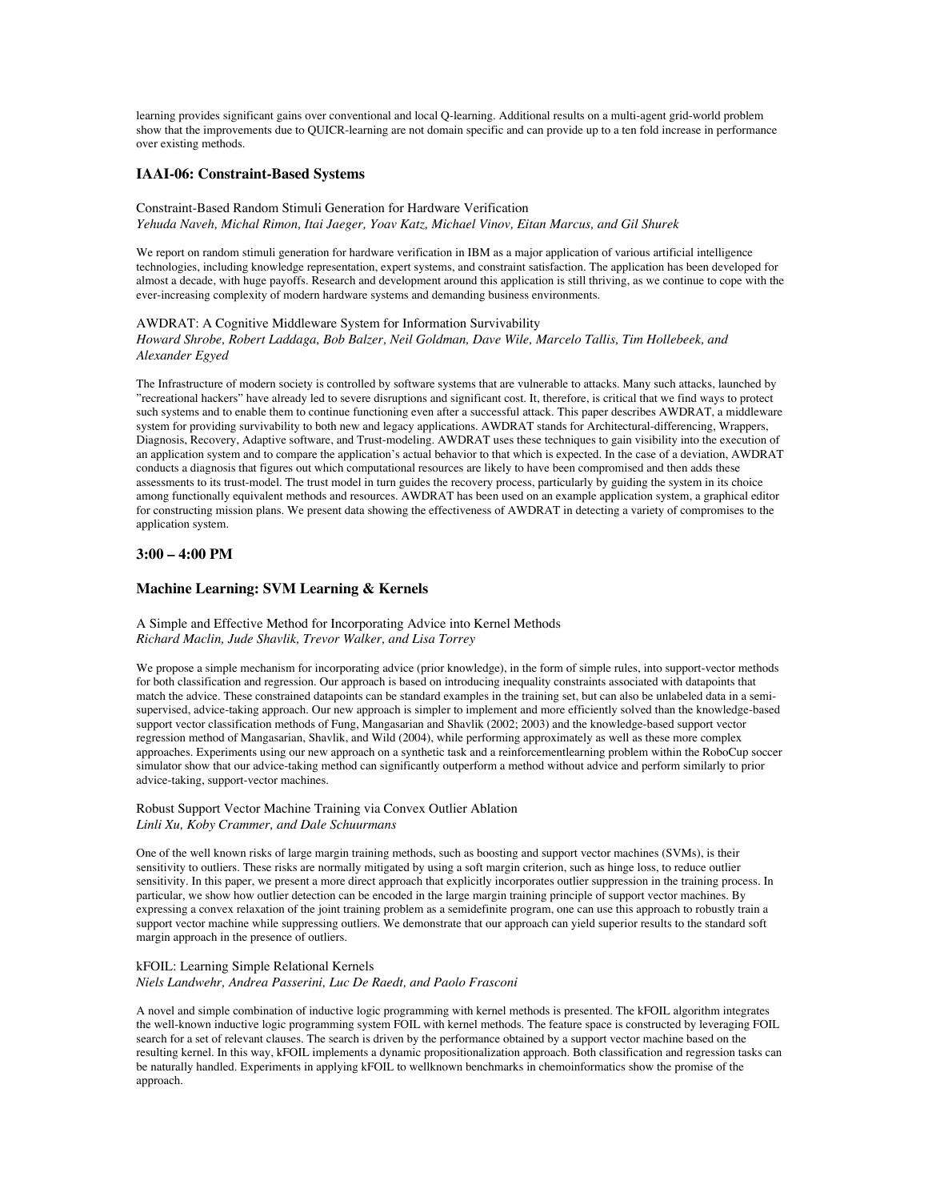learning provides significant gains over conventional and local Q-learning. Additional results on a multi-agent grid-world problem show that the improvements due to QUICR-learning are not domain specific and can provide up to a ten fold increase in performance over existing methods.

## IAAI-06: Constraint-Based Systems

Constraint-Based Random Stimuli Generation for Hardware Verification
*Yehuda Naveh, Michal Rimon, Itai Jaeger, Yoav Katz, Michael Vinov, Eitan Marcus, and Gil Shurek*

We report on random stimuli generation for hardware verification in IBM as a major application of various artificial intelligence technologies, including knowledge representation, expert systems, and constraint satisfaction. The application has been developed for almost a decade, with huge payoffs. Research and development around this application is still thriving, as we continue to cope with the ever-increasing complexity of modern hardware systems and demanding business environments.

AWDRAT: A Cognitive Middleware System for Information Survivability
*Howard Shrobe, Robert Laddaga, Bob Balzer, Neil Goldman, Dave Wile, Marcelo Tallis, Tim Hollebeek, and Alexander Egyed*

The Infrastructure of modern society is controlled by software systems that are vulnerable to attacks. Many such attacks, launched by "recreational hackers" have already led to severe disruptions and significant cost. It, therefore, is critical that we find ways to protect such systems and to enable them to continue functioning even after a successful attack. This paper describes AWDRAT, a middleware system for providing survivability to both new and legacy applications. AWDRAT stands for Architectural-differencing, Wrappers, Diagnosis, Recovery, Adaptive software, and Trust-modeling. AWDRAT uses these techniques to gain visibility into the execution of an application system and to compare the application's actual behavior to that which is expected. In the case of a deviation, AWDRAT conducts a diagnosis that figures out which computational resources are likely to have been compromised and then adds these assessments to its trust-model. The trust model in turn guides the recovery process, particularly by guiding the system in its choice among functionally equivalent methods and resources. AWDRAT has been used on an example application system, a graphical editor for constructing mission plans. We present data showing the effectiveness of AWDRAT in detecting a variety of compromises to the application system.

## 3:00 – 4:00 PM

## Machine Learning: SVM Learning & Kernels

A Simple and Effective Method for Incorporating Advice into Kernel Methods
*Richard Maclin, Jude Shavlik, Trevor Walker, and Lisa Torrey*

We propose a simple mechanism for incorporating advice (prior knowledge), in the form of simple rules, into support-vector methods for both classification and regression. Our approach is based on introducing inequality constraints associated with datapoints that match the advice. These constrained datapoints can be standard examples in the training set, but can also be unlabeled data in a semi-supervised, advice-taking approach. Our new approach is simpler to implement and more efficiently solved than the knowledge-based support vector classification methods of Fung, Mangasarian and Shavlik (2002; 2003) and the knowledge-based support vector regression method of Mangasarian, Shavlik, and Wild (2004), while performing approximately as well as these more complex approaches. Experiments using our new approach on a synthetic task and a reinforcementlearning problem within the RoboCup soccer simulator show that our advice-taking method can significantly outperform a method without advice and perform similarly to prior advice-taking, support-vector machines.

Robust Support Vector Machine Training via Convex Outlier Ablation
*Linli Xu, Koby Crammer, and Dale Schuurmans*

One of the well known risks of large margin training methods, such as boosting and support vector machines (SVMs), is their sensitivity to outliers. These risks are normally mitigated by using a soft margin criterion, such as hinge loss, to reduce outlier sensitivity. In this paper, we present a more direct approach that explicitly incorporates outlier suppression in the training process. In particular, we show how outlier detection can be encoded in the large margin training principle of support vector machines. By expressing a convex relaxation of the joint training problem as a semidefinite program, one can use this approach to robustly train a support vector machine while suppressing outliers. We demonstrate that our approach can yield superior results to the standard soft margin approach in the presence of outliers.

kFOIL: Learning Simple Relational Kernels
*Niels Landwehr, Andrea Passerini, Luc De Raedt, and Paolo Frasconi*

A novel and simple combination of inductive logic programming with kernel methods is presented. The kFOIL algorithm integrates the well-known inductive logic programming system FOIL with kernel methods. The feature space is constructed by leveraging FOIL search for a set of relevant clauses. The search is driven by the performance obtained by a support vector machine based on the resulting kernel. In this way, kFOIL implements a dynamic propositionalization approach. Both classification and regression tasks can be naturally handled. Experiments in applying kFOIL to wellknown benchmarks in chemoinformatics show the promise of the approach.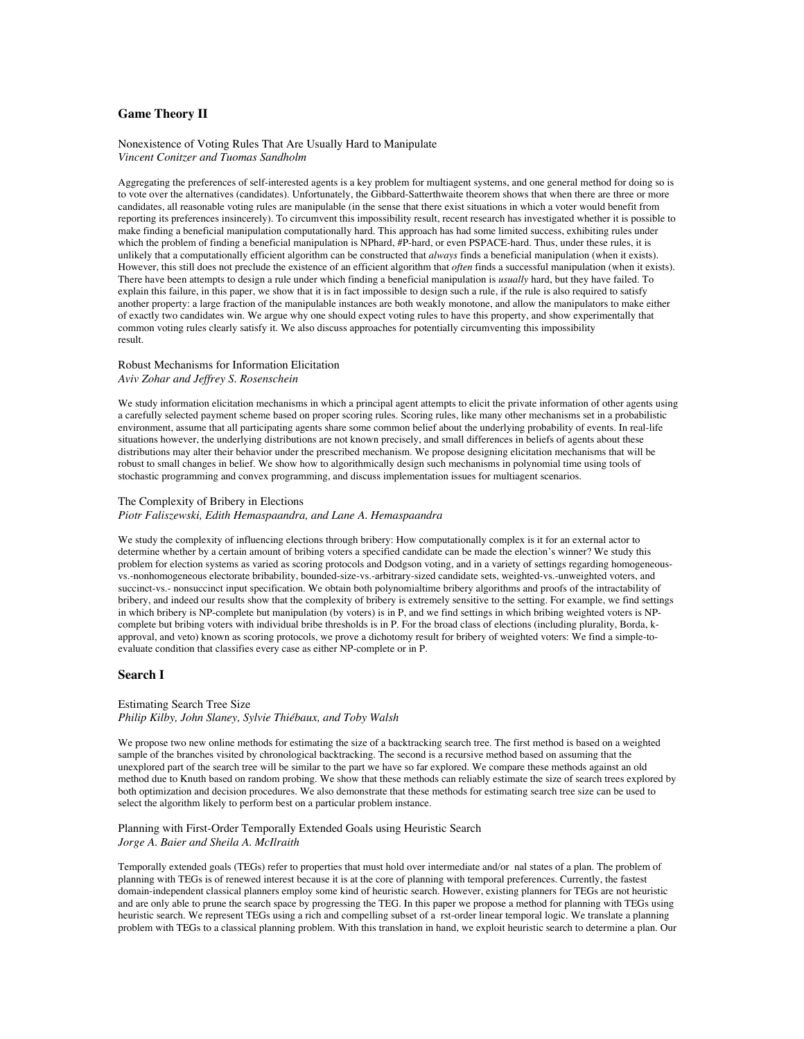## Game Theory II

### Nonexistence of Voting Rules That Are Usually Hard to Manipulate
*Vincent Conitzer and Tuomas Sandholm*

Aggregating the preferences of self-interested agents is a key problem for multiagent systems, and one general method for doing so is to vote over the alternatives (candidates). Unfortunately, the Gibbard-Satterthwaite theorem shows that when there are three or more candidates, all reasonable voting rules are manipulable (in the sense that there exist situations in which a voter would benefit from reporting its preferences insincerely). To circumvent this impossibility result, recent research has investigated whether it is possible to make finding a beneficial manipulation computationally hard. This approach has had some limited success, exhibiting rules under which the problem of finding a beneficial manipulation is NPhard, #P-hard, or even PSPACE-hard. Thus, under these rules, it is unlikely that a computationally efficient algorithm can be constructed that *always* finds a beneficial manipulation (when it exists). However, this still does not preclude the existence of an efficient algorithm that *often* finds a successful manipulation (when it exists). There have been attempts to design a rule under which finding a beneficial manipulation is *usually* hard, but they have failed. To explain this failure, in this paper, we show that it is in fact impossible to design such a rule, if the rule is also required to satisfy another property: a large fraction of the manipulable instances are both weakly monotone, and allow the manipulators to make either of exactly two candidates win. We argue why one should expect voting rules to have this property, and show experimentally that common voting rules clearly satisfy it. We also discuss approaches for potentially circumventing this impossibility result.

### Robust Mechanisms for Information Elicitation
*Aviv Zohar and Jeffrey S. Rosenschein*

We study information elicitation mechanisms in which a principal agent attempts to elicit the private information of other agents using a carefully selected payment scheme based on proper scoring rules. Scoring rules, like many other mechanisms set in a probabilistic environment, assume that all participating agents share some common belief about the underlying probability of events. In real-life situations however, the underlying distributions are not known precisely, and small differences in beliefs of agents about these distributions may alter their behavior under the prescribed mechanism. We propose designing elicitation mechanisms that will be robust to small changes in belief. We show how to algorithmically design such mechanisms in polynomial time using tools of stochastic programming and convex programming, and discuss implementation issues for multiagent scenarios.

### The Complexity of Bribery in Elections
*Piotr Faliszewski, Edith Hemaspaandra, and Lane A. Hemaspaandra*

We study the complexity of influencing elections through bribery: How computationally complex is it for an external actor to determine whether by a certain amount of bribing voters a specified candidate can be made the election's winner? We study this problem for election systems as varied as scoring protocols and Dodgson voting, and in a variety of settings regarding homogeneous-vs.-nonhomogeneous electorate bribability, bounded-size-vs.-arbitrary-sized candidate sets, weighted-vs.-unweighted voters, and succinct-vs.- nonsuccinct input specification. We obtain both polynomialtime bribery algorithms and proofs of the intractability of bribery, and indeed our results show that the complexity of bribery is extremely sensitive to the setting. For example, we find settings in which bribery is NP-complete but manipulation (by voters) is in P, and we find settings in which bribing weighted voters is NP-complete but bribing voters with individual bribe thresholds is in P. For the broad class of elections (including plurality, Borda, k-approval, and veto) known as scoring protocols, we prove a dichotomy result for bribery of weighted voters: We find a simple-to-evaluate condition that classifies every case as either NP-complete or in P.

## Search I

### Estimating Search Tree Size
*Philip Kilby, John Slaney, Sylvie Thiébaux, and Toby Walsh*

We propose two new online methods for estimating the size of a backtracking search tree. The first method is based on a weighted sample of the branches visited by chronological backtracking. The second is a recursive method based on assuming that the unexplored part of the search tree will be similar to the part we have so far explored. We compare these methods against an old method due to Knuth based on random probing. We show that these methods can reliably estimate the size of search trees explored by both optimization and decision procedures. We also demonstrate that these methods for estimating search tree size can be used to select the algorithm likely to perform best on a particular problem instance.

### Planning with First-Order Temporally Extended Goals using Heuristic Search
*Jorge A. Baier and Sheila A. McIlraith*

Temporally extended goals (TEGs) refer to properties that must hold over intermediate and/or nal states of a plan. The problem of planning with TEGs is of renewed interest because it is at the core of planning with temporal preferences. Currently, the fastest domain-independent classical planners employ some kind of heuristic search. However, existing planners for TEGs are not heuristic and are only able to prune the search space by progressing the TEG. In this paper we propose a method for planning with TEGs using heuristic search. We represent TEGs using a rich and compelling subset of a rst-order linear temporal logic. We translate a planning problem with TEGs to a classical planning problem. With this translation in hand, we exploit heuristic search to determine a plan. Our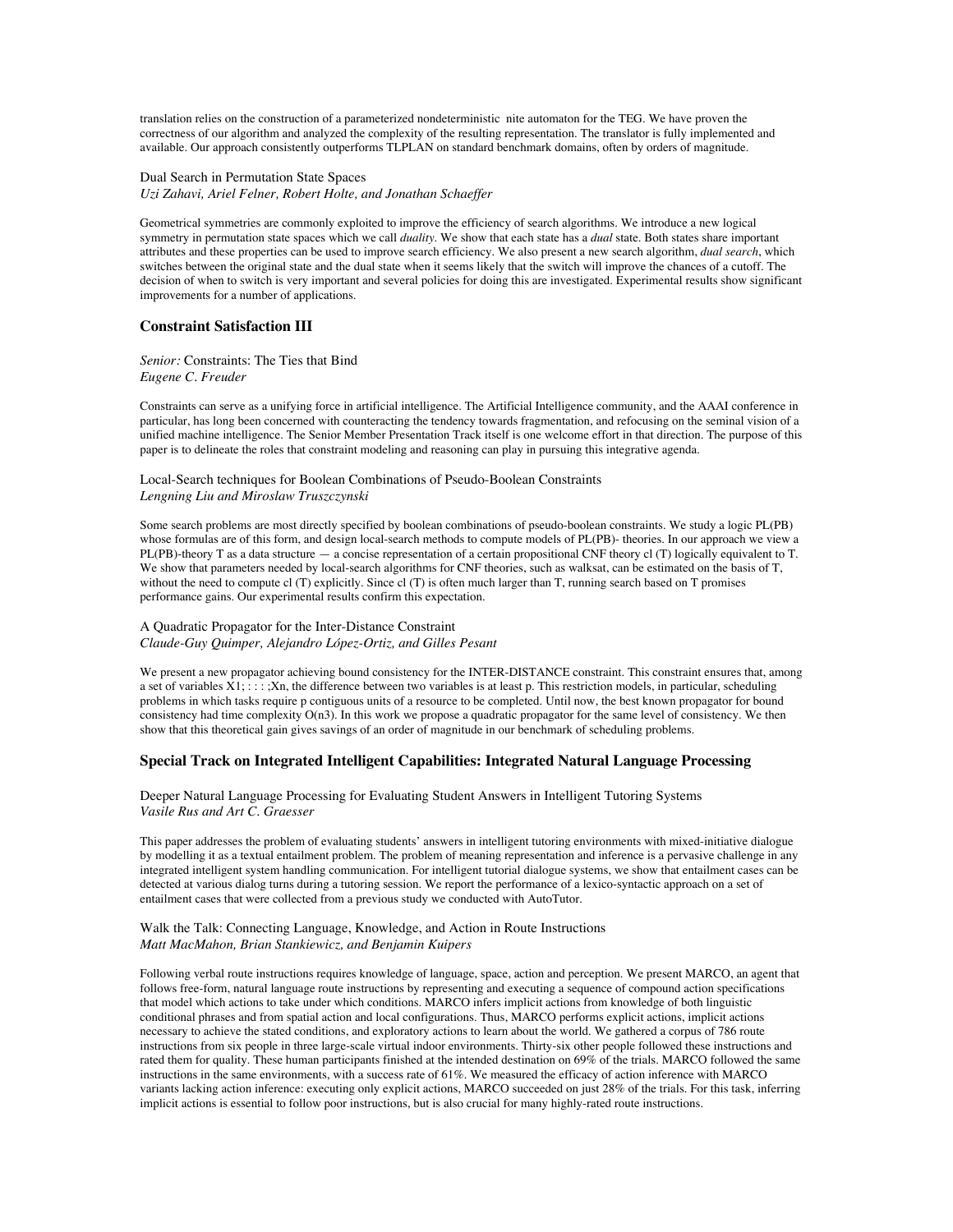translation relies on the construction of a parameterized nondeterministic nite automaton for the TEG. We have proven the correctness of our algorithm and analyzed the complexity of the resulting representation. The translator is fully implemented and available. Our approach consistently outperforms TLPLAN on standard benchmark domains, often by orders of magnitude.

Dual Search in Permutation State Spaces
*Uzi Zahavi, Ariel Felner, Robert Holte, and Jonathan Schaeffer*

Geometrical symmetries are commonly exploited to improve the efficiency of search algorithms. We introduce a new logical symmetry in permutation state spaces which we call *duality*. We show that each state has a *dual* state. Both states share important attributes and these properties can be used to improve search efficiency. We also present a new search algorithm, *dual search*, which switches between the original state and the dual state when it seems likely that the switch will improve the chances of a cutoff. The decision of when to switch is very important and several policies for doing this are investigated. Experimental results show significant improvements for a number of applications.

### Constraint Satisfaction III

*Senior:* Constraints: The Ties that Bind
*Eugene C. Freuder*

Constraints can serve as a unifying force in artificial intelligence. The Artificial Intelligence community, and the AAAI conference in particular, has long been concerned with counteracting the tendency towards fragmentation, and refocusing on the seminal vision of a unified machine intelligence. The Senior Member Presentation Track itself is one welcome effort in that direction. The purpose of this paper is to delineate the roles that constraint modeling and reasoning can play in pursuing this integrative agenda.

Local-Search techniques for Boolean Combinations of Pseudo-Boolean Constraints
*Lengning Liu and Miroslaw Truszczynski*

Some search problems are most directly specified by boolean combinations of pseudo-boolean constraints. We study a logic PL(PB) whose formulas are of this form, and design local-search methods to compute models of PL(PB)- theories. In our approach we view a PL(PB)-theory T as a data structure — a concise representation of a certain propositional CNF theory cl (T) logically equivalent to T. We show that parameters needed by local-search algorithms for CNF theories, such as walksat, can be estimated on the basis of T, without the need to compute cl (T) explicitly. Since cl (T) is often much larger than T, running search based on T promises performance gains. Our experimental results confirm this expectation.

A Quadratic Propagator for the Inter-Distance Constraint
*Claude-Guy Quimper, Alejandro López-Ortiz, and Gilles Pesant*

We present a new propagator achieving bound consistency for the INTER-DISTANCE constraint. This constraint ensures that, among a set of variables X1; : : : ;Xn, the difference between two variables is at least p. This restriction models, in particular, scheduling problems in which tasks require p contiguous units of a resource to be completed. Until now, the best known propagator for bound consistency had time complexity O(n3). In this work we propose a quadratic propagator for the same level of consistency. We then show that this theoretical gain gives savings of an order of magnitude in our benchmark of scheduling problems.

### Special Track on Integrated Intelligent Capabilities: Integrated Natural Language Processing

Deeper Natural Language Processing for Evaluating Student Answers in Intelligent Tutoring Systems
*Vasile Rus and Art C. Graesser*

This paper addresses the problem of evaluating students' answers in intelligent tutoring environments with mixed-initiative dialogue by modelling it as a textual entailment problem. The problem of meaning representation and inference is a pervasive challenge in any integrated intelligent system handling communication. For intelligent tutorial dialogue systems, we show that entailment cases can be detected at various dialog turns during a tutoring session. We report the performance of a lexico-syntactic approach on a set of entailment cases that were collected from a previous study we conducted with AutoTutor.

Walk the Talk: Connecting Language, Knowledge, and Action in Route Instructions
*Matt MacMahon, Brian Stankiewicz, and Benjamin Kuipers*

Following verbal route instructions requires knowledge of language, space, action and perception. We present MARCO, an agent that follows free-form, natural language route instructions by representing and executing a sequence of compound action specifications that model which actions to take under which conditions. MARCO infers implicit actions from knowledge of both linguistic conditional phrases and from spatial action and local configurations. Thus, MARCO performs explicit actions, implicit actions necessary to achieve the stated conditions, and exploratory actions to learn about the world. We gathered a corpus of 786 route instructions from six people in three large-scale virtual indoor environments. Thirty-six other people followed these instructions and rated them for quality. These human participants finished at the intended destination on 69% of the trials. MARCO followed the same instructions in the same environments, with a success rate of 61%. We measured the efficacy of action inference with MARCO variants lacking action inference: executing only explicit actions, MARCO succeeded on just 28% of the trials. For this task, inferring implicit actions is essential to follow poor instructions, but is also crucial for many highly-rated route instructions.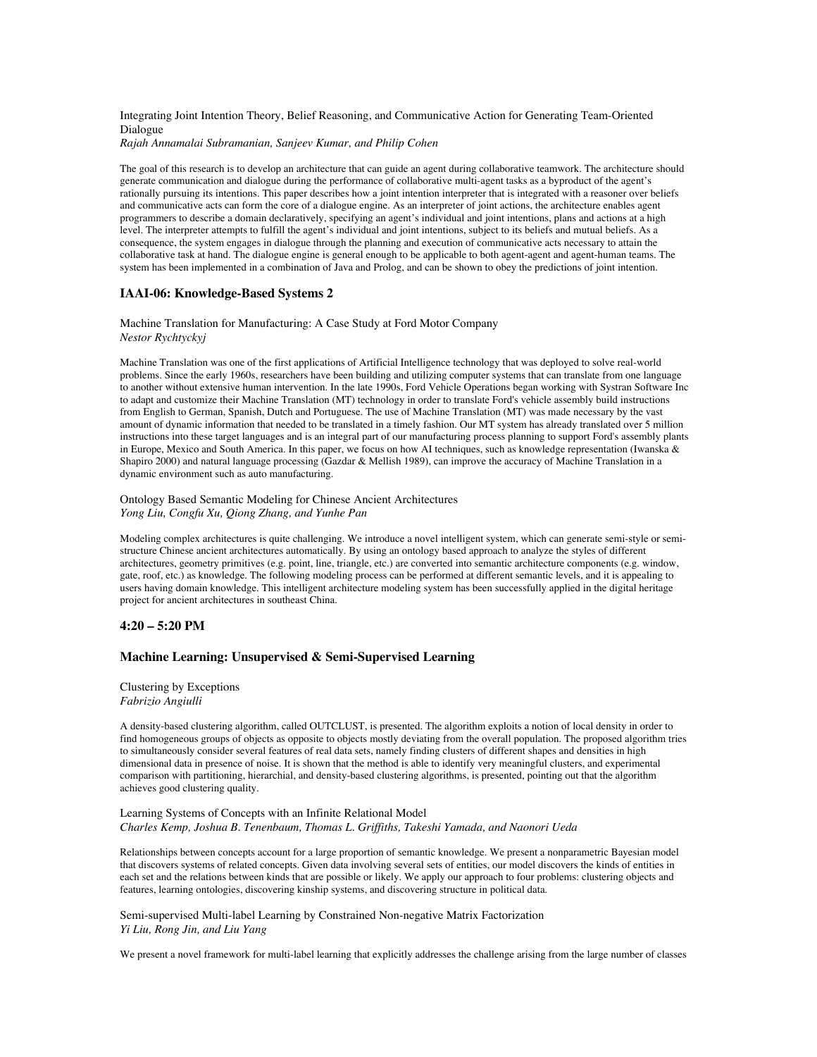Integrating Joint Intention Theory, Belief Reasoning, and Communicative Action for Generating Team-Oriented Dialogue
*Rajah Annamalai Subramanian, Sanjeev Kumar, and Philip Cohen*

The goal of this research is to develop an architecture that can guide an agent during collaborative teamwork. The architecture should generate communication and dialogue during the performance of collaborative multi-agent tasks as a byproduct of the agent's rationally pursuing its intentions. This paper describes how a joint intention interpreter that is integrated with a reasoner over beliefs and communicative acts can form the core of a dialogue engine. As an interpreter of joint actions, the architecture enables agent programmers to describe a domain declaratively, specifying an agent's individual and joint intentions, plans and actions at a high level. The interpreter attempts to fulfill the agent's individual and joint intentions, subject to its beliefs and mutual beliefs. As a consequence, the system engages in dialogue through the planning and execution of communicative acts necessary to attain the collaborative task at hand. The dialogue engine is general enough to be applicable to both agent-agent and agent-human teams. The system has been implemented in a combination of Java and Prolog, and can be shown to obey the predictions of joint intention.

### IAAI-06: Knowledge-Based Systems 2

Machine Translation for Manufacturing: A Case Study at Ford Motor Company
*Nestor Rychtyckyj*

Machine Translation was one of the first applications of Artificial Intelligence technology that was deployed to solve real-world problems. Since the early 1960s, researchers have been building and utilizing computer systems that can translate from one language to another without extensive human intervention. In the late 1990s, Ford Vehicle Operations began working with Systran Software Inc to adapt and customize their Machine Translation (MT) technology in order to translate Ford's vehicle assembly build instructions from English to German, Spanish, Dutch and Portuguese. The use of Machine Translation (MT) was made necessary by the vast amount of dynamic information that needed to be translated in a timely fashion. Our MT system has already translated over 5 million instructions into these target languages and is an integral part of our manufacturing process planning to support Ford's assembly plants in Europe, Mexico and South America. In this paper, we focus on how AI techniques, such as knowledge representation (Iwanska & Shapiro 2000) and natural language processing (Gazdar & Mellish 1989), can improve the accuracy of Machine Translation in a dynamic environment such as auto manufacturing.

Ontology Based Semantic Modeling for Chinese Ancient Architectures
*Yong Liu, Congfu Xu, Qiong Zhang, and Yunhe Pan*

Modeling complex architectures is quite challenging. We introduce a novel intelligent system, which can generate semi-style or semi-structure Chinese ancient architectures automatically. By using an ontology based approach to analyze the styles of different architectures, geometry primitives (e.g. point, line, triangle, etc.) are converted into semantic architecture components (e.g. window, gate, roof, etc.) as knowledge. The following modeling process can be performed at different semantic levels, and it is appealing to users having domain knowledge. This intelligent architecture modeling system has been successfully applied in the digital heritage project for ancient architectures in southeast China.

### 4:20 – 5:20 PM

### Machine Learning: Unsupervised & Semi-Supervised Learning

Clustering by Exceptions
*Fabrizio Angiulli*

A density-based clustering algorithm, called OUTCLUST, is presented. The algorithm exploits a notion of local density in order to find homogeneous groups of objects as opposite to objects mostly deviating from the overall population. The proposed algorithm tries to simultaneously consider several features of real data sets, namely finding clusters of different shapes and densities in high dimensional data in presence of noise. It is shown that the method is able to identify very meaningful clusters, and experimental comparison with partitioning, hierarchial, and density-based clustering algorithms, is presented, pointing out that the algorithm achieves good clustering quality.

Learning Systems of Concepts with an Infinite Relational Model
*Charles Kemp, Joshua B. Tenenbaum, Thomas L. Griffiths, Takeshi Yamada, and Naonori Ueda*

Relationships between concepts account for a large proportion of semantic knowledge. We present a nonparametric Bayesian model that discovers systems of related concepts. Given data involving several sets of entities, our model discovers the kinds of entities in each set and the relations between kinds that are possible or likely. We apply our approach to four problems: clustering objects and features, learning ontologies, discovering kinship systems, and discovering structure in political data.

Semi-supervised Multi-label Learning by Constrained Non-negative Matrix Factorization
*Yi Liu, Rong Jin, and Liu Yang*

We present a novel framework for multi-label learning that explicitly addresses the challenge arising from the large number of classes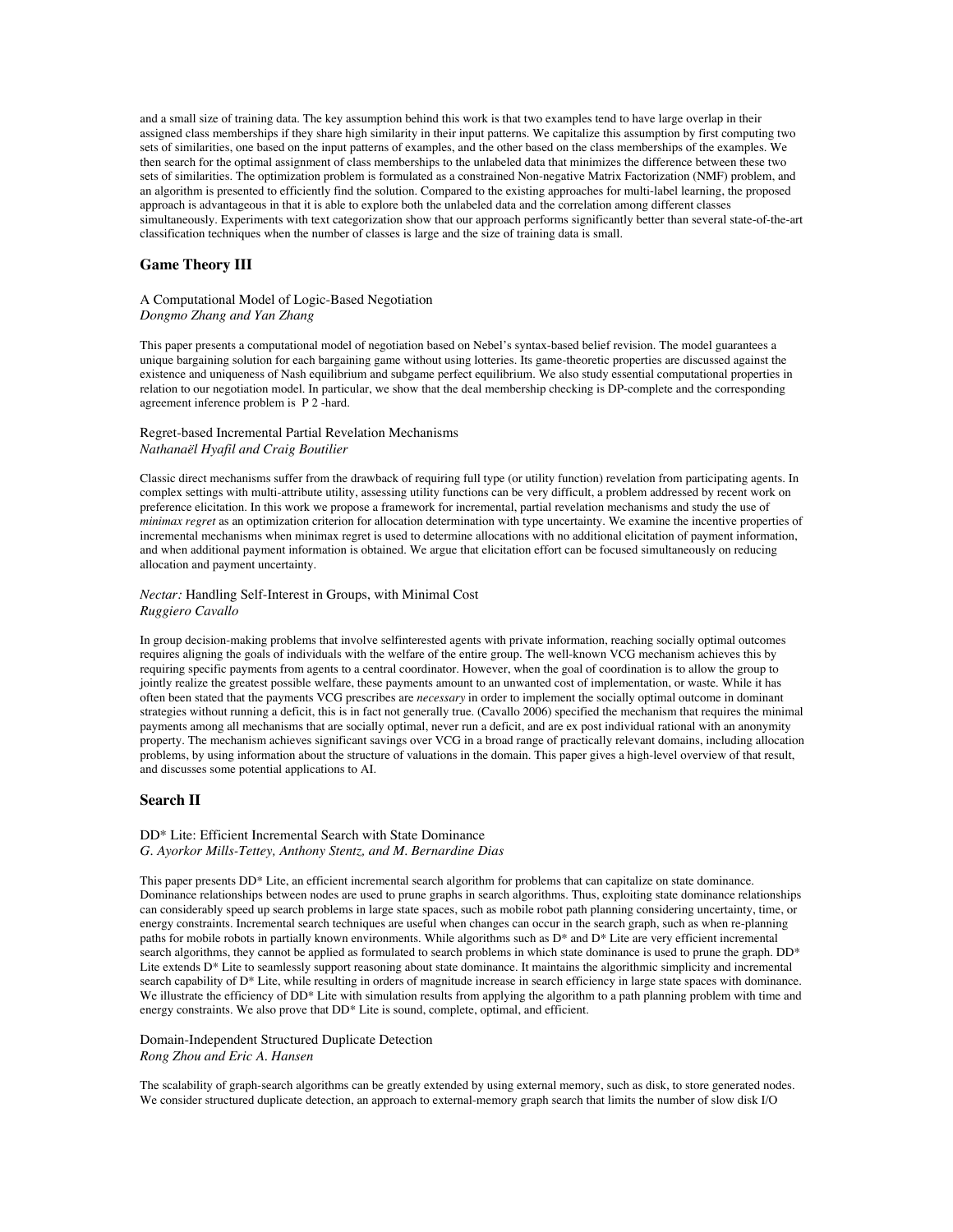and a small size of training data. The key assumption behind this work is that two examples tend to have large overlap in their assigned class memberships if they share high similarity in their input patterns. We capitalize this assumption by first computing two sets of similarities, one based on the input patterns of examples, and the other based on the class memberships of the examples. We then search for the optimal assignment of class memberships to the unlabeled data that minimizes the difference between these two sets of similarities. The optimization problem is formulated as a constrained Non-negative Matrix Factorization (NMF) problem, and an algorithm is presented to efficiently find the solution. Compared to the existing approaches for multi-label learning, the proposed approach is advantageous in that it is able to explore both the unlabeled data and the correlation among different classes simultaneously. Experiments with text categorization show that our approach performs significantly better than several state-of-the-art classification techniques when the number of classes is large and the size of training data is small.

## Game Theory III

A Computational Model of Logic-Based Negotiation
*Dongmo Zhang and Yan Zhang*

This paper presents a computational model of negotiation based on Nebel's syntax-based belief revision. The model guarantees a unique bargaining solution for each bargaining game without using lotteries. Its game-theoretic properties are discussed against the existence and uniqueness of Nash equilibrium and subgame perfect equilibrium. We also study essential computational properties in relation to our negotiation model. In particular, we show that the deal membership checking is DP-complete and the corresponding agreement inference problem is $\Pi^P_2$-hard.

Regret-based Incremental Partial Revelation Mechanisms
*Nathanaël Hyafil and Craig Boutilier*

Classic direct mechanisms suffer from the drawback of requiring full type (or utility function) revelation from participating agents. In complex settings with multi-attribute utility, assessing utility functions can be very difficult, a problem addressed by recent work on preference elicitation. In this work we propose a framework for incremental, partial revelation mechanisms and study the use of *minimax regret* as an optimization criterion for allocation determination with type uncertainty. We examine the incentive properties of incremental mechanisms when minimax regret is used to determine allocations with no additional elicitation of payment information, and when additional payment information is obtained. We argue that elicitation effort can be focused simultaneously on reducing allocation and payment uncertainty.

*Nectar:* Handling Self-Interest in Groups, with Minimal Cost
*Ruggiero Cavallo*

In group decision-making problems that involve selfinterested agents with private information, reaching socially optimal outcomes requires aligning the goals of individuals with the welfare of the entire group. The well-known VCG mechanism achieves this by requiring specific payments from agents to a central coordinator. However, when the goal of coordination is to allow the group to jointly realize the greatest possible welfare, these payments amount to an unwanted cost of implementation, or waste. While it has often been stated that the payments VCG prescribes are *necessary* in order to implement the socially optimal outcome in dominant strategies without running a deficit, this is in fact not generally true. (Cavallo 2006) specified the mechanism that requires the minimal payments among all mechanisms that are socially optimal, never run a deficit, and are ex post individual rational with an anonymity property. The mechanism achieves significant savings over VCG in a broad range of practically relevant domains, including allocation problems, by using information about the structure of valuations in the domain. This paper gives a high-level overview of that result, and discusses some potential applications to AI.

## Search II

DD* Lite: Efficient Incremental Search with State Dominance
*G. Ayorkor Mills-Tettey, Anthony Stentz, and M. Bernardine Dias*

This paper presents DD* Lite, an efficient incremental search algorithm for problems that can capitalize on state dominance. Dominance relationships between nodes are used to prune graphs in search algorithms. Thus, exploiting state dominance relationships can considerably speed up search problems in large state spaces, such as mobile robot path planning considering uncertainty, time, or energy constraints. Incremental search techniques are useful when changes can occur in the search graph, such as when re-planning paths for mobile robots in partially known environments. While algorithms such as D* and D* Lite are very efficient incremental search algorithms, they cannot be applied as formulated to search problems in which state dominance is used to prune the graph. DD* Lite extends D* Lite to seamlessly support reasoning about state dominance. It maintains the algorithmic simplicity and incremental search capability of D* Lite, while resulting in orders of magnitude increase in search efficiency in large state spaces with dominance. We illustrate the efficiency of DD* Lite with simulation results from applying the algorithm to a path planning problem with time and energy constraints. We also prove that DD* Lite is sound, complete, optimal, and efficient.

Domain-Independent Structured Duplicate Detection
*Rong Zhou and Eric A. Hansen*

The scalability of graph-search algorithms can be greatly extended by using external memory, such as disk, to store generated nodes. We consider structured duplicate detection, an approach to external-memory graph search that limits the number of slow disk I/O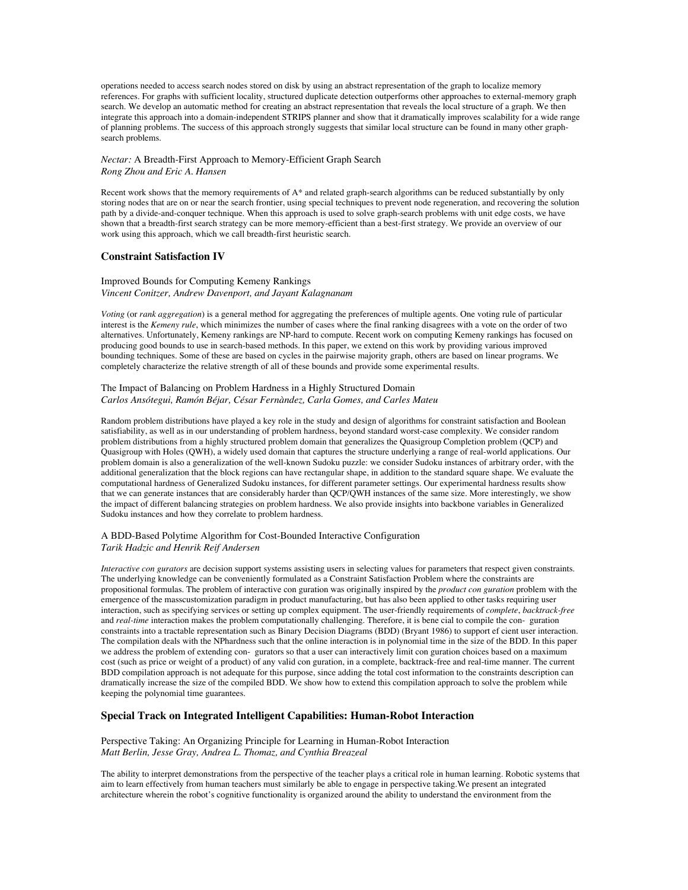operations needed to access search nodes stored on disk by using an abstract representation of the graph to localize memory references. For graphs with sufficient locality, structured duplicate detection outperforms other approaches to external-memory graph search. We develop an automatic method for creating an abstract representation that reveals the local structure of a graph. We then integrate this approach into a domain-independent STRIPS planner and show that it dramatically improves scalability for a wide range of planning problems. The success of this approach strongly suggests that similar local structure can be found in many other graph-search problems.

*Nectar:* A Breadth-First Approach to Memory-Efficient Graph Search
*Rong Zhou and Eric A. Hansen*

Recent work shows that the memory requirements of A* and related graph-search algorithms can be reduced substantially by only storing nodes that are on or near the search frontier, using special techniques to prevent node regeneration, and recovering the solution path by a divide-and-conquer technique. When this approach is used to solve graph-search problems with unit edge costs, we have shown that a breadth-first search strategy can be more memory-efficient than a best-first strategy. We provide an overview of our work using this approach, which we call breadth-first heuristic search.

### Constraint Satisfaction IV

Improved Bounds for Computing Kemeny Rankings
*Vincent Conitzer, Andrew Davenport, and Jayant Kalagnanam*

*Voting* (or *rank aggregation*) is a general method for aggregating the preferences of multiple agents. One voting rule of particular interest is the *Kemeny rule*, which minimizes the number of cases where the final ranking disagrees with a vote on the order of two alternatives. Unfortunately, Kemeny rankings are NP-hard to compute. Recent work on computing Kemeny rankings has focused on producing good bounds to use in search-based methods. In this paper, we extend on this work by providing various improved bounding techniques. Some of these are based on cycles in the pairwise majority graph, others are based on linear programs. We completely characterize the relative strength of all of these bounds and provide some experimental results.

The Impact of Balancing on Problem Hardness in a Highly Structured Domain
*Carlos Ansótegui, Ramón Béjar, César Fernàndez, Carla Gomes, and Carles Mateu*

Random problem distributions have played a key role in the study and design of algorithms for constraint satisfaction and Boolean satisfiability, as well as in our understanding of problem hardness, beyond standard worst-case complexity. We consider random problem distributions from a highly structured problem domain that generalizes the Quasigroup Completion problem (QCP) and Quasigroup with Holes (QWH), a widely used domain that captures the structure underlying a range of real-world applications. Our problem domain is also a generalization of the well-known Sudoku puzzle: we consider Sudoku instances of arbitrary order, with the additional generalization that the block regions can have rectangular shape, in addition to the standard square shape. We evaluate the computational hardness of Generalized Sudoku instances, for different parameter settings. Our experimental hardness results show that we can generate instances that are considerably harder than QCP/QWH instances of the same size. More interestingly, we show the impact of different balancing strategies on problem hardness. We also provide insights into backbone variables in Generalized Sudoku instances and how they correlate to problem hardness.

A BDD-Based Polytime Algorithm for Cost-Bounded Interactive Configuration
*Tarik Hadzic and Henrik Reif Andersen*

*Interactive con gurators* are decision support systems assisting users in selecting values for parameters that respect given constraints. The underlying knowledge can be conveniently formulated as a Constraint Satisfaction Problem where the constraints are propositional formulas. The problem of interactive con guration was originally inspired by the *product con guration* problem with the emergence of the masscustomization paradigm in product manufacturing, but has also been applied to other tasks requiring user interaction, such as specifying services or setting up complex equipment. The user-friendly requirements of *complete*, *backtrack-free* and *real-time* interaction makes the problem computationally challenging. Therefore, it is bene cial to compile the con- guration constraints into a tractable representation such as Binary Decision Diagrams (BDD) (Bryant 1986) to support ef cient user interaction. The compilation deals with the NPhardness such that the online interaction is in polynomial time in the size of the BDD. In this paper we address the problem of extending con- gurators so that a user can interactively limit con guration choices based on a maximum cost (such as price or weight of a product) of any valid con guration, in a complete, backtrack-free and real-time manner. The current BDD compilation approach is not adequate for this purpose, since adding the total cost information to the constraints description can dramatically increase the size of the compiled BDD. We show how to extend this compilation approach to solve the problem while keeping the polynomial time guarantees.

### Special Track on Integrated Intelligent Capabilities: Human-Robot Interaction

Perspective Taking: An Organizing Principle for Learning in Human-Robot Interaction
*Matt Berlin, Jesse Gray, Andrea L. Thomaz, and Cynthia Breazeal*

The ability to interpret demonstrations from the perspective of the teacher plays a critical role in human learning. Robotic systems that aim to learn effectively from human teachers must similarly be able to engage in perspective taking.We present an integrated architecture wherein the robot's cognitive functionality is organized around the ability to understand the environment from the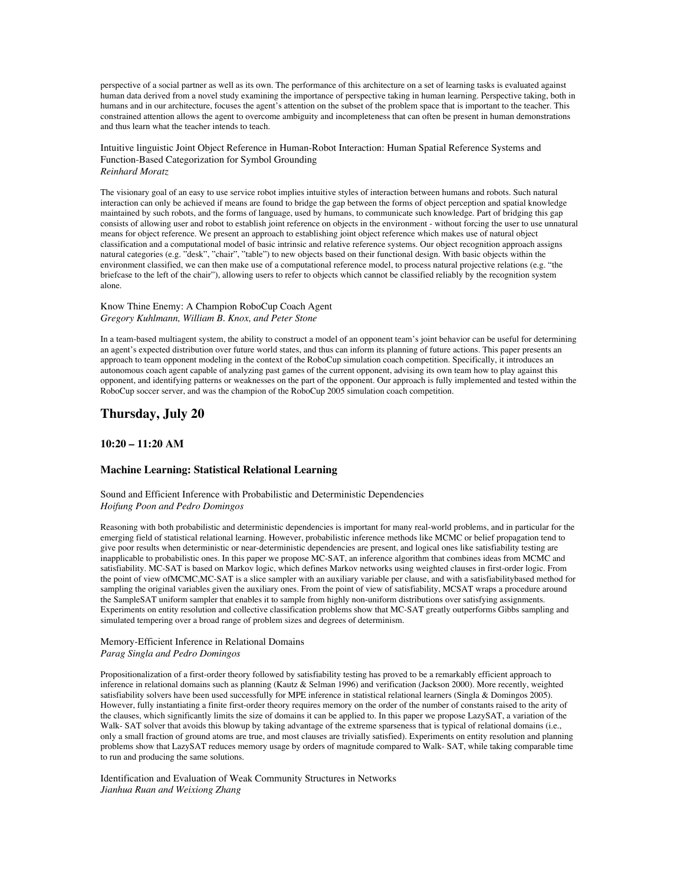perspective of a social partner as well as its own. The performance of this architecture on a set of learning tasks is evaluated against human data derived from a novel study examining the importance of perspective taking in human learning. Perspective taking, both in humans and in our architecture, focuses the agent's attention on the subset of the problem space that is important to the teacher. This constrained attention allows the agent to overcome ambiguity and incompleteness that can often be present in human demonstrations and thus learn what the teacher intends to teach.

Intuitive linguistic Joint Object Reference in Human-Robot Interaction: Human Spatial Reference Systems and Function-Based Categorization for Symbol Grounding
*Reinhard Moratz*

The visionary goal of an easy to use service robot implies intuitive styles of interaction between humans and robots. Such natural interaction can only be achieved if means are found to bridge the gap between the forms of object perception and spatial knowledge maintained by such robots, and the forms of language, used by humans, to communicate such knowledge. Part of bridging this gap consists of allowing user and robot to establish joint reference on objects in the environment - without forcing the user to use unnatural means for object reference. We present an approach to establishing joint object reference which makes use of natural object classification and a computational model of basic intrinsic and relative reference systems. Our object recognition approach assigns natural categories (e.g. "desk", "chair", "table") to new objects based on their functional design. With basic objects within the environment classified, we can then make use of a computational reference model, to process natural projective relations (e.g. "the briefcase to the left of the chair"), allowing users to refer to objects which cannot be classified reliably by the recognition system alone.

Know Thine Enemy: A Champion RoboCup Coach Agent
*Gregory Kuhlmann, William B. Knox, and Peter Stone*

In a team-based multiagent system, the ability to construct a model of an opponent team's joint behavior can be useful for determining an agent's expected distribution over future world states, and thus can inform its planning of future actions. This paper presents an approach to team opponent modeling in the context of the RoboCup simulation coach competition. Specifically, it introduces an autonomous coach agent capable of analyzing past games of the current opponent, advising its own team how to play against this opponent, and identifying patterns or weaknesses on the part of the opponent. Our approach is fully implemented and tested within the RoboCup soccer server, and was the champion of the RoboCup 2005 simulation coach competition.

## Thursday, July 20

### 10:20 – 11:20 AM

### Machine Learning: Statistical Relational Learning

Sound and Efficient Inference with Probabilistic and Deterministic Dependencies
*Hoifung Poon and Pedro Domingos*

Reasoning with both probabilistic and deterministic dependencies is important for many real-world problems, and in particular for the emerging field of statistical relational learning. However, probabilistic inference methods like MCMC or belief propagation tend to give poor results when deterministic or near-deterministic dependencies are present, and logical ones like satisfiability testing are inapplicable to probabilistic ones. In this paper we propose MC-SAT, an inference algorithm that combines ideas from MCMC and satisfiability. MC-SAT is based on Markov logic, which defines Markov networks using weighted clauses in first-order logic. From the point of view ofMCMC,MC-SAT is a slice sampler with an auxiliary variable per clause, and with a satisfiabilitybased method for sampling the original variables given the auxiliary ones. From the point of view of satisfiability, MCSAT wraps a procedure around the SampleSAT uniform sampler that enables it to sample from highly non-uniform distributions over satisfying assignments. Experiments on entity resolution and collective classification problems show that MC-SAT greatly outperforms Gibbs sampling and simulated tempering over a broad range of problem sizes and degrees of determinism.

Memory-Efficient Inference in Relational Domains
*Parag Singla and Pedro Domingos*

Propositionalization of a first-order theory followed by satisfiability testing has proved to be a remarkably efficient approach to inference in relational domains such as planning (Kautz & Selman 1996) and verification (Jackson 2000). More recently, weighted satisfiability solvers have been used successfully for MPE inference in statistical relational learners (Singla & Domingos 2005). However, fully instantiating a finite first-order theory requires memory on the order of the number of constants raised to the arity of the clauses, which significantly limits the size of domains it can be applied to. In this paper we propose LazySAT, a variation of the Walk- SAT solver that avoids this blowup by taking advantage of the extreme sparseness that is typical of relational domains (i.e., only a small fraction of ground atoms are true, and most clauses are trivially satisfied). Experiments on entity resolution and planning problems show that LazySAT reduces memory usage by orders of magnitude compared to Walk- SAT, while taking comparable time to run and producing the same solutions.

Identification and Evaluation of Weak Community Structures in Networks
*Jianhua Ruan and Weixiong Zhang*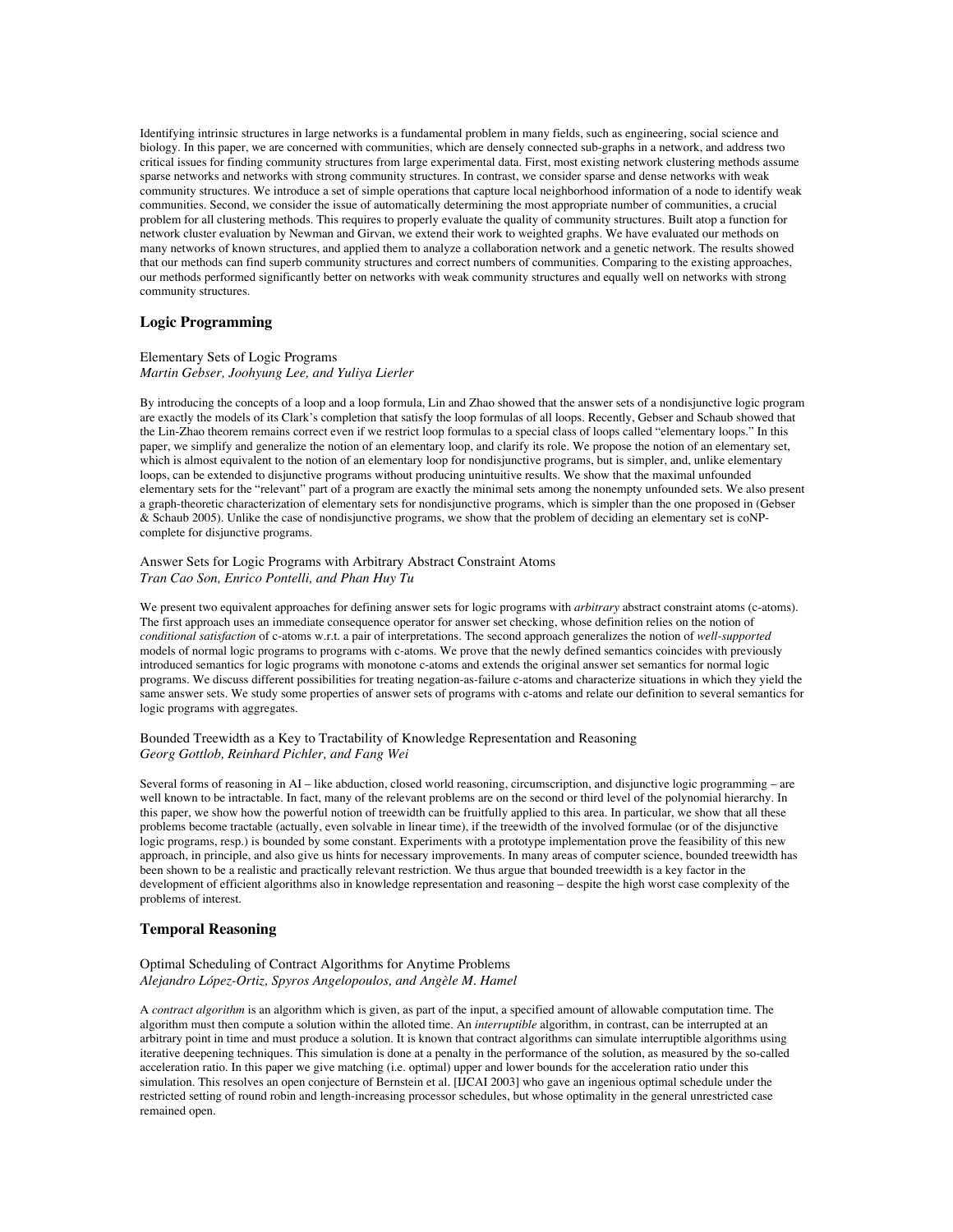Identifying intrinsic structures in large networks is a fundamental problem in many fields, such as engineering, social science and biology. In this paper, we are concerned with communities, which are densely connected sub-graphs in a network, and address two critical issues for finding community structures from large experimental data. First, most existing network clustering methods assume sparse networks and networks with strong community structures. In contrast, we consider sparse and dense networks with weak community structures. We introduce a set of simple operations that capture local neighborhood information of a node to identify weak communities. Second, we consider the issue of automatically determining the most appropriate number of communities, a crucial problem for all clustering methods. This requires to properly evaluate the quality of community structures. Built atop a function for network cluster evaluation by Newman and Girvan, we extend their work to weighted graphs. We have evaluated our methods on many networks of known structures, and applied them to analyze a collaboration network and a genetic network. The results showed that our methods can find superb community structures and correct numbers of communities. Comparing to the existing approaches, our methods performed significantly better on networks with weak community structures and equally well on networks with strong community structures.

## Logic Programming

Elementary Sets of Logic Programs
*Martin Gebser, Joohyung Lee, and Yuliya Lierler*

By introducing the concepts of a loop and a loop formula, Lin and Zhao showed that the answer sets of a nondisjunctive logic program are exactly the models of its Clark's completion that satisfy the loop formulas of all loops. Recently, Gebser and Schaub showed that the Lin-Zhao theorem remains correct even if we restrict loop formulas to a special class of loops called "elementary loops." In this paper, we simplify and generalize the notion of an elementary loop, and clarify its role. We propose the notion of an elementary set, which is almost equivalent to the notion of an elementary loop for nondisjunctive programs, but is simpler, and, unlike elementary loops, can be extended to disjunctive programs without producing unintuitive results. We show that the maximal unfounded elementary sets for the "relevant" part of a program are exactly the minimal sets among the nonempty unfounded sets. We also present a graph-theoretic characterization of elementary sets for nondisjunctive programs, which is simpler than the one proposed in (Gebser & Schaub 2005). Unlike the case of nondisjunctive programs, we show that the problem of deciding an elementary set is coNP-complete for disjunctive programs.

Answer Sets for Logic Programs with Arbitrary Abstract Constraint Atoms
*Tran Cao Son, Enrico Pontelli, and Phan Huy Tu*

We present two equivalent approaches for defining answer sets for logic programs with *arbitrary* abstract constraint atoms (c-atoms). The first approach uses an immediate consequence operator for answer set checking, whose definition relies on the notion of *conditional satisfaction* of c-atoms w.r.t. a pair of interpretations. The second approach generalizes the notion of *well-supported* models of normal logic programs to programs with c-atoms. We prove that the newly defined semantics coincides with previously introduced semantics for logic programs with monotone c-atoms and extends the original answer set semantics for normal logic programs. We discuss different possibilities for treating negation-as-failure c-atoms and characterize situations in which they yield the same answer sets. We study some properties of answer sets of programs with c-atoms and relate our definition to several semantics for logic programs with aggregates.

Bounded Treewidth as a Key to Tractability of Knowledge Representation and Reasoning
*Georg Gottlob, Reinhard Pichler, and Fang Wei*

Several forms of reasoning in AI – like abduction, closed world reasoning, circumscription, and disjunctive logic programming – are well known to be intractable. In fact, many of the relevant problems are on the second or third level of the polynomial hierarchy. In this paper, we show how the powerful notion of treewidth can be fruitfully applied to this area. In particular, we show that all these problems become tractable (actually, even solvable in linear time), if the treewidth of the involved formulae (or of the disjunctive logic programs, resp.) is bounded by some constant. Experiments with a prototype implementation prove the feasibility of this new approach, in principle, and also give us hints for necessary improvements. In many areas of computer science, bounded treewidth has been shown to be a realistic and practically relevant restriction. We thus argue that bounded treewidth is a key factor in the development of efficient algorithms also in knowledge representation and reasoning – despite the high worst case complexity of the problems of interest.

## Temporal Reasoning

Optimal Scheduling of Contract Algorithms for Anytime Problems
*Alejandro López-Ortiz, Spyros Angelopoulos, and Angèle M. Hamel*

A *contract algorithm* is an algorithm which is given, as part of the input, a specified amount of allowable computation time. The algorithm must then compute a solution within the alloted time. An *interruptible* algorithm, in contrast, can be interrupted at an arbitrary point in time and must produce a solution. It is known that contract algorithms can simulate interruptible algorithms using iterative deepening techniques. This simulation is done at a penalty in the performance of the solution, as measured by the so-called acceleration ratio. In this paper we give matching (i.e. optimal) upper and lower bounds for the acceleration ratio under this simulation. This resolves an open conjecture of Bernstein et al. [IJCAI 2003] who gave an ingenious optimal schedule under the restricted setting of round robin and length-increasing processor schedules, but whose optimality in the general unrestricted case remained open.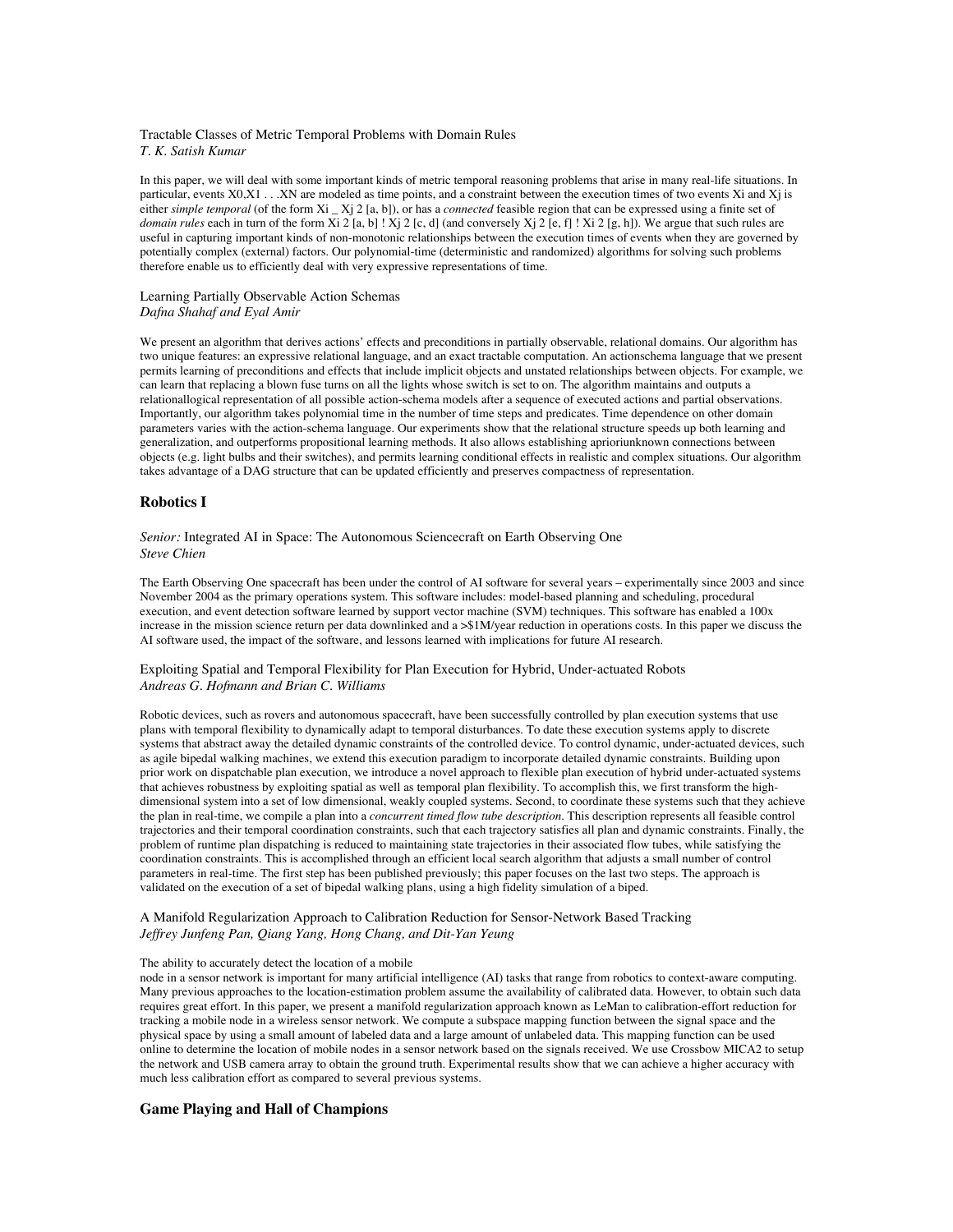Tractable Classes of Metric Temporal Problems with Domain Rules
*T. K. Satish Kumar*

In this paper, we will deal with some important kinds of metric temporal reasoning problems that arise in many real-life situations. In particular, events X0,X1 . . .XN are modeled as time points, and a constraint between the execution times of two events Xi and Xj is either *simple temporal* (of the form Xi _ Xj 2 [a, b]), or has a *connected* feasible region that can be expressed using a finite set of *domain rules* each in turn of the form Xi 2 [a, b] ! Xj 2 [c, d] (and conversely Xj 2 [e, f] ! Xi 2 [g, h]). We argue that such rules are useful in capturing important kinds of non-monotonic relationships between the execution times of events when they are governed by potentially complex (external) factors. Our polynomial-time (deterministic and randomized) algorithms for solving such problems therefore enable us to efficiently deal with very expressive representations of time.

Learning Partially Observable Action Schemas
*Dafna Shahaf and Eyal Amir*

We present an algorithm that derives actions' effects and preconditions in partially observable, relational domains. Our algorithm has two unique features: an expressive relational language, and an exact tractable computation. An actionschema language that we present permits learning of preconditions and effects that include implicit objects and unstated relationships between objects. For example, we can learn that replacing a blown fuse turns on all the lights whose switch is set to on. The algorithm maintains and outputs a relationallogical representation of all possible action-schema models after a sequence of executed actions and partial observations. Importantly, our algorithm takes polynomial time in the number of time steps and predicates. Time dependence on other domain parameters varies with the action-schema language. Our experiments show that the relational structure speeds up both learning and generalization, and outperforms propositional learning methods. It also allows establishing aprioriunknown connections between objects (e.g. light bulbs and their switches), and permits learning conditional effects in realistic and complex situations. Our algorithm takes advantage of a DAG structure that can be updated efficiently and preserves compactness of representation.

## Robotics I

*Senior:* Integrated AI in Space: The Autonomous Sciencecraft on Earth Observing One
*Steve Chien*

The Earth Observing One spacecraft has been under the control of AI software for several years – experimentally since 2003 and since November 2004 as the primary operations system. This software includes: model-based planning and scheduling, procedural execution, and event detection software learned by support vector machine (SVM) techniques. This software has enabled a 100x increase in the mission science return per data downlinked and a >$1M/year reduction in operations costs. In this paper we discuss the AI software used, the impact of the software, and lessons learned with implications for future AI research.

Exploiting Spatial and Temporal Flexibility for Plan Execution for Hybrid, Under-actuated Robots
*Andreas G. Hofmann and Brian C. Williams*

Robotic devices, such as rovers and autonomous spacecraft, have been successfully controlled by plan execution systems that use plans with temporal flexibility to dynamically adapt to temporal disturbances. To date these execution systems apply to discrete systems that abstract away the detailed dynamic constraints of the controlled device. To control dynamic, under-actuated devices, such as agile bipedal walking machines, we extend this execution paradigm to incorporate detailed dynamic constraints. Building upon prior work on dispatchable plan execution, we introduce a novel approach to flexible plan execution of hybrid under-actuated systems that achieves robustness by exploiting spatial as well as temporal plan flexibility. To accomplish this, we first transform the high-dimensional system into a set of low dimensional, weakly coupled systems. Second, to coordinate these systems such that they achieve the plan in real-time, we compile a plan into a *concurrent timed flow tube description*. This description represents all feasible control trajectories and their temporal coordination constraints, such that each trajectory satisfies all plan and dynamic constraints. Finally, the problem of runtime plan dispatching is reduced to maintaining state trajectories in their associated flow tubes, while satisfying the coordination constraints. This is accomplished through an efficient local search algorithm that adjusts a small number of control parameters in real-time. The first step has been published previously; this paper focuses on the last two steps. The approach is validated on the execution of a set of bipedal walking plans, using a high fidelity simulation of a biped.

A Manifold Regularization Approach to Calibration Reduction for Sensor-Network Based Tracking
*Jeffrey Junfeng Pan, Qiang Yang, Hong Chang, and Dit-Yan Yeung*

The ability to accurately detect the location of a mobile
node in a sensor network is important for many artificial intelligence (AI) tasks that range from robotics to context-aware computing. Many previous approaches to the location-estimation problem assume the availability of calibrated data. However, to obtain such data requires great effort. In this paper, we present a manifold regularization approach known as LeMan to calibration-effort reduction for tracking a mobile node in a wireless sensor network. We compute a subspace mapping function between the signal space and the physical space by using a small amount of labeled data and a large amount of unlabeled data. This mapping function can be used online to determine the location of mobile nodes in a sensor network based on the signals received. We use Crossbow MICA2 to setup the network and USB camera array to obtain the ground truth. Experimental results show that we can achieve a higher accuracy with much less calibration effort as compared to several previous systems.

## Game Playing and Hall of Champions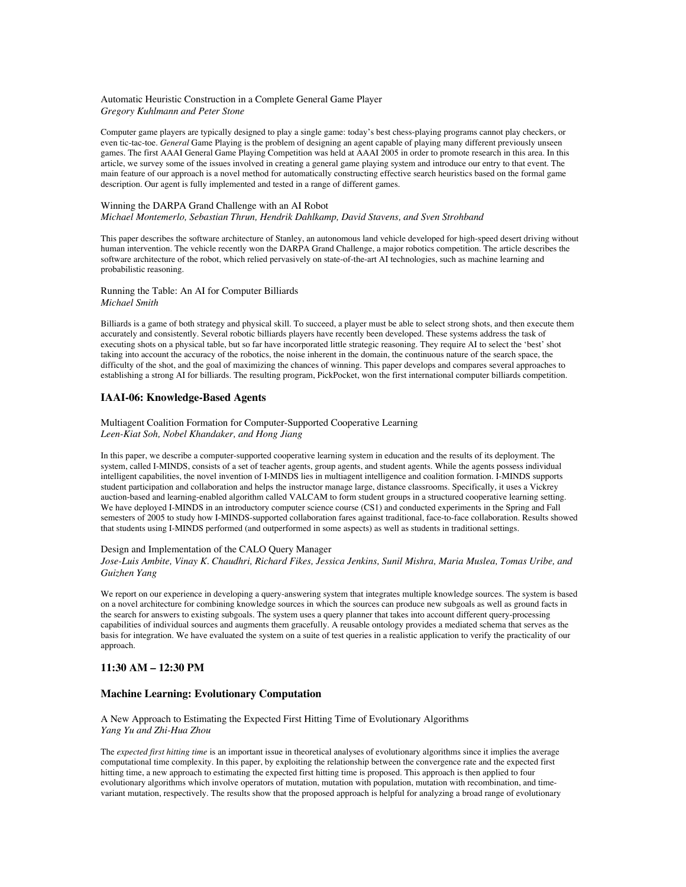Automatic Heuristic Construction in a Complete General Game Player
*Gregory Kuhlmann and Peter Stone*

Computer game players are typically designed to play a single game: today's best chess-playing programs cannot play checkers, or even tic-tac-toe. *General* Game Playing is the problem of designing an agent capable of playing many different previously unseen games. The first AAAI General Game Playing Competition was held at AAAI 2005 in order to promote research in this area. In this article, we survey some of the issues involved in creating a general game playing system and introduce our entry to that event. The main feature of our approach is a novel method for automatically constructing effective search heuristics based on the formal game description. Our agent is fully implemented and tested in a range of different games.

Winning the DARPA Grand Challenge with an AI Robot
*Michael Montemerlo, Sebastian Thrun, Hendrik Dahlkamp, David Stavens, and Sven Strohband*

This paper describes the software architecture of Stanley, an autonomous land vehicle developed for high-speed desert driving without human intervention. The vehicle recently won the DARPA Grand Challenge, a major robotics competition. The article describes the software architecture of the robot, which relied pervasively on state-of-the-art AI technologies, such as machine learning and probabilistic reasoning.

Running the Table: An AI for Computer Billiards
*Michael Smith*

Billiards is a game of both strategy and physical skill. To succeed, a player must be able to select strong shots, and then execute them accurately and consistently. Several robotic billiards players have recently been developed. These systems address the task of executing shots on a physical table, but so far have incorporated little strategic reasoning. They require AI to select the 'best' shot taking into account the accuracy of the robotics, the noise inherent in the domain, the continuous nature of the search space, the difficulty of the shot, and the goal of maximizing the chances of winning. This paper develops and compares several approaches to establishing a strong AI for billiards. The resulting program, PickPocket, won the first international computer billiards competition.

### IAAI-06: Knowledge-Based Agents

Multiagent Coalition Formation for Computer-Supported Cooperative Learning
*Leen-Kiat Soh, Nobel Khandaker, and Hong Jiang*

In this paper, we describe a computer-supported cooperative learning system in education and the results of its deployment. The system, called I-MINDS, consists of a set of teacher agents, group agents, and student agents. While the agents possess individual intelligent capabilities, the novel invention of I-MINDS lies in multiagent intelligence and coalition formation. I-MINDS supports student participation and collaboration and helps the instructor manage large, distance classrooms. Specifically, it uses a Vickrey auction-based and learning-enabled algorithm called VALCAM to form student groups in a structured cooperative learning setting. We have deployed I-MINDS in an introductory computer science course (CS1) and conducted experiments in the Spring and Fall semesters of 2005 to study how I-MINDS-supported collaboration fares against traditional, face-to-face collaboration. Results showed that students using I-MINDS performed (and outperformed in some aspects) as well as students in traditional settings.

Design and Implementation of the CALO Query Manager
*Jose-Luis Ambite, Vinay K. Chaudhri, Richard Fikes, Jessica Jenkins, Sunil Mishra, Maria Muslea, Tomas Uribe, and Guizhen Yang*

We report on our experience in developing a query-answering system that integrates multiple knowledge sources. The system is based on a novel architecture for combining knowledge sources in which the sources can produce new subgoals as well as ground facts in the search for answers to existing subgoals. The system uses a query planner that takes into account different query-processing capabilities of individual sources and augments them gracefully. A reusable ontology provides a mediated schema that serves as the basis for integration. We have evaluated the system on a suite of test queries in a realistic application to verify the practicality of our approach.

### 11:30 AM – 12:30 PM

### Machine Learning: Evolutionary Computation

A New Approach to Estimating the Expected First Hitting Time of Evolutionary Algorithms
*Yang Yu and Zhi-Hua Zhou*

The *expected first hitting time* is an important issue in theoretical analyses of evolutionary algorithms since it implies the average computational time complexity. In this paper, by exploiting the relationship between the convergence rate and the expected first hitting time, a new approach to estimating the expected first hitting time is proposed. This approach is then applied to four evolutionary algorithms which involve operators of mutation, mutation with population, mutation with recombination, and time-variant mutation, respectively. The results show that the proposed approach is helpful for analyzing a broad range of evolutionary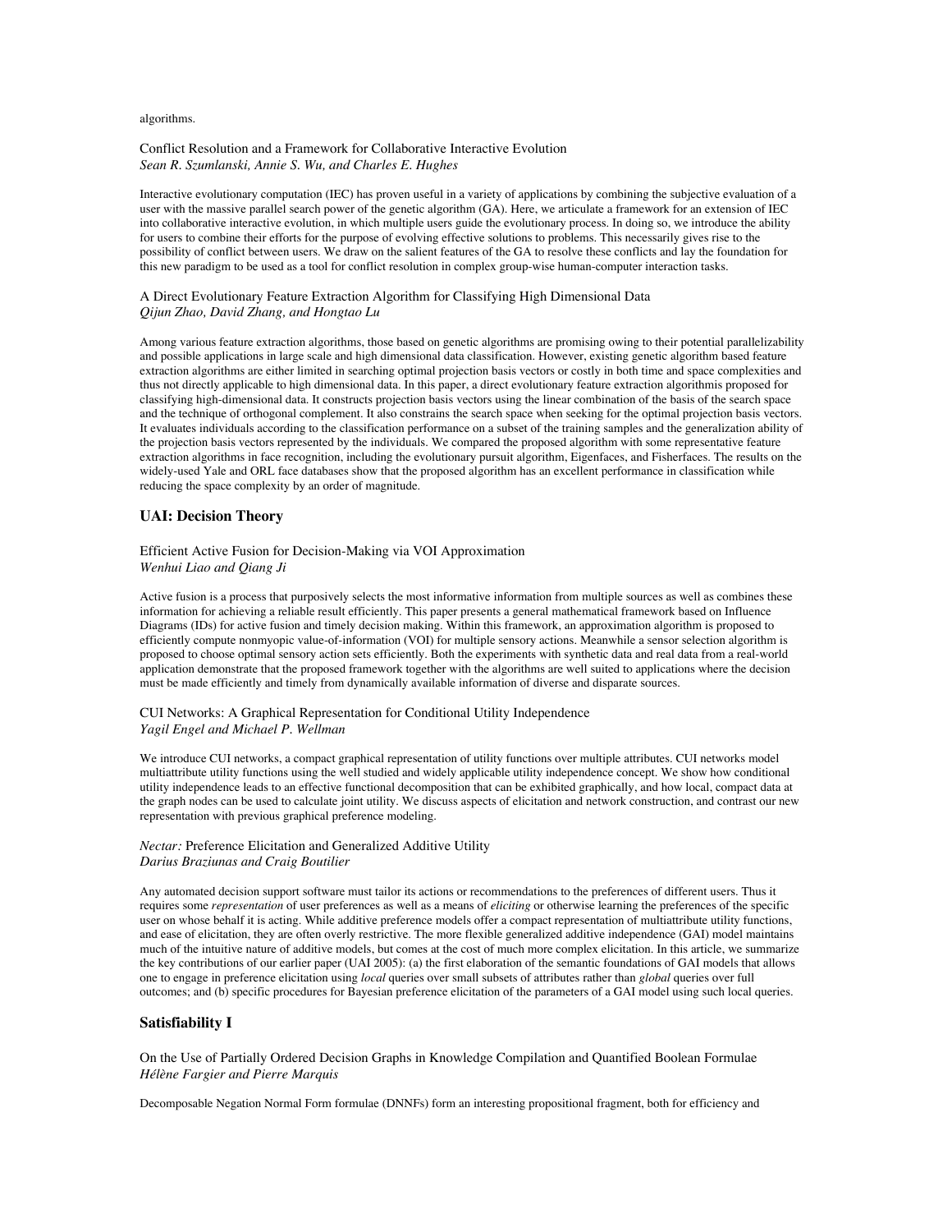algorithms.

Conflict Resolution and a Framework for Collaborative Interactive Evolution
*Sean R. Szumlanski, Annie S. Wu, and Charles E. Hughes*

Interactive evolutionary computation (IEC) has proven useful in a variety of applications by combining the subjective evaluation of a user with the massive parallel search power of the genetic algorithm (GA). Here, we articulate a framework for an extension of IEC into collaborative interactive evolution, in which multiple users guide the evolutionary process. In doing so, we introduce the ability for users to combine their efforts for the purpose of evolving effective solutions to problems. This necessarily gives rise to the possibility of conflict between users. We draw on the salient features of the GA to resolve these conflicts and lay the foundation for this new paradigm to be used as a tool for conflict resolution in complex group-wise human-computer interaction tasks.

A Direct Evolutionary Feature Extraction Algorithm for Classifying High Dimensional Data
*Qijun Zhao, David Zhang, and Hongtao Lu*

Among various feature extraction algorithms, those based on genetic algorithms are promising owing to their potential parallelizability and possible applications in large scale and high dimensional data classification. However, existing genetic algorithm based feature extraction algorithms are either limited in searching optimal projection basis vectors or costly in both time and space complexities and thus not directly applicable to high dimensional data. In this paper, a direct evolutionary feature extraction algorithmis proposed for classifying high-dimensional data. It constructs projection basis vectors using the linear combination of the basis of the search space and the technique of orthogonal complement. It also constrains the search space when seeking for the optimal projection basis vectors. It evaluates individuals according to the classification performance on a subset of the training samples and the generalization ability of the projection basis vectors represented by the individuals. We compared the proposed algorithm with some representative feature extraction algorithms in face recognition, including the evolutionary pursuit algorithm, Eigenfaces, and Fisherfaces. The results on the widely-used Yale and ORL face databases show that the proposed algorithm has an excellent performance in classification while reducing the space complexity by an order of magnitude.

## UAI: Decision Theory

Efficient Active Fusion for Decision-Making via VOI Approximation
*Wenhui Liao and Qiang Ji*

Active fusion is a process that purposively selects the most informative information from multiple sources as well as combines these information for achieving a reliable result efficiently. This paper presents a general mathematical framework based on Influence Diagrams (IDs) for active fusion and timely decision making. Within this framework, an approximation algorithm is proposed to efficiently compute nonmyopic value-of-information (VOI) for multiple sensory actions. Meanwhile a sensor selection algorithm is proposed to choose optimal sensory action sets efficiently. Both the experiments with synthetic data and real data from a real-world application demonstrate that the proposed framework together with the algorithms are well suited to applications where the decision must be made efficiently and timely from dynamically available information of diverse and disparate sources.

CUI Networks: A Graphical Representation for Conditional Utility Independence
*Yagil Engel and Michael P. Wellman*

We introduce CUI networks, a compact graphical representation of utility functions over multiple attributes. CUI networks model multiattribute utility functions using the well studied and widely applicable utility independence concept. We show how conditional utility independence leads to an effective functional decomposition that can be exhibited graphically, and how local, compact data at the graph nodes can be used to calculate joint utility. We discuss aspects of elicitation and network construction, and contrast our new representation with previous graphical preference modeling.

*Nectar:* Preference Elicitation and Generalized Additive Utility
*Darius Braziunas and Craig Boutilier*

Any automated decision support software must tailor its actions or recommendations to the preferences of different users. Thus it requires some *representation* of user preferences as well as a means of *eliciting* or otherwise learning the preferences of the specific user on whose behalf it is acting. While additive preference models offer a compact representation of multiattribute utility functions, and ease of elicitation, they are often overly restrictive. The more flexible generalized additive independence (GAI) model maintains much of the intuitive nature of additive models, but comes at the cost of much more complex elicitation. In this article, we summarize the key contributions of our earlier paper (UAI 2005): (a) the first elaboration of the semantic foundations of GAI models that allows one to engage in preference elicitation using *local* queries over small subsets of attributes rather than *global* queries over full outcomes; and (b) specific procedures for Bayesian preference elicitation of the parameters of a GAI model using such local queries.

## Satisfiability I

On the Use of Partially Ordered Decision Graphs in Knowledge Compilation and Quantified Boolean Formulae
*Hélène Fargier and Pierre Marquis*

Decomposable Negation Normal Form formulae (DNNFs) form an interesting propositional fragment, both for efficiency and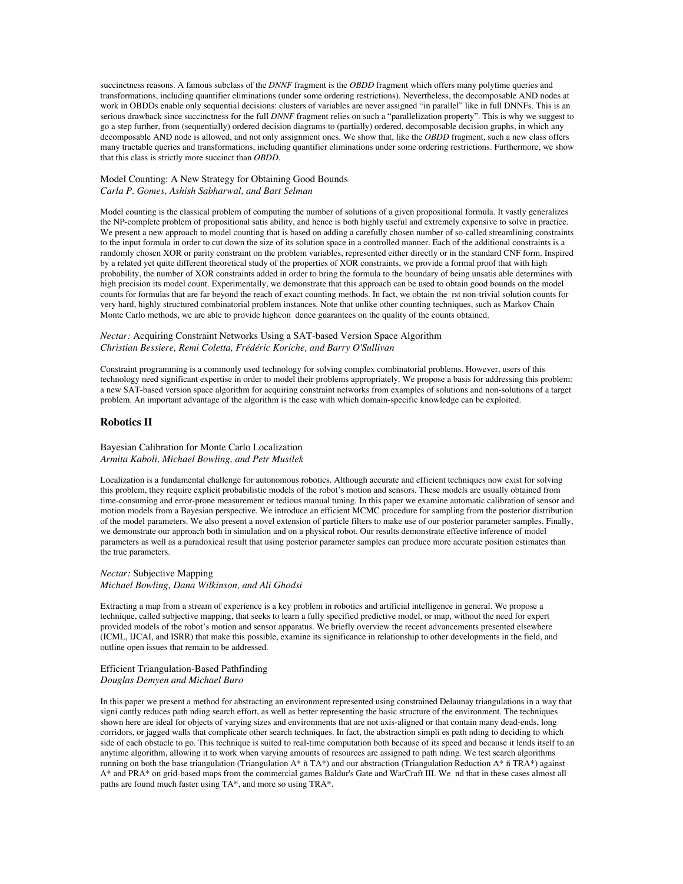succinctness reasons. A famous subclass of the *DNNF* fragment is the *OBDD* fragment which offers many polytime queries and transformations, including quantifier eliminations (under some ordering restrictions). Nevertheless, the decomposable AND nodes at work in OBDDs enable only sequential decisions: clusters of variables are never assigned "in parallel" like in full DNNFs. This is an serious drawback since succinctness for the full *DNNF* fragment relies on such a "parallelization property". This is why we suggest to go a step further, from (sequentially) ordered decision diagrams to (partially) ordered, decomposable decision graphs, in which any decomposable AND node is allowed, and not only assignment ones. We show that, like the *OBDD* fragment, such a new class offers many tractable queries and transformations, including quantifier eliminations under some ordering restrictions. Furthermore, we show that this class is strictly more succinct than *OBDD*.

Model Counting: A New Strategy for Obtaining Good Bounds
*Carla P. Gomes, Ashish Sabharwal, and Bart Selman*

Model counting is the classical problem of computing the number of solutions of a given propositional formula. It vastly generalizes the NP-complete problem of propositional satis ability, and hence is both highly useful and extremely expensive to solve in practice. We present a new approach to model counting that is based on adding a carefully chosen number of so-called streamlining constraints to the input formula in order to cut down the size of its solution space in a controlled manner. Each of the additional constraints is a randomly chosen XOR or parity constraint on the problem variables, represented either directly or in the standard CNF form. Inspired by a related yet quite different theoretical study of the properties of XOR constraints, we provide a formal proof that with high probability, the number of XOR constraints added in order to bring the formula to the boundary of being unsatis able determines with high precision its model count. Experimentally, we demonstrate that this approach can be used to obtain good bounds on the model counts for formulas that are far beyond the reach of exact counting methods. In fact, we obtain the rst non-trivial solution counts for very hard, highly structured combinatorial problem instances. Note that unlike other counting techniques, such as Markov Chain Monte Carlo methods, we are able to provide highcon dence guarantees on the quality of the counts obtained.

*Nectar:* Acquiring Constraint Networks Using a SAT-based Version Space Algorithm
*Christian Bessiere, Remi Coletta, Frédéric Koriche, and Barry O'Sullivan*

Constraint programming is a commonly used technology for solving complex combinatorial problems. However, users of this technology need significant expertise in order to model their problems appropriately. We propose a basis for addressing this problem: a new SAT-based version space algorithm for acquiring constraint networks from examples of solutions and non-solutions of a target problem. An important advantage of the algorithm is the ease with which domain-specific knowledge can be exploited.

## Robotics II

Bayesian Calibration for Monte Carlo Localization
*Armita Kaboli, Michael Bowling, and Petr Musilek*

Localization is a fundamental challenge for autonomous robotics. Although accurate and efficient techniques now exist for solving this problem, they require explicit probabilistic models of the robot's motion and sensors. These models are usually obtained from time-consuming and error-prone measurement or tedious manual tuning. In this paper we examine automatic calibration of sensor and motion models from a Bayesian perspective. We introduce an efficient MCMC procedure for sampling from the posterior distribution of the model parameters. We also present a novel extension of particle filters to make use of our posterior parameter samples. Finally, we demonstrate our approach both in simulation and on a physical robot. Our results demonstrate effective inference of model parameters as well as a paradoxical result that using posterior parameter samples can produce more accurate position estimates than the true parameters.

*Nectar:* Subjective Mapping
*Michael Bowling, Dana Wilkinson, and Ali Ghodsi*

Extracting a map from a stream of experience is a key problem in robotics and artificial intelligence in general. We propose a technique, called subjective mapping, that seeks to learn a fully specified predictive model, or map, without the need for expert provided models of the robot's motion and sensor apparatus. We briefly overview the recent advancements presented elsewhere (ICML, IJCAI, and ISRR) that make this possible, examine its significance in relationship to other developments in the field, and outline open issues that remain to be addressed.

Efficient Triangulation-Based Pathfinding
*Douglas Demyen and Michael Buro*

In this paper we present a method for abstracting an environment represented using constrained Delaunay triangulations in a way that signi cantly reduces path nding search effort, as well as better representing the basic structure of the environment. The techniques shown here are ideal for objects of varying sizes and environments that are not axis-aligned or that contain many dead-ends, long corridors, or jagged walls that complicate other search techniques. In fact, the abstraction simpli es path nding to deciding to which side of each obstacle to go. This technique is suited to real-time computation both because of its speed and because it lends itself to an anytime algorithm, allowing it to work when varying amounts of resources are assigned to path nding. We test search algorithms running on both the base triangulation (Triangulation A* ñ TA*) and our abstraction (Triangulation Reduction A* ñ TRA*) against A* and PRA* on grid-based maps from the commercial games Baldur's Gate and WarCraft III. We nd that in these cases almost all paths are found much faster using TA*, and more so using TRA*.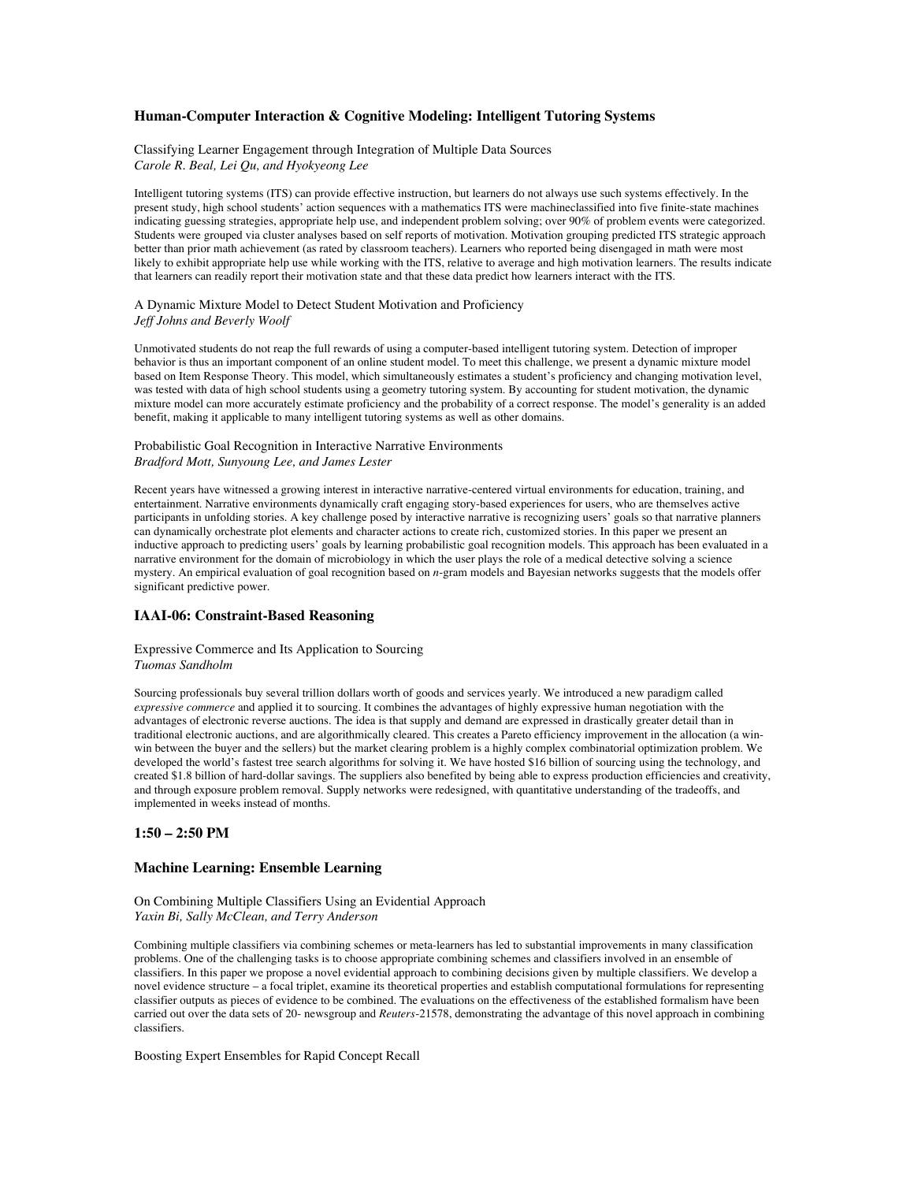### Human-Computer Interaction & Cognitive Modeling: Intelligent Tutoring Systems

Classifying Learner Engagement through Integration of Multiple Data Sources
*Carole R. Beal, Lei Qu, and Hyokyeong Lee*

Intelligent tutoring systems (ITS) can provide effective instruction, but learners do not always use such systems effectively. In the present study, high school students' action sequences with a mathematics ITS were machineclassified into five finite-state machines indicating guessing strategies, appropriate help use, and independent problem solving; over 90% of problem events were categorized. Students were grouped via cluster analyses based on self reports of motivation. Motivation grouping predicted ITS strategic approach better than prior math achievement (as rated by classroom teachers). Learners who reported being disengaged in math were most likely to exhibit appropriate help use while working with the ITS, relative to average and high motivation learners. The results indicate that learners can readily report their motivation state and that these data predict how learners interact with the ITS.

A Dynamic Mixture Model to Detect Student Motivation and Proficiency
*Jeff Johns and Beverly Woolf*

Unmotivated students do not reap the full rewards of using a computer-based intelligent tutoring system. Detection of improper behavior is thus an important component of an online student model. To meet this challenge, we present a dynamic mixture model based on Item Response Theory. This model, which simultaneously estimates a student's proficiency and changing motivation level, was tested with data of high school students using a geometry tutoring system. By accounting for student motivation, the dynamic mixture model can more accurately estimate proficiency and the probability of a correct response. The model's generality is an added benefit, making it applicable to many intelligent tutoring systems as well as other domains.

Probabilistic Goal Recognition in Interactive Narrative Environments
*Bradford Mott, Sunyoung Lee, and James Lester*

Recent years have witnessed a growing interest in interactive narrative-centered virtual environments for education, training, and entertainment. Narrative environments dynamically craft engaging story-based experiences for users, who are themselves active participants in unfolding stories. A key challenge posed by interactive narrative is recognizing users' goals so that narrative planners can dynamically orchestrate plot elements and character actions to create rich, customized stories. In this paper we present an inductive approach to predicting users' goals by learning probabilistic goal recognition models. This approach has been evaluated in a narrative environment for the domain of microbiology in which the user plays the role of a medical detective solving a science mystery. An empirical evaluation of goal recognition based on *n*-gram models and Bayesian networks suggests that the models offer significant predictive power.

### IAAI-06: Constraint-Based Reasoning

Expressive Commerce and Its Application to Sourcing
*Tuomas Sandholm*

Sourcing professionals buy several trillion dollars worth of goods and services yearly. We introduced a new paradigm called *expressive commerce* and applied it to sourcing. It combines the advantages of highly expressive human negotiation with the advantages of electronic reverse auctions. The idea is that supply and demand are expressed in drastically greater detail than in traditional electronic auctions, and are algorithmically cleared. This creates a Pareto efficiency improvement in the allocation (a win-win between the buyer and the sellers) but the market clearing problem is a highly complex combinatorial optimization problem. We developed the world's fastest tree search algorithms for solving it. We have hosted $16 billion of sourcing using the technology, and created $1.8 billion of hard-dollar savings. The suppliers also benefited by being able to express production efficiencies and creativity, and through exposure problem removal. Supply networks were redesigned, with quantitative understanding of the tradeoffs, and implemented in weeks instead of months.

### 1:50 – 2:50 PM

### Machine Learning: Ensemble Learning

On Combining Multiple Classifiers Using an Evidential Approach
*Yaxin Bi, Sally McClean, and Terry Anderson*

Combining multiple classifiers via combining schemes or meta-learners has led to substantial improvements in many classification problems. One of the challenging tasks is to choose appropriate combining schemes and classifiers involved in an ensemble of classifiers. In this paper we propose a novel evidential approach to combining decisions given by multiple classifiers. We develop a novel evidence structure – a focal triplet, examine its theoretical properties and establish computational formulations for representing classifier outputs as pieces of evidence to be combined. The evaluations on the effectiveness of the established formalism have been carried out over the data sets of 20- newsgroup and *Reuters*-21578, demonstrating the advantage of this novel approach in combining classifiers.

Boosting Expert Ensembles for Rapid Concept Recall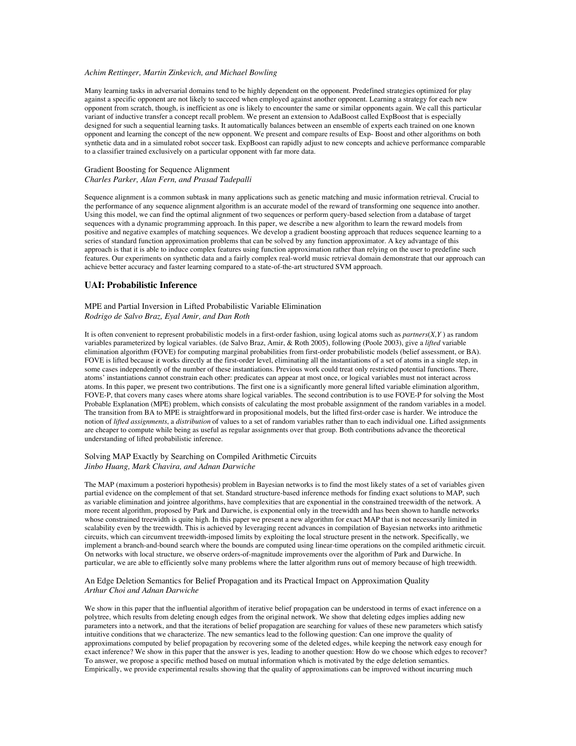*Achim Rettinger, Martin Zinkevich, and Michael Bowling*

Many learning tasks in adversarial domains tend to be highly dependent on the opponent. Predefined strategies optimized for play against a specific opponent are not likely to succeed when employed against another opponent. Learning a strategy for each new opponent from scratch, though, is inefficient as one is likely to encounter the same or similar opponents again. We call this particular variant of inductive transfer a concept recall problem. We present an extension to AdaBoost called ExpBoost that is especially designed for such a sequential learning tasks. It automatically balances between an ensemble of experts each trained on one known opponent and learning the concept of the new opponent. We present and compare results of Exp- Boost and other algorithms on both synthetic data and in a simulated robot soccer task. ExpBoost can rapidly adjust to new concepts and achieve performance comparable to a classifier trained exclusively on a particular opponent with far more data.

Gradient Boosting for Sequence Alignment
*Charles Parker, Alan Fern, and Prasad Tadepalli*

Sequence alignment is a common subtask in many applications such as genetic matching and music information retrieval. Crucial to the performance of any sequence alignment algorithm is an accurate model of the reward of transforming one sequence into another. Using this model, we can find the optimal alignment of two sequences or perform query-based selection from a database of target sequences with a dynamic programming approach. In this paper, we describe a new algorithm to learn the reward models from positive and negative examples of matching sequences. We develop a gradient boosting approach that reduces sequence learning to a series of standard function approximation problems that can be solved by any function approximator. A key advantage of this approach is that it is able to induce complex features using function approximation rather than relying on the user to predefine such features. Our experiments on synthetic data and a fairly complex real-world music retrieval domain demonstrate that our approach can achieve better accuracy and faster learning compared to a state-of-the-art structured SVM approach.

## UAI: Probabilistic Inference

MPE and Partial Inversion in Lifted Probabilistic Variable Elimination
*Rodrigo de Salvo Braz, Eyal Amir, and Dan Roth*

It is often convenient to represent probabilistic models in a first-order fashion, using logical atoms such as *partners*(*X,Y* ) as random variables parameterized by logical variables. (de Salvo Braz, Amir, & Roth 2005), following (Poole 2003), give a *lifted* variable elimination algorithm (FOVE) for computing marginal probabilities from first-order probabilistic models (belief assessment, or BA). FOVE is lifted because it works directly at the first-order level, eliminating all the instantiations of a set of atoms in a single step, in some cases independently of the number of these instantiations. Previous work could treat only restricted potential functions. There, atoms' instantiations cannot constrain each other: predicates can appear at most once, or logical variables must not interact across atoms. In this paper, we present two contributions. The first one is a significantly more general lifted variable elimination algorithm, FOVE-P, that covers many cases where atoms share logical variables. The second contribution is to use FOVE-P for solving the Most Probable Explanation (MPE) problem, which consists of calculating the most probable assignment of the random variables in a model. The transition from BA to MPE is straightforward in propositional models, but the lifted first-order case is harder. We introduce the notion of *lifted assignments*, a *distribution* of values to a set of random variables rather than to each individual one. Lifted assignments are cheaper to compute while being as useful as regular assignments over that group. Both contributions advance the theoretical understanding of lifted probabilistic inference.

Solving MAP Exactly by Searching on Compiled Arithmetic Circuits
*Jinbo Huang, Mark Chavira, and Adnan Darwiche*

The MAP (maximum a posteriori hypothesis) problem in Bayesian networks is to find the most likely states of a set of variables given partial evidence on the complement of that set. Standard structure-based inference methods for finding exact solutions to MAP, such as variable elimination and jointree algorithms, have complexities that are exponential in the constrained treewidth of the network. A more recent algorithm, proposed by Park and Darwiche, is exponential only in the treewidth and has been shown to handle networks whose constrained treewidth is quite high. In this paper we present a new algorithm for exact MAP that is not necessarily limited in scalability even by the treewidth. This is achieved by leveraging recent advances in compilation of Bayesian networks into arithmetic circuits, which can circumvent treewidth-imposed limits by exploiting the local structure present in the network. Specifically, we implement a branch-and-bound search where the bounds are computed using linear-time operations on the compiled arithmetic circuit. On networks with local structure, we observe orders-of-magnitude improvements over the algorithm of Park and Darwiche. In particular, we are able to efficiently solve many problems where the latter algorithm runs out of memory because of high treewidth.

An Edge Deletion Semantics for Belief Propagation and its Practical Impact on Approximation Quality
*Arthur Choi and Adnan Darwiche*

We show in this paper that the influential algorithm of iterative belief propagation can be understood in terms of exact inference on a polytree, which results from deleting enough edges from the original network. We show that deleting edges implies adding new parameters into a network, and that the iterations of belief propagation are searching for values of these new parameters which satisfy intuitive conditions that we characterize. The new semantics lead to the following question: Can one improve the quality of approximations computed by belief propagation by recovering some of the deleted edges, while keeping the network easy enough for exact inference? We show in this paper that the answer is yes, leading to another question: How do we choose which edges to recover? To answer, we propose a specific method based on mutual information which is motivated by the edge deletion semantics. Empirically, we provide experimental results showing that the quality of approximations can be improved without incurring much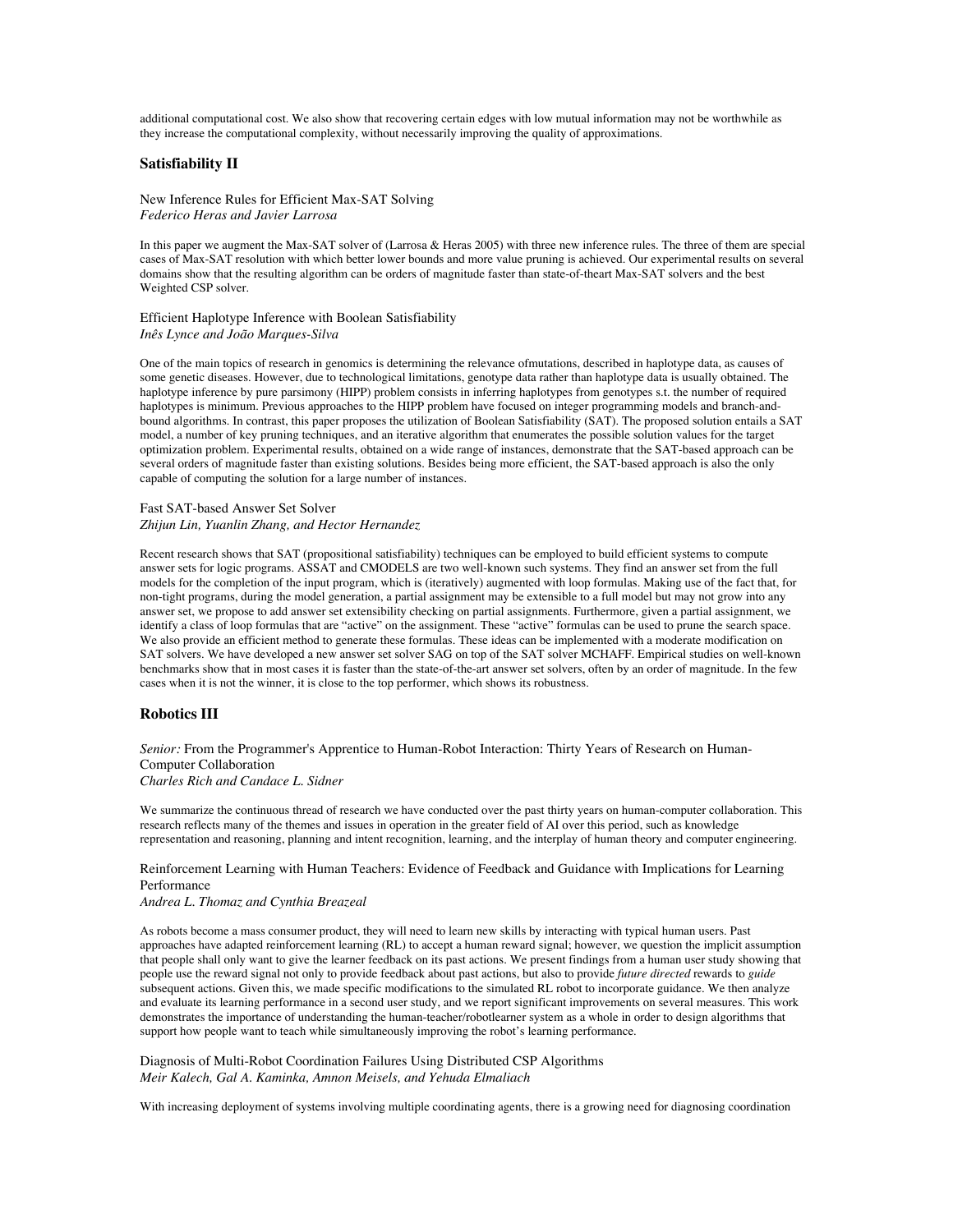additional computational cost. We also show that recovering certain edges with low mutual information may not be worthwhile as they increase the computational complexity, without necessarily improving the quality of approximations.

## Satisfiability II

New Inference Rules for Efficient Max-SAT Solving
*Federico Heras and Javier Larrosa*

In this paper we augment the Max-SAT solver of (Larrosa & Heras 2005) with three new inference rules. The three of them are special cases of Max-SAT resolution with which better lower bounds and more value pruning is achieved. Our experimental results on several domains show that the resulting algorithm can be orders of magnitude faster than state-of-theart Max-SAT solvers and the best Weighted CSP solver.

Efficient Haplotype Inference with Boolean Satisfiability
*Inês Lynce and João Marques-Silva*

One of the main topics of research in genomics is determining the relevance ofmutations, described in haplotype data, as causes of some genetic diseases. However, due to technological limitations, genotype data rather than haplotype data is usually obtained. The haplotype inference by pure parsimony (HIPP) problem consists in inferring haplotypes from genotypes s.t. the number of required haplotypes is minimum. Previous approaches to the HIPP problem have focused on integer programming models and branch-and-bound algorithms. In contrast, this paper proposes the utilization of Boolean Satisfiability (SAT). The proposed solution entails a SAT model, a number of key pruning techniques, and an iterative algorithm that enumerates the possible solution values for the target optimization problem. Experimental results, obtained on a wide range of instances, demonstrate that the SAT-based approach can be several orders of magnitude faster than existing solutions. Besides being more efficient, the SAT-based approach is also the only capable of computing the solution for a large number of instances.

Fast SAT-based Answer Set Solver
*Zhijun Lin, Yuanlin Zhang, and Hector Hernandez*

Recent research shows that SAT (propositional satisfiability) techniques can be employed to build efficient systems to compute answer sets for logic programs. ASSAT and CMODELS are two well-known such systems. They find an answer set from the full models for the completion of the input program, which is (iteratively) augmented with loop formulas. Making use of the fact that, for non-tight programs, during the model generation, a partial assignment may be extensible to a full model but may not grow into any answer set, we propose to add answer set extensibility checking on partial assignments. Furthermore, given a partial assignment, we identify a class of loop formulas that are "active" on the assignment. These "active" formulas can be used to prune the search space. We also provide an efficient method to generate these formulas. These ideas can be implemented with a moderate modification on SAT solvers. We have developed a new answer set solver SAG on top of the SAT solver MCHAFF. Empirical studies on well-known benchmarks show that in most cases it is faster than the state-of-the-art answer set solvers, often by an order of magnitude. In the few cases when it is not the winner, it is close to the top performer, which shows its robustness.

## Robotics III

*Senior:* From the Programmer's Apprentice to Human-Robot Interaction: Thirty Years of Research on Human-Computer Collaboration
*Charles Rich and Candace L. Sidner*

We summarize the continuous thread of research we have conducted over the past thirty years on human-computer collaboration. This research reflects many of the themes and issues in operation in the greater field of AI over this period, such as knowledge representation and reasoning, planning and intent recognition, learning, and the interplay of human theory and computer engineering.

Reinforcement Learning with Human Teachers: Evidence of Feedback and Guidance with Implications for Learning Performance
*Andrea L. Thomaz and Cynthia Breazeal*

As robots become a mass consumer product, they will need to learn new skills by interacting with typical human users. Past approaches have adapted reinforcement learning (RL) to accept a human reward signal; however, we question the implicit assumption that people shall only want to give the learner feedback on its past actions. We present findings from a human user study showing that people use the reward signal not only to provide feedback about past actions, but also to provide *future directed* rewards to *guide* subsequent actions. Given this, we made specific modifications to the simulated RL robot to incorporate guidance. We then analyze and evaluate its learning performance in a second user study, and we report significant improvements on several measures. This work demonstrates the importance of understanding the human-teacher/robotlearner system as a whole in order to design algorithms that support how people want to teach while simultaneously improving the robot's learning performance.

Diagnosis of Multi-Robot Coordination Failures Using Distributed CSP Algorithms
*Meir Kalech, Gal A. Kaminka, Amnon Meisels, and Yehuda Elmaliach*

With increasing deployment of systems involving multiple coordinating agents, there is a growing need for diagnosing coordination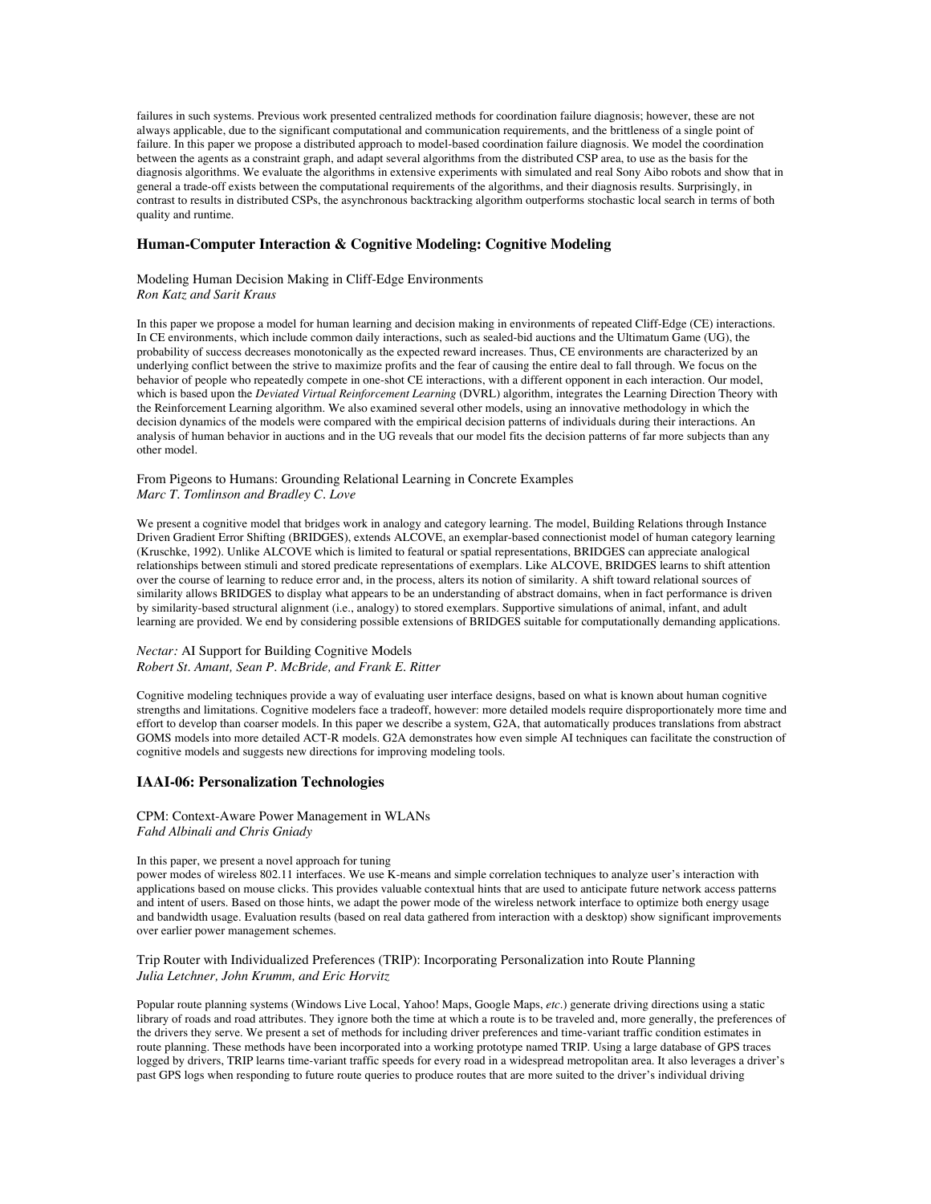failures in such systems. Previous work presented centralized methods for coordination failure diagnosis; however, these are not always applicable, due to the significant computational and communication requirements, and the brittleness of a single point of failure. In this paper we propose a distributed approach to model-based coordination failure diagnosis. We model the coordination between the agents as a constraint graph, and adapt several algorithms from the distributed CSP area, to use as the basis for the diagnosis algorithms. We evaluate the algorithms in extensive experiments with simulated and real Sony Aibo robots and show that in general a trade-off exists between the computational requirements of the algorithms, and their diagnosis results. Surprisingly, in contrast to results in distributed CSPs, the asynchronous backtracking algorithm outperforms stochastic local search in terms of both quality and runtime.

## Human-Computer Interaction & Cognitive Modeling: Cognitive Modeling

Modeling Human Decision Making in Cliff-Edge Environments
*Ron Katz and Sarit Kraus*

In this paper we propose a model for human learning and decision making in environments of repeated Cliff-Edge (CE) interactions. In CE environments, which include common daily interactions, such as sealed-bid auctions and the Ultimatum Game (UG), the probability of success decreases monotonically as the expected reward increases. Thus, CE environments are characterized by an underlying conflict between the strive to maximize profits and the fear of causing the entire deal to fall through. We focus on the behavior of people who repeatedly compete in one-shot CE interactions, with a different opponent in each interaction. Our model, which is based upon the *Deviated Virtual Reinforcement Learning* (DVRL) algorithm, integrates the Learning Direction Theory with the Reinforcement Learning algorithm. We also examined several other models, using an innovative methodology in which the decision dynamics of the models were compared with the empirical decision patterns of individuals during their interactions. An analysis of human behavior in auctions and in the UG reveals that our model fits the decision patterns of far more subjects than any other model.

From Pigeons to Humans: Grounding Relational Learning in Concrete Examples
*Marc T. Tomlinson and Bradley C. Love*

We present a cognitive model that bridges work in analogy and category learning. The model, Building Relations through Instance Driven Gradient Error Shifting (BRIDGES), extends ALCOVE, an exemplar-based connectionist model of human category learning (Kruschke, 1992). Unlike ALCOVE which is limited to featural or spatial representations, BRIDGES can appreciate analogical relationships between stimuli and stored predicate representations of exemplars. Like ALCOVE, BRIDGES learns to shift attention over the course of learning to reduce error and, in the process, alters its notion of similarity. A shift toward relational sources of similarity allows BRIDGES to display what appears to be an understanding of abstract domains, when in fact performance is driven by similarity-based structural alignment (i.e., analogy) to stored exemplars. Supportive simulations of animal, infant, and adult learning are provided. We end by considering possible extensions of BRIDGES suitable for computationally demanding applications.

*Nectar:* AI Support for Building Cognitive Models
*Robert St. Amant, Sean P. McBride, and Frank E. Ritter*

Cognitive modeling techniques provide a way of evaluating user interface designs, based on what is known about human cognitive strengths and limitations. Cognitive modelers face a tradeoff, however: more detailed models require disproportionately more time and effort to develop than coarser models. In this paper we describe a system, G2A, that automatically produces translations from abstract GOMS models into more detailed ACT-R models. G2A demonstrates how even simple AI techniques can facilitate the construction of cognitive models and suggests new directions for improving modeling tools.

## IAAI-06: Personalization Technologies

CPM: Context-Aware Power Management in WLANs
*Fahd Albinali and Chris Gniady*

In this paper, we present a novel approach for tuning power modes of wireless 802.11 interfaces. We use K-means and simple correlation techniques to analyze user's interaction with applications based on mouse clicks. This provides valuable contextual hints that are used to anticipate future network access patterns and intent of users. Based on those hints, we adapt the power mode of the wireless network interface to optimize both energy usage and bandwidth usage. Evaluation results (based on real data gathered from interaction with a desktop) show significant improvements over earlier power management schemes.

Trip Router with Individualized Preferences (TRIP): Incorporating Personalization into Route Planning
*Julia Letchner, John Krumm, and Eric Horvitz*

Popular route planning systems (Windows Live Local, Yahoo! Maps, Google Maps, *etc.*) generate driving directions using a static library of roads and road attributes. They ignore both the time at which a route is to be traveled and, more generally, the preferences of the drivers they serve. We present a set of methods for including driver preferences and time-variant traffic condition estimates in route planning. These methods have been incorporated into a working prototype named TRIP. Using a large database of GPS traces logged by drivers, TRIP learns time-variant traffic speeds for every road in a widespread metropolitan area. It also leverages a driver's past GPS logs when responding to future route queries to produce routes that are more suited to the driver's individual driving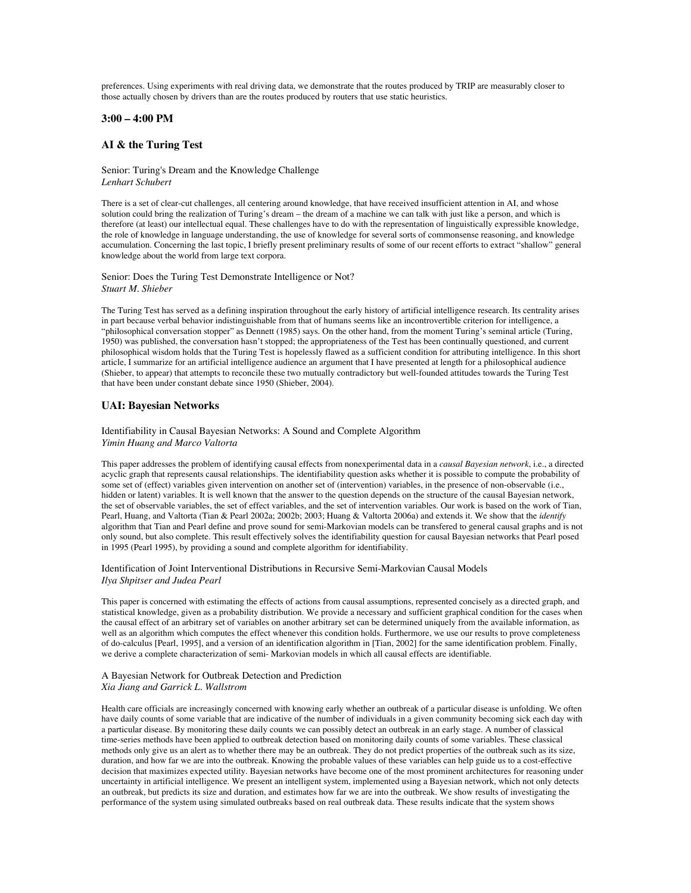preferences. Using experiments with real driving data, we demonstrate that the routes produced by TRIP are measurably closer to those actually chosen by drivers than are the routes produced by routers that use static heuristics.

### 3:00 – 4:00 PM

### AI & the Turing Test

Senior: Turing's Dream and the Knowledge Challenge
*Lenhart Schubert*

There is a set of clear-cut challenges, all centering around knowledge, that have received insufficient attention in AI, and whose solution could bring the realization of Turing's dream – the dream of a machine we can talk with just like a person, and which is therefore (at least) our intellectual equal. These challenges have to do with the representation of linguistically expressible knowledge, the role of knowledge in language understanding, the use of knowledge for several sorts of commonsense reasoning, and knowledge accumulation. Concerning the last topic, I briefly present preliminary results of some of our recent efforts to extract "shallow" general knowledge about the world from large text corpora.

Senior: Does the Turing Test Demonstrate Intelligence or Not?
*Stuart M. Shieber*

The Turing Test has served as a defining inspiration throughout the early history of artificial intelligence research. Its centrality arises in part because verbal behavior indistinguishable from that of humans seems like an incontrovertible criterion for intelligence, a "philosophical conversation stopper" as Dennett (1985) says. On the other hand, from the moment Turing's seminal article (Turing, 1950) was published, the conversation hasn't stopped; the appropriateness of the Test has been continually questioned, and current philosophical wisdom holds that the Turing Test is hopelessly flawed as a sufficient condition for attributing intelligence. In this short article, I summarize for an artificial intelligence audience an argument that I have presented at length for a philosophical audience (Shieber, to appear) that attempts to reconcile these two mutually contradictory but well-founded attitudes towards the Turing Test that have been under constant debate since 1950 (Shieber, 2004).

### UAI: Bayesian Networks

Identifiability in Causal Bayesian Networks: A Sound and Complete Algorithm
*Yimin Huang and Marco Valtorta*

This paper addresses the problem of identifying causal effects from nonexperimental data in a *causal Bayesian network*, i.e., a directed acyclic graph that represents causal relationships. The identifiability question asks whether it is possible to compute the probability of some set of (effect) variables given intervention on another set of (intervention) variables, in the presence of non-observable (i.e., hidden or latent) variables. It is well known that the answer to the question depends on the structure of the causal Bayesian network, the set of observable variables, the set of effect variables, and the set of intervention variables. Our work is based on the work of Tian, Pearl, Huang, and Valtorta (Tian & Pearl 2002a; 2002b; 2003; Huang & Valtorta 2006a) and extends it. We show that the *identify* algorithm that Tian and Pearl define and prove sound for semi-Markovian models can be transfered to general causal graphs and is not only sound, but also complete. This result effectively solves the identifiability question for causal Bayesian networks that Pearl posed in 1995 (Pearl 1995), by providing a sound and complete algorithm for identifiability.

Identification of Joint Interventional Distributions in Recursive Semi-Markovian Causal Models
*Ilya Shpitser and Judea Pearl*

This paper is concerned with estimating the effects of actions from causal assumptions, represented concisely as a directed graph, and statistical knowledge, given as a probability distribution. We provide a necessary and sufficient graphical condition for the cases when the causal effect of an arbitrary set of variables on another arbitrary set can be determined uniquely from the available information, as well as an algorithm which computes the effect whenever this condition holds. Furthermore, we use our results to prove completeness of do-calculus [Pearl, 1995], and a version of an identification algorithm in [Tian, 2002] for the same identification problem. Finally, we derive a complete characterization of semi- Markovian models in which all causal effects are identifiable.

A Bayesian Network for Outbreak Detection and Prediction
*Xia Jiang and Garrick L. Wallstrom*

Health care officials are increasingly concerned with knowing early whether an outbreak of a particular disease is unfolding. We often have daily counts of some variable that are indicative of the number of individuals in a given community becoming sick each day with a particular disease. By monitoring these daily counts we can possibly detect an outbreak in an early stage. A number of classical time-series methods have been applied to outbreak detection based on monitoring daily counts of some variables. These classical methods only give us an alert as to whether there may be an outbreak. They do not predict properties of the outbreak such as its size, duration, and how far we are into the outbreak. Knowing the probable values of these variables can help guide us to a cost-effective decision that maximizes expected utility. Bayesian networks have become one of the most prominent architectures for reasoning under uncertainty in artificial intelligence. We present an intelligent system, implemented using a Bayesian network, which not only detects an outbreak, but predicts its size and duration, and estimates how far we are into the outbreak. We show results of investigating the performance of the system using simulated outbreaks based on real outbreak data. These results indicate that the system shows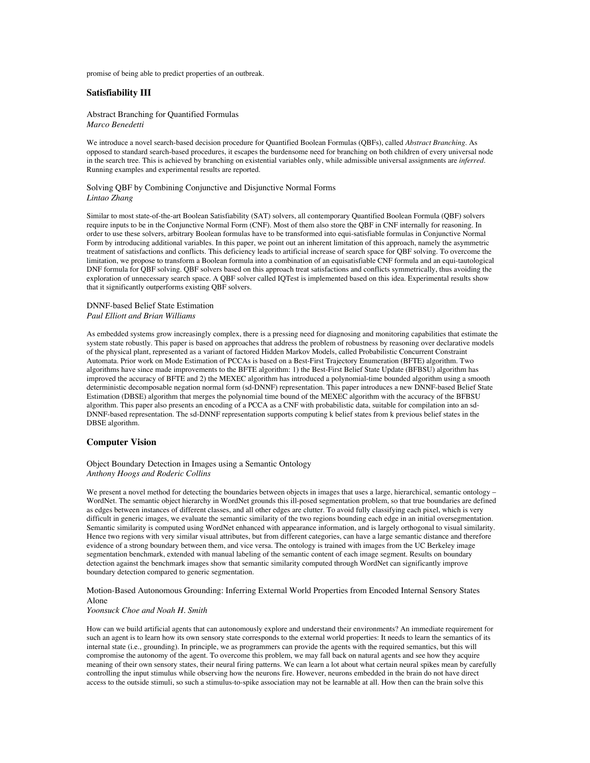promise of being able to predict properties of an outbreak.

## Satisfiability III

### Abstract Branching for Quantified Formulas
*Marco Benedetti*

We introduce a novel search-based decision procedure for Quantified Boolean Formulas (QBFs), called *Abstract Branching*. As opposed to standard search-based procedures, it escapes the burdensome need for branching on both children of every universal node in the search tree. This is achieved by branching on existential variables only, while admissible universal assignments are *inferred*. Running examples and experimental results are reported.

### Solving QBF by Combining Conjunctive and Disjunctive Normal Forms
*Lintao Zhang*

Similar to most state-of-the-art Boolean Satisfiability (SAT) solvers, all contemporary Quantified Boolean Formula (QBF) solvers require inputs to be in the Conjunctive Normal Form (CNF). Most of them also store the QBF in CNF internally for reasoning. In order to use these solvers, arbitrary Boolean formulas have to be transformed into equi-satisfiable formulas in Conjunctive Normal Form by introducing additional variables. In this paper, we point out an inherent limitation of this approach, namely the asymmetric treatment of satisfactions and conflicts. This deficiency leads to artificial increase of search space for QBF solving. To overcome the limitation, we propose to transform a Boolean formula into a combination of an equisatisfiable CNF formula and an equi-tautological DNF formula for QBF solving. QBF solvers based on this approach treat satisfactions and conflicts symmetrically, thus avoiding the exploration of unnecessary search space. A QBF solver called IQTest is implemented based on this idea. Experimental results show that it significantly outperforms existing QBF solvers.

### DNNF-based Belief State Estimation
*Paul Elliott and Brian Williams*

As embedded systems grow increasingly complex, there is a pressing need for diagnosing and monitoring capabilities that estimate the system state robustly. This paper is based on approaches that address the problem of robustness by reasoning over declarative models of the physical plant, represented as a variant of factored Hidden Markov Models, called Probabilistic Concurrent Constraint Automata. Prior work on Mode Estimation of PCCAs is based on a Best-First Trajectory Enumeration (BFTE) algorithm. Two algorithms have since made improvements to the BFTE algorithm: 1) the Best-First Belief State Update (BFBSU) algorithm has improved the accuracy of BFTE and 2) the MEXEC algorithm has introduced a polynomial-time bounded algorithm using a smooth deterministic decomposable negation normal form (sd-DNNF) representation. This paper introduces a new DNNF-based Belief State Estimation (DBSE) algorithm that merges the polynomial time bound of the MEXEC algorithm with the accuracy of the BFBSU algorithm. This paper also presents an encoding of a PCCA as a CNF with probabilistic data, suitable for compilation into an sd-DNNF-based representation. The sd-DNNF representation supports computing k belief states from k previous belief states in the DBSE algorithm.

## Computer Vision

### Object Boundary Detection in Images using a Semantic Ontology
*Anthony Hoogs and Roderic Collins*

We present a novel method for detecting the boundaries between objects in images that uses a large, hierarchical, semantic ontology – WordNet. The semantic object hierarchy in WordNet grounds this ill-posed segmentation problem, so that true boundaries are defined as edges between instances of different classes, and all other edges are clutter. To avoid fully classifying each pixel, which is very difficult in generic images, we evaluate the semantic similarity of the two regions bounding each edge in an initial oversegmentation. Semantic similarity is computed using WordNet enhanced with appearance information, and is largely orthogonal to visual similarity. Hence two regions with very similar visual attributes, but from different categories, can have a large semantic distance and therefore evidence of a strong boundary between them, and vice versa. The ontology is trained with images from the UC Berkeley image segmentation benchmark, extended with manual labeling of the semantic content of each image segment. Results on boundary detection against the benchmark images show that semantic similarity computed through WordNet can significantly improve boundary detection compared to generic segmentation.

### Motion-Based Autonomous Grounding: Inferring External World Properties from Encoded Internal Sensory States Alone
*Yoonsuck Choe and Noah H. Smith*

How can we build artificial agents that can autonomously explore and understand their environments? An immediate requirement for such an agent is to learn how its own sensory state corresponds to the external world properties: It needs to learn the semantics of its internal state (i.e., grounding). In principle, we as programmers can provide the agents with the required semantics, but this will compromise the autonomy of the agent. To overcome this problem, we may fall back on natural agents and see how they acquire meaning of their own sensory states, their neural firing patterns. We can learn a lot about what certain neural spikes mean by carefully controlling the input stimulus while observing how the neurons fire. However, neurons embedded in the brain do not have direct access to the outside stimuli, so such a stimulus-to-spike association may not be learnable at all. How then can the brain solve this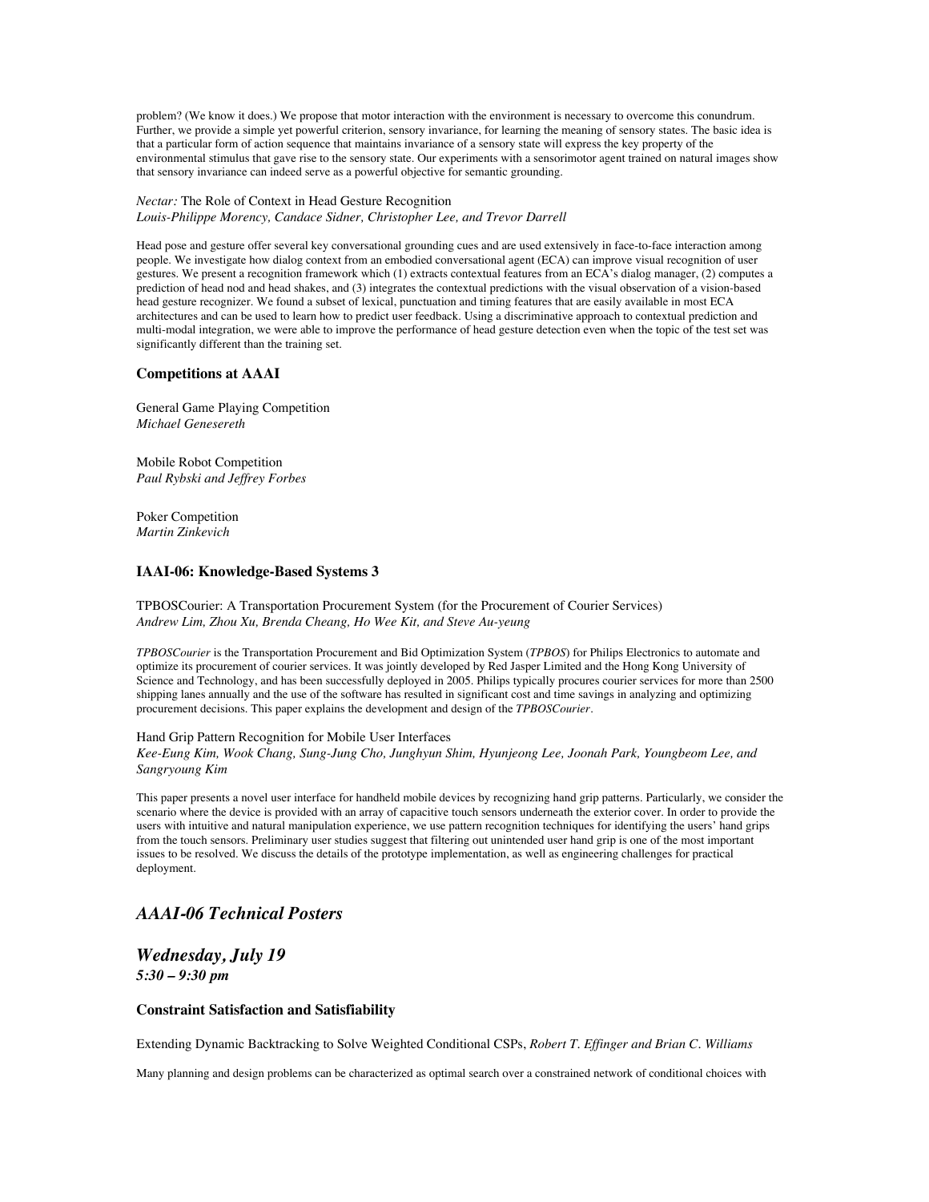problem? (We know it does.) We propose that motor interaction with the environment is necessary to overcome this conundrum. Further, we provide a simple yet powerful criterion, sensory invariance, for learning the meaning of sensory states. The basic idea is that a particular form of action sequence that maintains invariance of a sensory state will express the key property of the environmental stimulus that gave rise to the sensory state. Our experiments with a sensorimotor agent trained on natural images show that sensory invariance can indeed serve as a powerful objective for semantic grounding.

*Nectar:* The Role of Context in Head Gesture Recognition
*Louis-Philippe Morency, Candace Sidner, Christopher Lee, and Trevor Darrell*

Head pose and gesture offer several key conversational grounding cues and are used extensively in face-to-face interaction among people. We investigate how dialog context from an embodied conversational agent (ECA) can improve visual recognition of user gestures. We present a recognition framework which (1) extracts contextual features from an ECA's dialog manager, (2) computes a prediction of head nod and head shakes, and (3) integrates the contextual predictions with the visual observation of a vision-based head gesture recognizer. We found a subset of lexical, punctuation and timing features that are easily available in most ECA architectures and can be used to learn how to predict user feedback. Using a discriminative approach to contextual prediction and multi-modal integration, we were able to improve the performance of head gesture detection even when the topic of the test set was significantly different than the training set.

### Competitions at AAAI

General Game Playing Competition
*Michael Genesereth*

Mobile Robot Competition
*Paul Rybski and Jeffrey Forbes*

Poker Competition
*Martin Zinkevich*

### IAAI-06: Knowledge-Based Systems 3

TPBOSCourier: A Transportation Procurement System (for the Procurement of Courier Services)
*Andrew Lim, Zhou Xu, Brenda Cheang, Ho Wee Kit, and Steve Au-yeung*

*TPBOSCourier* is the Transportation Procurement and Bid Optimization System (*TPBOS*) for Philips Electronics to automate and optimize its procurement of courier services. It was jointly developed by Red Jasper Limited and the Hong Kong University of Science and Technology, and has been successfully deployed in 2005. Philips typically procures courier services for more than 2500 shipping lanes annually and the use of the software has resulted in significant cost and time savings in analyzing and optimizing procurement decisions. This paper explains the development and design of the *TPBOSCourier*.

Hand Grip Pattern Recognition for Mobile User Interfaces
*Kee-Eung Kim, Wook Chang, Sung-Jung Cho, Junghyun Shim, Hyunjeong Lee, Joonah Park, Youngbeom Lee, and Sangryoung Kim*

This paper presents a novel user interface for handheld mobile devices by recognizing hand grip patterns. Particularly, we consider the scenario where the device is provided with an array of capacitive touch sensors underneath the exterior cover. In order to provide the users with intuitive and natural manipulation experience, we use pattern recognition techniques for identifying the users' hand grips from the touch sensors. Preliminary user studies suggest that filtering out unintended user hand grip is one of the most important issues to be resolved. We discuss the details of the prototype implementation, as well as engineering challenges for practical deployment.

## *AAAI-06 Technical Posters*

## *Wednesday, July 19*
***5:30 – 9:30 pm***

### Constraint Satisfaction and Satisfiability

Extending Dynamic Backtracking to Solve Weighted Conditional CSPs, *Robert T. Effinger and Brian C. Williams*

Many planning and design problems can be characterized as optimal search over a constrained network of conditional choices with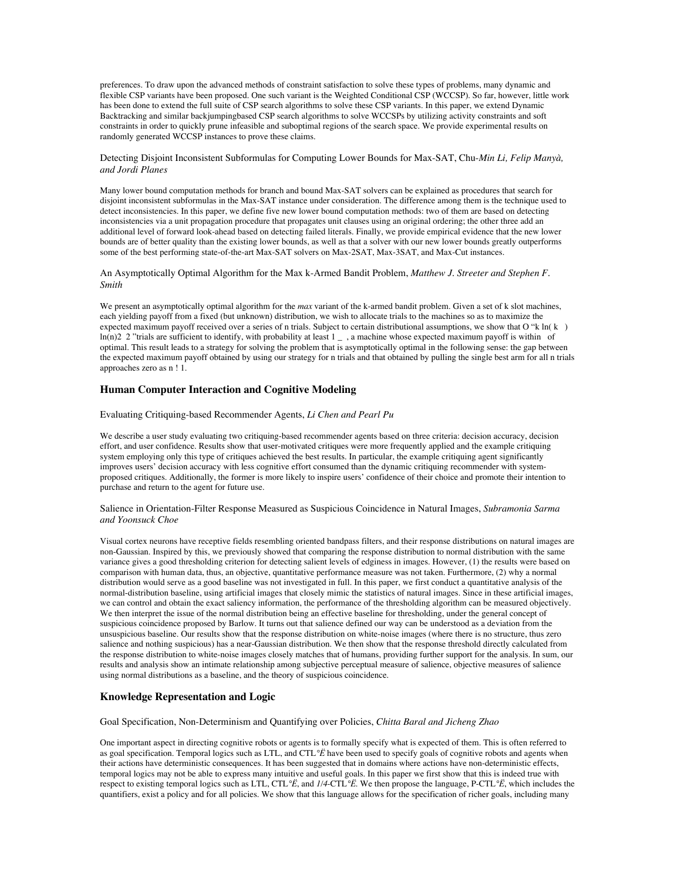preferences. To draw upon the advanced methods of constraint satisfaction to solve these types of problems, many dynamic and flexible CSP variants have been proposed. One such variant is the Weighted Conditional CSP (WCCSP). So far, however, little work has been done to extend the full suite of CSP search algorithms to solve these CSP variants. In this paper, we extend Dynamic Backtracking and similar backjumpingbased CSP search algorithms to solve WCCSPs by utilizing activity constraints and soft constraints in order to quickly prune infeasible and suboptimal regions of the search space. We provide experimental results on randomly generated WCCSP instances to prove these claims.

Detecting Disjoint Inconsistent Subformulas for Computing Lower Bounds for Max-SAT, Chu-*Min Li, Felip Manyà, and Jordi Planes*

Many lower bound computation methods for branch and bound Max-SAT solvers can be explained as procedures that search for disjoint inconsistent subformulas in the Max-SAT instance under consideration. The difference among them is the technique used to detect inconsistencies. In this paper, we define five new lower bound computation methods: two of them are based on detecting inconsistencies via a unit propagation procedure that propagates unit clauses using an original ordering; the other three add an additional level of forward look-ahead based on detecting failed literals. Finally, we provide empirical evidence that the new lower bounds are of better quality than the existing lower bounds, as well as that a solver with our new lower bounds greatly outperforms some of the best performing state-of-the-art Max-SAT solvers on Max-2SAT, Max-3SAT, and Max-Cut instances.

An Asymptotically Optimal Algorithm for the Max k-Armed Bandit Problem, *Matthew J. Streeter and Stephen F. Smith*

We present an asymptotically optimal algorithm for the *max* variant of the k-armed bandit problem. Given a set of k slot machines, each yielding payoff from a fixed (but unknown) distribution, we wish to allocate trials to the machines so as to maximize the expected maximum payoff received over a series of n trials. Subject to certain distributional assumptions, we show that O "k ln( k ) ln(n)2 2 "trials are sufficient to identify, with probability at least 1 _ , a machine whose expected maximum payoff is within of optimal. This result leads to a strategy for solving the problem that is asymptotically optimal in the following sense: the gap between the expected maximum payoff obtained by using our strategy for n trials and that obtained by pulling the single best arm for all n trials approaches zero as n ! 1.

### Human Computer Interaction and Cognitive Modeling

Evaluating Critiquing-based Recommender Agents, *Li Chen and Pearl Pu*

We describe a user study evaluating two critiquing-based recommender agents based on three criteria: decision accuracy, decision effort, and user confidence. Results show that user-motivated critiques were more frequently applied and the example critiquing system employing only this type of critiques achieved the best results. In particular, the example critiquing agent significantly improves users' decision accuracy with less cognitive effort consumed than the dynamic critiquing recommender with system-proposed critiques. Additionally, the former is more likely to inspire users' confidence of their choice and promote their intention to purchase and return to the agent for future use.

Salience in Orientation-Filter Response Measured as Suspicious Coincidence in Natural Images, *Subramonia Sarma and Yoonsuck Choe*

Visual cortex neurons have receptive fields resembling oriented bandpass filters, and their response distributions on natural images are non-Gaussian. Inspired by this, we previously showed that comparing the response distribution to normal distribution with the same variance gives a good thresholding criterion for detecting salient levels of edginess in images. However, (1) the results were based on comparison with human data, thus, an objective, quantitative performance measure was not taken. Furthermore, (2) why a normal distribution would serve as a good baseline was not investigated in full. In this paper, we first conduct a quantitative analysis of the normal-distribution baseline, using artificial images that closely mimic the statistics of natural images. Since in these artificial images, we can control and obtain the exact saliency information, the performance of the thresholding algorithm can be measured objectively. We then interpret the issue of the normal distribution being an effective baseline for thresholding, under the general concept of suspicious coincidence proposed by Barlow. It turns out that salience defined our way can be understood as a deviation from the unsuspicious baseline. Our results show that the response distribution on white-noise images (where there is no structure, thus zero salience and nothing suspicious) has a near-Gaussian distribution. We then show that the response threshold directly calculated from the response distribution to white-noise images closely matches that of humans, providing further support for the analysis. In sum, our results and analysis show an intimate relationship among subjective perceptual measure of salience, objective measures of salience using normal distributions as a baseline, and the theory of suspicious coincidence.

### Knowledge Representation and Logic

Goal Specification, Non-Determinism and Quantifying over Policies, *Chitta Baral and Jicheng Zhao*

One important aspect in directing cognitive robots or agents is to formally specify what is expected of them. This is often referred to as goal specification. Temporal logics such as LTL, and CTL°Ë have been used to specify goals of cognitive robots and agents when their actions have deterministic consequences. It has been suggested that in domains where actions have non-deterministic effects, temporal logics may not be able to express many intuitive and useful goals. In this paper we first show that this is indeed true with respect to existing temporal logics such as LTL, CTL°Ë, and *1/4*-CTL°Ë. We then propose the language, P-CTL°Ë, which includes the quantifiers, exist a policy and for all policies. We show that this language allows for the specification of richer goals, including many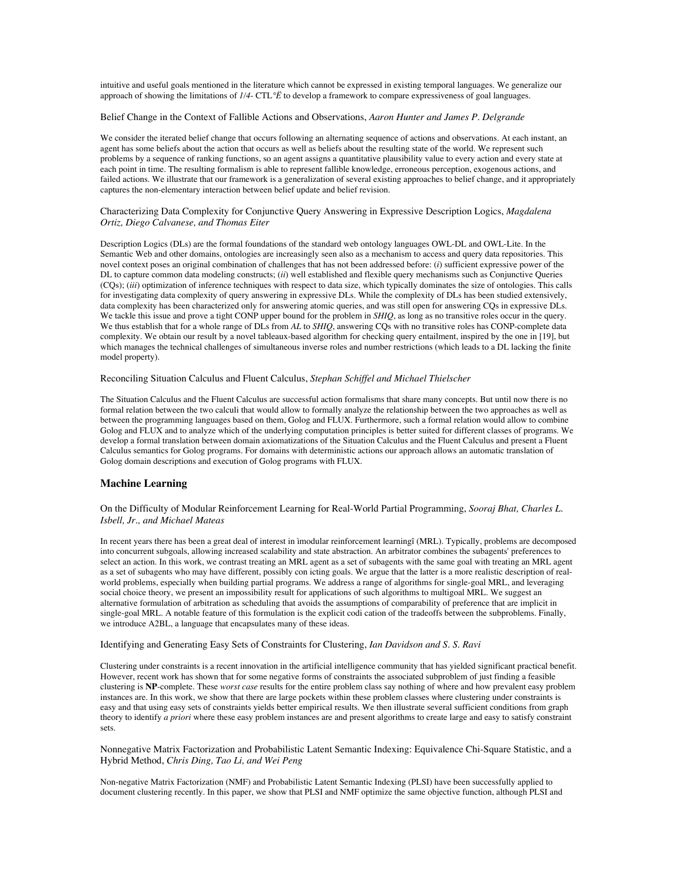intuitive and useful goals mentioned in the literature which cannot be expressed in existing temporal languages. We generalize our approach of showing the limitations of *1/4-* CTL°*Ë* to develop a framework to compare expressiveness of goal languages.

Belief Change in the Context of Fallible Actions and Observations, *Aaron Hunter and James P. Delgrande*

We consider the iterated belief change that occurs following an alternating sequence of actions and observations. At each instant, an agent has some beliefs about the action that occurs as well as beliefs about the resulting state of the world. We represent such problems by a sequence of ranking functions, so an agent assigns a quantitative plausibility value to every action and every state at each point in time. The resulting formalism is able to represent fallible knowledge, erroneous perception, exogenous actions, and failed actions. We illustrate that our framework is a generalization of several existing approaches to belief change, and it appropriately captures the non-elementary interaction between belief update and belief revision.

Characterizing Data Complexity for Conjunctive Query Answering in Expressive Description Logics, *Magdalena Ortiz, Diego Calvanese, and Thomas Eiter*

Description Logics (DLs) are the formal foundations of the standard web ontology languages OWL-DL and OWL-Lite. In the Semantic Web and other domains, ontologies are increasingly seen also as a mechanism to access and query data repositories. This novel context poses an original combination of challenges that has not been addressed before: (*i*) sufficient expressive power of the DL to capture common data modeling constructs; (*ii*) well established and flexible query mechanisms such as Conjunctive Queries (CQs); (*iii*) optimization of inference techniques with respect to data size, which typically dominates the size of ontologies. This calls for investigating data complexity of query answering in expressive DLs. While the complexity of DLs has been studied extensively, data complexity has been characterized only for answering atomic queries, and was still open for answering CQs in expressive DLs. We tackle this issue and prove a tight CONP upper bound for the problem in *SHIQ*, as long as no transitive roles occur in the query. We thus establish that for a whole range of DLs from *AL* to *SHIQ*, answering CQs with no transitive roles has CONP-complete data complexity. We obtain our result by a novel tableaux-based algorithm for checking query entailment, inspired by the one in [19], but which manages the technical challenges of simultaneous inverse roles and number restrictions (which leads to a DL lacking the finite model property).

Reconciling Situation Calculus and Fluent Calculus, *Stephan Schiffel and Michael Thielscher*

The Situation Calculus and the Fluent Calculus are successful action formalisms that share many concepts. But until now there is no formal relation between the two calculi that would allow to formally analyze the relationship between the two approaches as well as between the programming languages based on them, Golog and FLUX. Furthermore, such a formal relation would allow to combine Golog and FLUX and to analyze which of the underlying computation principles is better suited for different classes of programs. We develop a formal translation between domain axiomatizations of the Situation Calculus and the Fluent Calculus and present a Fluent Calculus semantics for Golog programs. For domains with deterministic actions our approach allows an automatic translation of Golog domain descriptions and execution of Golog programs with FLUX.

## Machine Learning

On the Difficulty of Modular Reinforcement Learning for Real-World Partial Programming, *Sooraj Bhat, Charles L. Isbell, Jr., and Michael Mateas*

In recent years there has been a great deal of interest in ìmodular reinforcement learningî (MRL). Typically, problems are decomposed into concurrent subgoals, allowing increased scalability and state abstraction. An arbitrator combines the subagents' preferences to select an action. In this work, we contrast treating an MRL agent as a set of subagents with the same goal with treating an MRL agent as a set of subagents who may have different, possibly con icting goals. We argue that the latter is a more realistic description of real-world problems, especially when building partial programs. We address a range of algorithms for single-goal MRL, and leveraging social choice theory, we present an impossibility result for applications of such algorithms to multigoal MRL. We suggest an alternative formulation of arbitration as scheduling that avoids the assumptions of comparability of preference that are implicit in single-goal MRL. A notable feature of this formulation is the explicit codi cation of the tradeoffs between the subproblems. Finally, we introduce A2BL, a language that encapsulates many of these ideas.

Identifying and Generating Easy Sets of Constraints for Clustering, *Ian Davidson and S. S. Ravi*

Clustering under constraints is a recent innovation in the artificial intelligence community that has yielded significant practical benefit. However, recent work has shown that for some negative forms of constraints the associated subproblem of just finding a feasible clustering is **NP**-complete. These *worst case* results for the entire problem class say nothing of where and how prevalent easy problem instances are. In this work, we show that there are large pockets within these problem classes where clustering under constraints is easy and that using easy sets of constraints yields better empirical results. We then illustrate several sufficient conditions from graph theory to identify *a priori* where these easy problem instances are and present algorithms to create large and easy to satisfy constraint sets.

Nonnegative Matrix Factorization and Probabilistic Latent Semantic Indexing: Equivalence Chi-Square Statistic, and a Hybrid Method, *Chris Ding, Tao Li, and Wei Peng*

Non-negative Matrix Factorization (NMF) and Probabilistic Latent Semantic Indexing (PLSI) have been successfully applied to document clustering recently. In this paper, we show that PLSI and NMF optimize the same objective function, although PLSI and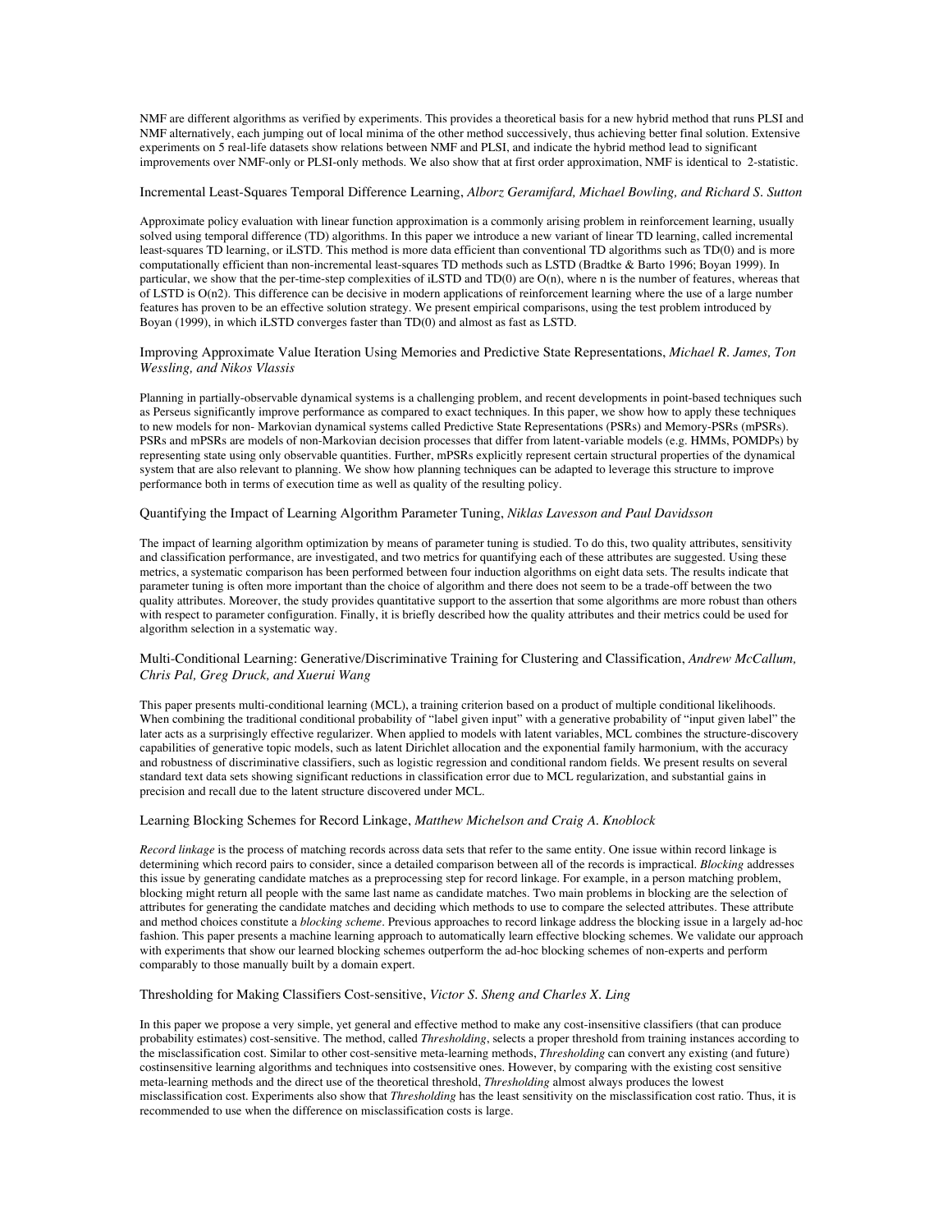NMF are different algorithms as verified by experiments. This provides a theoretical basis for a new hybrid method that runs PLSI and NMF alternatively, each jumping out of local minima of the other method successively, thus achieving better final solution. Extensive experiments on 5 real-life datasets show relations between NMF and PLSI, and indicate the hybrid method lead to significant improvements over NMF-only or PLSI-only methods. We also show that at first order approximation, NMF is identical to 2-statistic.

### Incremental Least-Squares Temporal Difference Learning, *Alborz Geramifard, Michael Bowling, and Richard S. Sutton*

Approximate policy evaluation with linear function approximation is a commonly arising problem in reinforcement learning, usually solved using temporal difference (TD) algorithms. In this paper we introduce a new variant of linear TD learning, called incremental least-squares TD learning, or iLSTD. This method is more data efficient than conventional TD algorithms such as TD(0) and is more computationally efficient than non-incremental least-squares TD methods such as LSTD (Bradtke & Barto 1996; Boyan 1999). In particular, we show that the per-time-step complexities of iLSTD and TD(0) are O(n), where n is the number of features, whereas that of LSTD is O(n2). This difference can be decisive in modern applications of reinforcement learning where the use of a large number features has proven to be an effective solution strategy. We present empirical comparisons, using the test problem introduced by Boyan (1999), in which iLSTD converges faster than TD(0) and almost as fast as LSTD.

### Improving Approximate Value Iteration Using Memories and Predictive State Representations, *Michael R. James, Ton Wessling, and Nikos Vlassis*

Planning in partially-observable dynamical systems is a challenging problem, and recent developments in point-based techniques such as Perseus significantly improve performance as compared to exact techniques. In this paper, we show how to apply these techniques to new models for non- Markovian dynamical systems called Predictive State Representations (PSRs) and Memory-PSRs (mPSRs). PSRs and mPSRs are models of non-Markovian decision processes that differ from latent-variable models (e.g. HMMs, POMDPs) by representing state using only observable quantities. Further, mPSRs explicitly represent certain structural properties of the dynamical system that are also relevant to planning. We show how planning techniques can be adapted to leverage this structure to improve performance both in terms of execution time as well as quality of the resulting policy.

### Quantifying the Impact of Learning Algorithm Parameter Tuning, *Niklas Lavesson and Paul Davidsson*

The impact of learning algorithm optimization by means of parameter tuning is studied. To do this, two quality attributes, sensitivity and classification performance, are investigated, and two metrics for quantifying each of these attributes are suggested. Using these metrics, a systematic comparison has been performed between four induction algorithms on eight data sets. The results indicate that parameter tuning is often more important than the choice of algorithm and there does not seem to be a trade-off between the two quality attributes. Moreover, the study provides quantitative support to the assertion that some algorithms are more robust than others with respect to parameter configuration. Finally, it is briefly described how the quality attributes and their metrics could be used for algorithm selection in a systematic way.

### Multi-Conditional Learning: Generative/Discriminative Training for Clustering and Classification, *Andrew McCallum, Chris Pal, Greg Druck, and Xuerui Wang*

This paper presents multi-conditional learning (MCL), a training criterion based on a product of multiple conditional likelihoods. When combining the traditional conditional probability of "label given input" with a generative probability of "input given label" the later acts as a surprisingly effective regularizer. When applied to models with latent variables, MCL combines the structure-discovery capabilities of generative topic models, such as latent Dirichlet allocation and the exponential family harmonium, with the accuracy and robustness of discriminative classifiers, such as logistic regression and conditional random fields. We present results on several standard text data sets showing significant reductions in classification error due to MCL regularization, and substantial gains in precision and recall due to the latent structure discovered under MCL.

### Learning Blocking Schemes for Record Linkage, *Matthew Michelson and Craig A. Knoblock*

*Record linkage* is the process of matching records across data sets that refer to the same entity. One issue within record linkage is determining which record pairs to consider, since a detailed comparison between all of the records is impractical. *Blocking* addresses this issue by generating candidate matches as a preprocessing step for record linkage. For example, in a person matching problem, blocking might return all people with the same last name as candidate matches. Two main problems in blocking are the selection of attributes for generating the candidate matches and deciding which methods to use to compare the selected attributes. These attribute and method choices constitute a *blocking scheme*. Previous approaches to record linkage address the blocking issue in a largely ad-hoc fashion. This paper presents a machine learning approach to automatically learn effective blocking schemes. We validate our approach with experiments that show our learned blocking schemes outperform the ad-hoc blocking schemes of non-experts and perform comparably to those manually built by a domain expert.

### Thresholding for Making Classifiers Cost-sensitive, *Victor S. Sheng and Charles X. Ling*

In this paper we propose a very simple, yet general and effective method to make any cost-insensitive classifiers (that can produce probability estimates) cost-sensitive. The method, called *Thresholding*, selects a proper threshold from training instances according to the misclassification cost. Similar to other cost-sensitive meta-learning methods, *Thresholding* can convert any existing (and future) costinsensitive learning algorithms and techniques into costsensitive ones. However, by comparing with the existing cost sensitive meta-learning methods and the direct use of the theoretical threshold, *Thresholding* almost always produces the lowest misclassification cost. Experiments also show that *Thresholding* has the least sensitivity on the misclassification cost ratio. Thus, it is recommended to use when the difference on misclassification costs is large.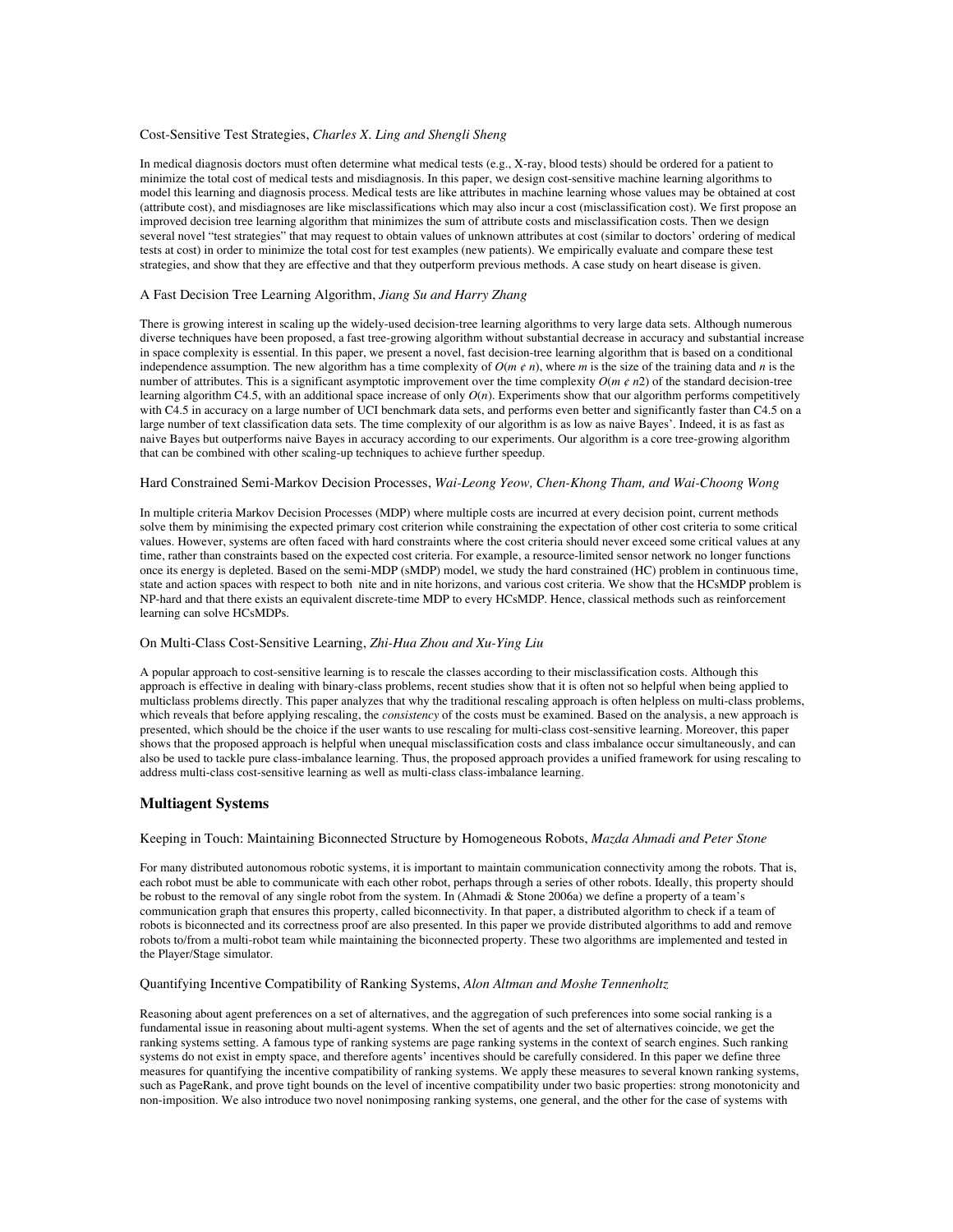Cost-Sensitive Test Strategies, *Charles X. Ling and Shengli Sheng*

In medical diagnosis doctors must often determine what medical tests (e.g., X-ray, blood tests) should be ordered for a patient to minimize the total cost of medical tests and misdiagnosis. In this paper, we design cost-sensitive machine learning algorithms to model this learning and diagnosis process. Medical tests are like attributes in machine learning whose values may be obtained at cost (attribute cost), and misdiagnoses are like misclassifications which may also incur a cost (misclassification cost). We first propose an improved decision tree learning algorithm that minimizes the sum of attribute costs and misclassification costs. Then we design several novel "test strategies" that may request to obtain values of unknown attributes at cost (similar to doctors' ordering of medical tests at cost) in order to minimize the total cost for test examples (new patients). We empirically evaluate and compare these test strategies, and show that they are effective and that they outperform previous methods. A case study on heart disease is given.

A Fast Decision Tree Learning Algorithm, *Jiang Su and Harry Zhang*

There is growing interest in scaling up the widely-used decision-tree learning algorithms to very large data sets. Although numerous diverse techniques have been proposed, a fast tree-growing algorithm without substantial decrease in accuracy and substantial increase in space complexity is essential. In this paper, we present a novel, fast decision-tree learning algorithm that is based on a conditional independence assumption. The new algorithm has a time complexity of $O(m ¢ n)$, where $m$ is the size of the training data and $n$ is the number of attributes. This is a significant asymptotic improvement over the time complexity $O(m ¢ n2)$ of the standard decision-tree learning algorithm C4.5, with an additional space increase of only $O(n)$. Experiments show that our algorithm performs competitively with C4.5 in accuracy on a large number of UCI benchmark data sets, and performs even better and significantly faster than C4.5 on a large number of text classification data sets. The time complexity of our algorithm is as low as naive Bayes'. Indeed, it is as fast as naive Bayes but outperforms naive Bayes in accuracy according to our experiments. Our algorithm is a core tree-growing algorithm that can be combined with other scaling-up techniques to achieve further speedup.

Hard Constrained Semi-Markov Decision Processes, *Wai-Leong Yeow, Chen-Khong Tham, and Wai-Choong Wong*

In multiple criteria Markov Decision Processes (MDP) where multiple costs are incurred at every decision point, current methods solve them by minimising the expected primary cost criterion while constraining the expectation of other cost criteria to some critical values. However, systems are often faced with hard constraints where the cost criteria should never exceed some critical values at any time, rather than constraints based on the expected cost criteria. For example, a resource-limited sensor network no longer functions once its energy is depleted. Based on the semi-MDP (sMDP) model, we study the hard constrained (HC) problem in continuous time, state and action spaces with respect to both nite and in nite horizons, and various cost criteria. We show that the HCsMDP problem is NP-hard and that there exists an equivalent discrete-time MDP to every HCsMDP. Hence, classical methods such as reinforcement learning can solve HCsMDPs.

On Multi-Class Cost-Sensitive Learning, *Zhi-Hua Zhou and Xu-Ying Liu*

A popular approach to cost-sensitive learning is to rescale the classes according to their misclassification costs. Although this approach is effective in dealing with binary-class problems, recent studies show that it is often not so helpful when being applied to multiclass problems directly. This paper analyzes that why the traditional rescaling approach is often helpless on multi-class problems, which reveals that before applying rescaling, the *consistency* of the costs must be examined. Based on the analysis, a new approach is presented, which should be the choice if the user wants to use rescaling for multi-class cost-sensitive learning. Moreover, this paper shows that the proposed approach is helpful when unequal misclassification costs and class imbalance occur simultaneously, and can also be used to tackle pure class-imbalance learning. Thus, the proposed approach provides a unified framework for using rescaling to address multi-class cost-sensitive learning as well as multi-class class-imbalance learning.

## Multiagent Systems

Keeping in Touch: Maintaining Biconnected Structure by Homogeneous Robots, *Mazda Ahmadi and Peter Stone*

For many distributed autonomous robotic systems, it is important to maintain communication connectivity among the robots. That is, each robot must be able to communicate with each other robot, perhaps through a series of other robots. Ideally, this property should be robust to the removal of any single robot from the system. In (Ahmadi & Stone 2006a) we define a property of a team's communication graph that ensures this property, called biconnectivity. In that paper, a distributed algorithm to check if a team of robots is biconnected and its correctness proof are also presented. In this paper we provide distributed algorithms to add and remove robots to/from a multi-robot team while maintaining the biconnected property. These two algorithms are implemented and tested in the Player/Stage simulator.

Quantifying Incentive Compatibility of Ranking Systems, *Alon Altman and Moshe Tennenholtz*

Reasoning about agent preferences on a set of alternatives, and the aggregation of such preferences into some social ranking is a fundamental issue in reasoning about multi-agent systems. When the set of agents and the set of alternatives coincide, we get the ranking systems setting. A famous type of ranking systems are page ranking systems in the context of search engines. Such ranking systems do not exist in empty space, and therefore agents' incentives should be carefully considered. In this paper we define three measures for quantifying the incentive compatibility of ranking systems. We apply these measures to several known ranking systems, such as PageRank, and prove tight bounds on the level of incentive compatibility under two basic properties: strong monotonicity and non-imposition. We also introduce two novel nonimposing ranking systems, one general, and the other for the case of systems with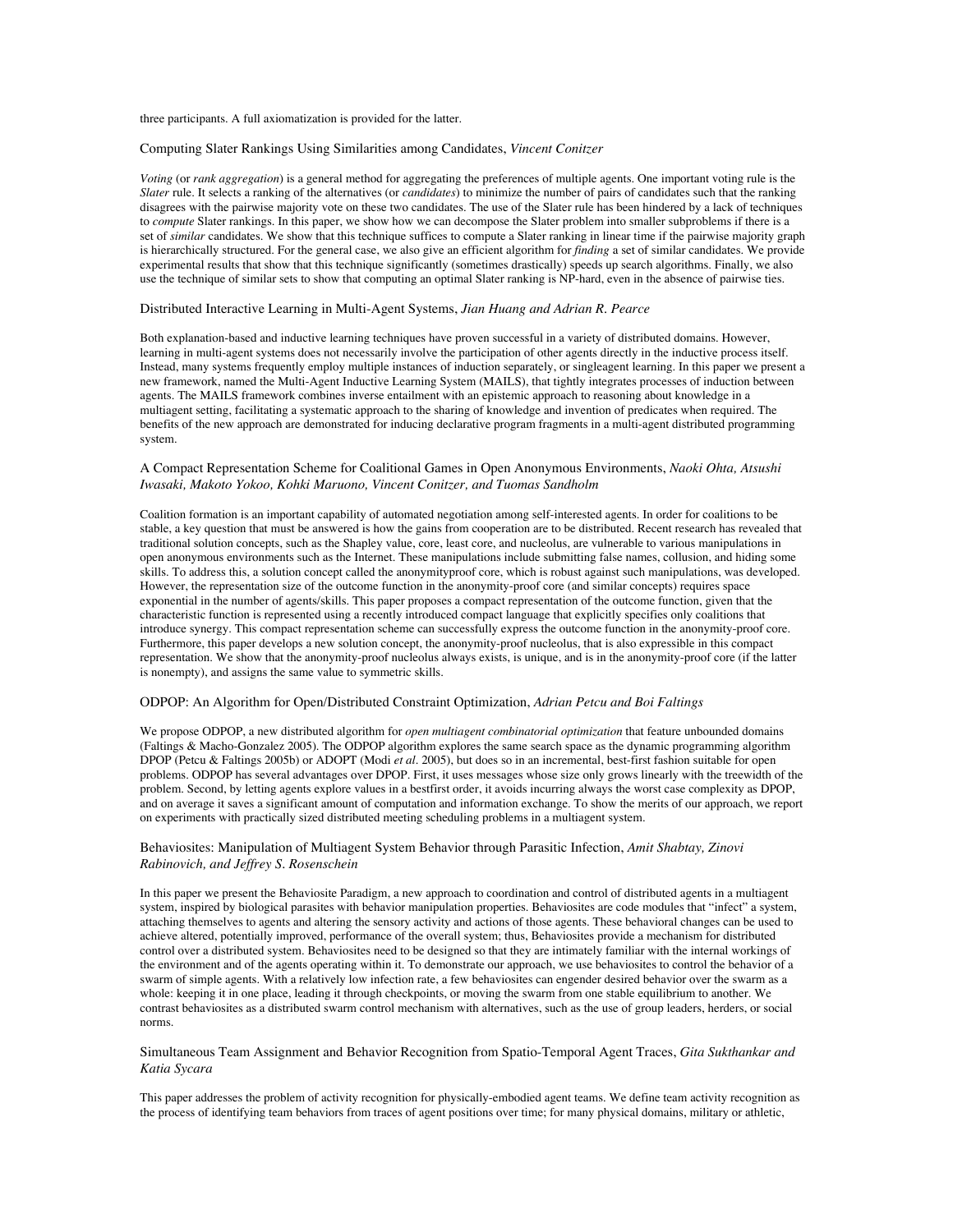three participants. A full axiomatization is provided for the latter.

### Computing Slater Rankings Using Similarities among Candidates, *Vincent Conitzer*

*Voting* (or *rank aggregation*) is a general method for aggregating the preferences of multiple agents. One important voting rule is the *Slater* rule. It selects a ranking of the alternatives (or *candidates*) to minimize the number of pairs of candidates such that the ranking disagrees with the pairwise majority vote on these two candidates. The use of the Slater rule has been hindered by a lack of techniques to *compute* Slater rankings. In this paper, we show how we can decompose the Slater problem into smaller subproblems if there is a set of *similar* candidates. We show that this technique suffices to compute a Slater ranking in linear time if the pairwise majority graph is hierarchically structured. For the general case, we also give an efficient algorithm for *finding* a set of similar candidates. We provide experimental results that show that this technique significantly (sometimes drastically) speeds up search algorithms. Finally, we also use the technique of similar sets to show that computing an optimal Slater ranking is NP-hard, even in the absence of pairwise ties.

### Distributed Interactive Learning in Multi-Agent Systems, *Jian Huang and Adrian R. Pearce*

Both explanation-based and inductive learning techniques have proven successful in a variety of distributed domains. However, learning in multi-agent systems does not necessarily involve the participation of other agents directly in the inductive process itself. Instead, many systems frequently employ multiple instances of induction separately, or singleagent learning. In this paper we present a new framework, named the Multi-Agent Inductive Learning System (MAILS), that tightly integrates processes of induction between agents. The MAILS framework combines inverse entailment with an epistemic approach to reasoning about knowledge in a multiagent setting, facilitating a systematic approach to the sharing of knowledge and invention of predicates when required. The benefits of the new approach are demonstrated for inducing declarative program fragments in a multi-agent distributed programming system.

### A Compact Representation Scheme for Coalitional Games in Open Anonymous Environments, *Naoki Ohta, Atsushi Iwasaki, Makoto Yokoo, Kohki Maruono, Vincent Conitzer, and Tuomas Sandholm*

Coalition formation is an important capability of automated negotiation among self-interested agents. In order for coalitions to be stable, a key question that must be answered is how the gains from cooperation are to be distributed. Recent research has revealed that traditional solution concepts, such as the Shapley value, core, least core, and nucleolus, are vulnerable to various manipulations in open anonymous environments such as the Internet. These manipulations include submitting false names, collusion, and hiding some skills. To address this, a solution concept called the anonymityproof core, which is robust against such manipulations, was developed. However, the representation size of the outcome function in the anonymity-proof core (and similar concepts) requires space exponential in the number of agents/skills. This paper proposes a compact representation of the outcome function, given that the characteristic function is represented using a recently introduced compact language that explicitly specifies only coalitions that introduce synergy. This compact representation scheme can successfully express the outcome function in the anonymity-proof core. Furthermore, this paper develops a new solution concept, the anonymity-proof nucleolus, that is also expressible in this compact representation. We show that the anonymity-proof nucleolus always exists, is unique, and is in the anonymity-proof core (if the latter is nonempty), and assigns the same value to symmetric skills.

### ODPOP: An Algorithm for Open/Distributed Constraint Optimization, *Adrian Petcu and Boi Faltings*

We propose ODPOP, a new distributed algorithm for *open multiagent combinatorial optimization* that feature unbounded domains (Faltings & Macho-Gonzalez 2005). The ODPOP algorithm explores the same search space as the dynamic programming algorithm DPOP (Petcu & Faltings 2005b) or ADOPT (Modi *et al*. 2005), but does so in an incremental, best-first fashion suitable for open problems. ODPOP has several advantages over DPOP. First, it uses messages whose size only grows linearly with the treewidth of the problem. Second, by letting agents explore values in a bestfirst order, it avoids incurring always the worst case complexity as DPOP, and on average it saves a significant amount of computation and information exchange. To show the merits of our approach, we report on experiments with practically sized distributed meeting scheduling problems in a multiagent system.

### Behaviosites: Manipulation of Multiagent System Behavior through Parasitic Infection, *Amit Shabtay, Zinovi Rabinovich, and Jeffrey S. Rosenschein*

In this paper we present the Behaviosite Paradigm, a new approach to coordination and control of distributed agents in a multiagent system, inspired by biological parasites with behavior manipulation properties. Behaviosites are code modules that "infect" a system, attaching themselves to agents and altering the sensory activity and actions of those agents. These behavioral changes can be used to achieve altered, potentially improved, performance of the overall system; thus, Behaviosites provide a mechanism for distributed control over a distributed system. Behaviosites need to be designed so that they are intimately familiar with the internal workings of the environment and of the agents operating within it. To demonstrate our approach, we use behaviosites to control the behavior of a swarm of simple agents. With a relatively low infection rate, a few behaviosites can engender desired behavior over the swarm as a whole: keeping it in one place, leading it through checkpoints, or moving the swarm from one stable equilibrium to another. We contrast behaviosites as a distributed swarm control mechanism with alternatives, such as the use of group leaders, herders, or social norms.

### Simultaneous Team Assignment and Behavior Recognition from Spatio-Temporal Agent Traces, *Gita Sukthankar and Katia Sycara*

This paper addresses the problem of activity recognition for physically-embodied agent teams. We define team activity recognition as the process of identifying team behaviors from traces of agent positions over time; for many physical domains, military or athletic,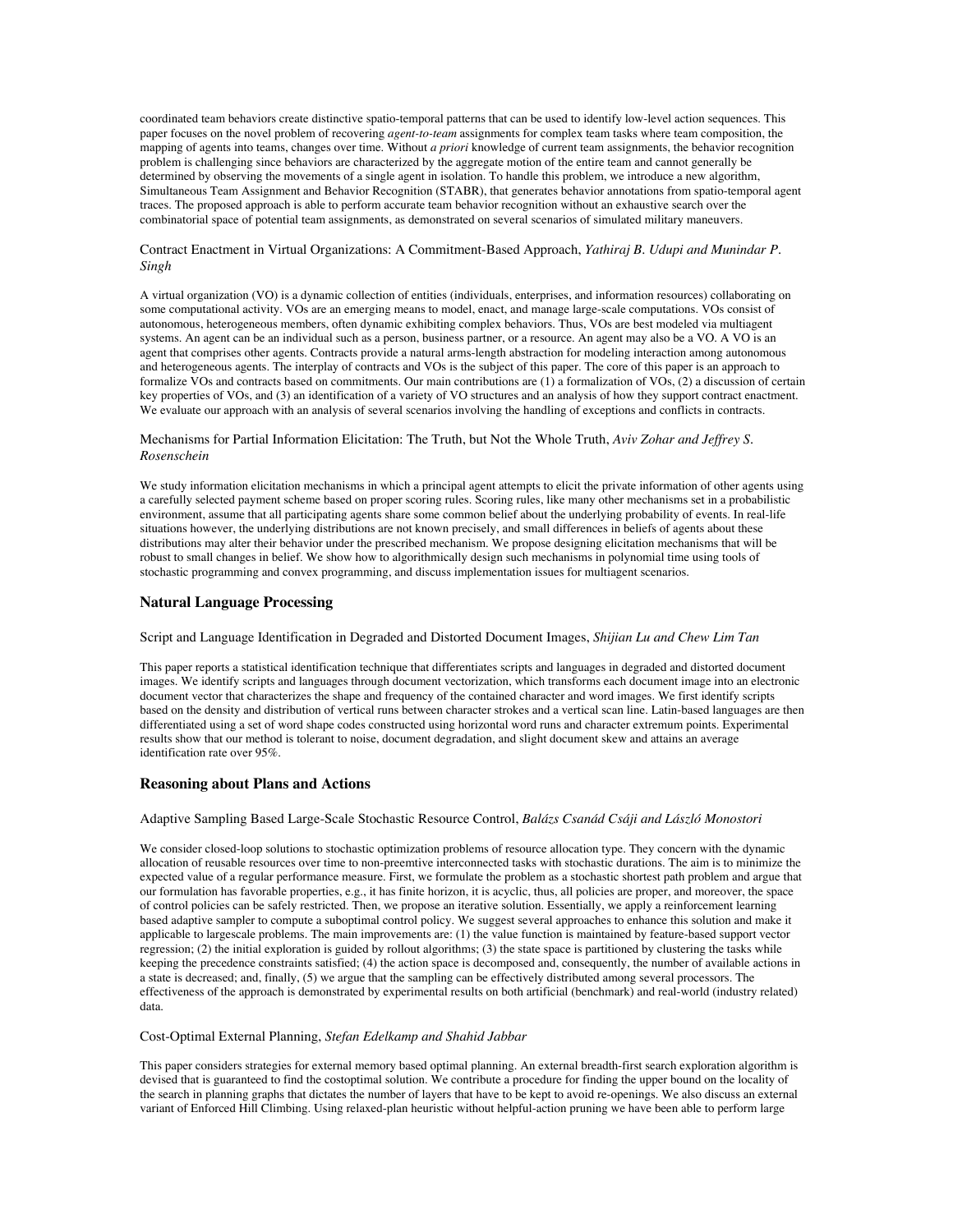coordinated team behaviors create distinctive spatio-temporal patterns that can be used to identify low-level action sequences. This paper focuses on the novel problem of recovering *agent-to-team* assignments for complex team tasks where team composition, the mapping of agents into teams, changes over time. Without *a priori* knowledge of current team assignments, the behavior recognition problem is challenging since behaviors are characterized by the aggregate motion of the entire team and cannot generally be determined by observing the movements of a single agent in isolation. To handle this problem, we introduce a new algorithm, Simultaneous Team Assignment and Behavior Recognition (STABR), that generates behavior annotations from spatio-temporal agent traces. The proposed approach is able to perform accurate team behavior recognition without an exhaustive search over the combinatorial space of potential team assignments, as demonstrated on several scenarios of simulated military maneuvers.

Contract Enactment in Virtual Organizations: A Commitment-Based Approach, *Yathiraj B. Udupi and Munindar P. Singh*

A virtual organization (VO) is a dynamic collection of entities (individuals, enterprises, and information resources) collaborating on some computational activity. VOs are an emerging means to model, enact, and manage large-scale computations. VOs consist of autonomous, heterogeneous members, often dynamic exhibiting complex behaviors. Thus, VOs are best modeled via multiagent systems. An agent can be an individual such as a person, business partner, or a resource. An agent may also be a VO. A VO is an agent that comprises other agents. Contracts provide a natural arms-length abstraction for modeling interaction among autonomous and heterogeneous agents. The interplay of contracts and VOs is the subject of this paper. The core of this paper is an approach to formalize VOs and contracts based on commitments. Our main contributions are (1) a formalization of VOs, (2) a discussion of certain key properties of VOs, and (3) an identification of a variety of VO structures and an analysis of how they support contract enactment. We evaluate our approach with an analysis of several scenarios involving the handling of exceptions and conflicts in contracts.

Mechanisms for Partial Information Elicitation: The Truth, but Not the Whole Truth, *Aviv Zohar and Jeffrey S. Rosenschein*

We study information elicitation mechanisms in which a principal agent attempts to elicit the private information of other agents using a carefully selected payment scheme based on proper scoring rules. Scoring rules, like many other mechanisms set in a probabilistic environment, assume that all participating agents share some common belief about the underlying probability of events. In real-life situations however, the underlying distributions are not known precisely, and small differences in beliefs of agents about these distributions may alter their behavior under the prescribed mechanism. We propose designing elicitation mechanisms that will be robust to small changes in belief. We show how to algorithmically design such mechanisms in polynomial time using tools of stochastic programming and convex programming, and discuss implementation issues for multiagent scenarios.

### Natural Language Processing

Script and Language Identification in Degraded and Distorted Document Images, *Shijian Lu and Chew Lim Tan*

This paper reports a statistical identification technique that differentiates scripts and languages in degraded and distorted document images. We identify scripts and languages through document vectorization, which transforms each document image into an electronic document vector that characterizes the shape and frequency of the contained character and word images. We first identify scripts based on the density and distribution of vertical runs between character strokes and a vertical scan line. Latin-based languages are then differentiated using a set of word shape codes constructed using horizontal word runs and character extremum points. Experimental results show that our method is tolerant to noise, document degradation, and slight document skew and attains an average identification rate over 95%.

### Reasoning about Plans and Actions

Adaptive Sampling Based Large-Scale Stochastic Resource Control, *Balázs Csanád Csáji and László Monostori*

We consider closed-loop solutions to stochastic optimization problems of resource allocation type. They concern with the dynamic allocation of reusable resources over time to non-preemtive interconnected tasks with stochastic durations. The aim is to minimize the expected value of a regular performance measure. First, we formulate the problem as a stochastic shortest path problem and argue that our formulation has favorable properties, e.g., it has finite horizon, it is acyclic, thus, all policies are proper, and moreover, the space of control policies can be safely restricted. Then, we propose an iterative solution. Essentially, we apply a reinforcement learning based adaptive sampler to compute a suboptimal control policy. We suggest several approaches to enhance this solution and make it applicable to largescale problems. The main improvements are: (1) the value function is maintained by feature-based support vector regression; (2) the initial exploration is guided by rollout algorithms; (3) the state space is partitioned by clustering the tasks while keeping the precedence constraints satisfied; (4) the action space is decomposed and, consequently, the number of available actions in a state is decreased; and, finally, (5) we argue that the sampling can be effectively distributed among several processors. The effectiveness of the approach is demonstrated by experimental results on both artificial (benchmark) and real-world (industry related) data.

Cost-Optimal External Planning, *Stefan Edelkamp and Shahid Jabbar*

This paper considers strategies for external memory based optimal planning. An external breadth-first search exploration algorithm is devised that is guaranteed to find the costoptimal solution. We contribute a procedure for finding the upper bound on the locality of the search in planning graphs that dictates the number of layers that have to be kept to avoid re-openings. We also discuss an external variant of Enforced Hill Climbing. Using relaxed-plan heuristic without helpful-action pruning we have been able to perform large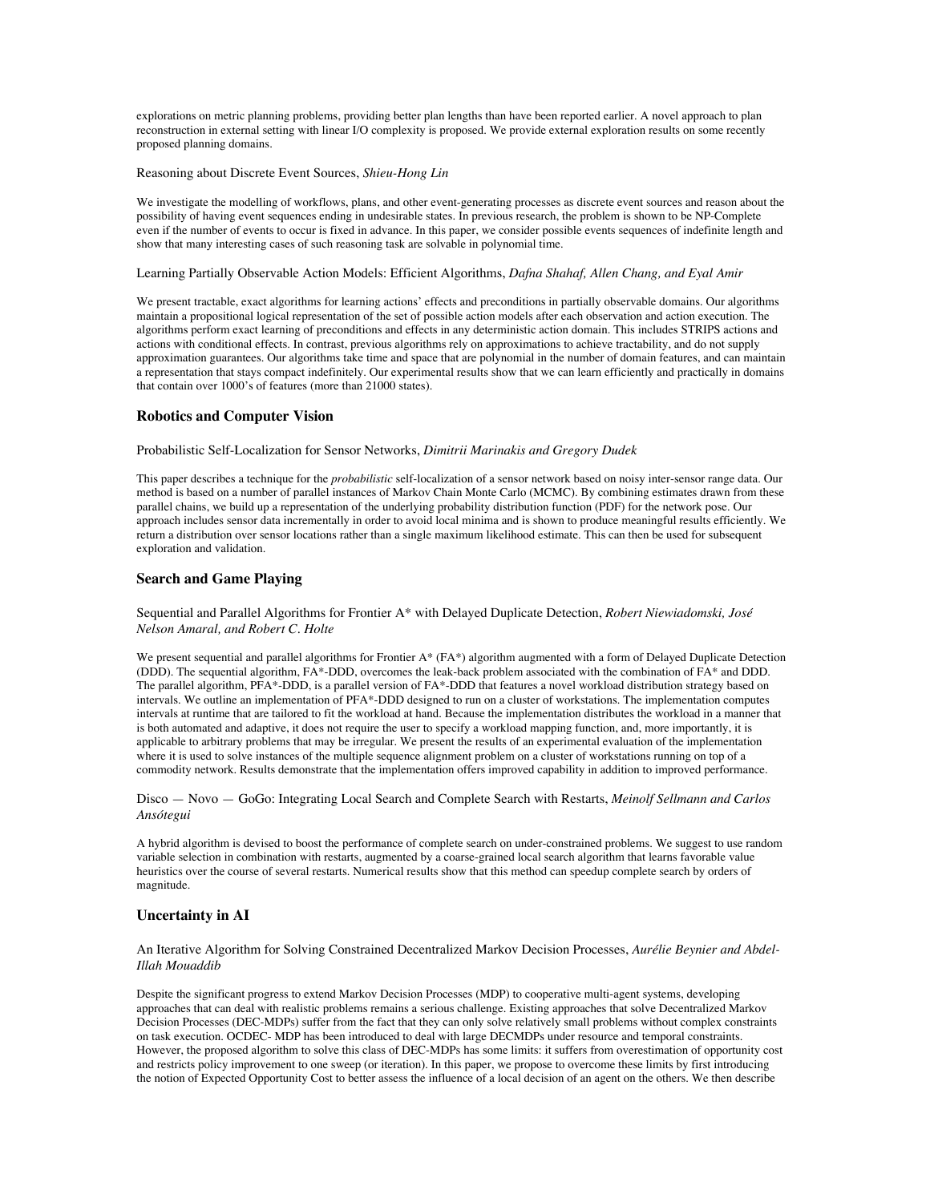explorations on metric planning problems, providing better plan lengths than have been reported earlier. A novel approach to plan reconstruction in external setting with linear I/O complexity is proposed. We provide external exploration results on some recently proposed planning domains.

Reasoning about Discrete Event Sources, *Shieu-Hong Lin*

We investigate the modelling of workflows, plans, and other event-generating processes as discrete event sources and reason about the possibility of having event sequences ending in undesirable states. In previous research, the problem is shown to be NP-Complete even if the number of events to occur is fixed in advance. In this paper, we consider possible events sequences of indefinite length and show that many interesting cases of such reasoning task are solvable in polynomial time.

Learning Partially Observable Action Models: Efficient Algorithms, *Dafna Shahaf, Allen Chang, and Eyal Amir*

We present tractable, exact algorithms for learning actions' effects and preconditions in partially observable domains. Our algorithms maintain a propositional logical representation of the set of possible action models after each observation and action execution. The algorithms perform exact learning of preconditions and effects in any deterministic action domain. This includes STRIPS actions and actions with conditional effects. In contrast, previous algorithms rely on approximations to achieve tractability, and do not supply approximation guarantees. Our algorithms take time and space that are polynomial in the number of domain features, and can maintain a representation that stays compact indefinitely. Our experimental results show that we can learn efficiently and practically in domains that contain over 1000's of features (more than 21000 states).

### Robotics and Computer Vision

Probabilistic Self-Localization for Sensor Networks, *Dimitrii Marinakis and Gregory Dudek*

This paper describes a technique for the *probabilistic* self-localization of a sensor network based on noisy inter-sensor range data. Our method is based on a number of parallel instances of Markov Chain Monte Carlo (MCMC). By combining estimates drawn from these parallel chains, we build up a representation of the underlying probability distribution function (PDF) for the network pose. Our approach includes sensor data incrementally in order to avoid local minima and is shown to produce meaningful results efficiently. We return a distribution over sensor locations rather than a single maximum likelihood estimate. This can then be used for subsequent exploration and validation.

### Search and Game Playing

Sequential and Parallel Algorithms for Frontier A* with Delayed Duplicate Detection, *Robert Niewiadomski, José Nelson Amaral, and Robert C. Holte*

We present sequential and parallel algorithms for Frontier A* (FA*) algorithm augmented with a form of Delayed Duplicate Detection (DDD). The sequential algorithm, FA*-DDD, overcomes the leak-back problem associated with the combination of FA* and DDD. The parallel algorithm, PFA*-DDD, is a parallel version of FA*-DDD that features a novel workload distribution strategy based on intervals. We outline an implementation of PFA*-DDD designed to run on a cluster of workstations. The implementation computes intervals at runtime that are tailored to fit the workload at hand. Because the implementation distributes the workload in a manner that is both automated and adaptive, it does not require the user to specify a workload mapping function, and, more importantly, it is applicable to arbitrary problems that may be irregular. We present the results of an experimental evaluation of the implementation where it is used to solve instances of the multiple sequence alignment problem on a cluster of workstations running on top of a commodity network. Results demonstrate that the implementation offers improved capability in addition to improved performance.

Disco — Novo — GoGo: Integrating Local Search and Complete Search with Restarts, *Meinolf Sellmann and Carlos Ansótegui*

A hybrid algorithm is devised to boost the performance of complete search on under-constrained problems. We suggest to use random variable selection in combination with restarts, augmented by a coarse-grained local search algorithm that learns favorable value heuristics over the course of several restarts. Numerical results show that this method can speedup complete search by orders of magnitude.

### Uncertainty in AI

An Iterative Algorithm for Solving Constrained Decentralized Markov Decision Processes, *Aurélie Beynier and Abdel-Illah Mouaddib*

Despite the significant progress to extend Markov Decision Processes (MDP) to cooperative multi-agent systems, developing approaches that can deal with realistic problems remains a serious challenge. Existing approaches that solve Decentralized Markov Decision Processes (DEC-MDPs) suffer from the fact that they can only solve relatively small problems without complex constraints on task execution. OCDEC- MDP has been introduced to deal with large DECMDPs under resource and temporal constraints. However, the proposed algorithm to solve this class of DEC-MDPs has some limits: it suffers from overestimation of opportunity cost and restricts policy improvement to one sweep (or iteration). In this paper, we propose to overcome these limits by first introducing the notion of Expected Opportunity Cost to better assess the influence of a local decision of an agent on the others. We then describe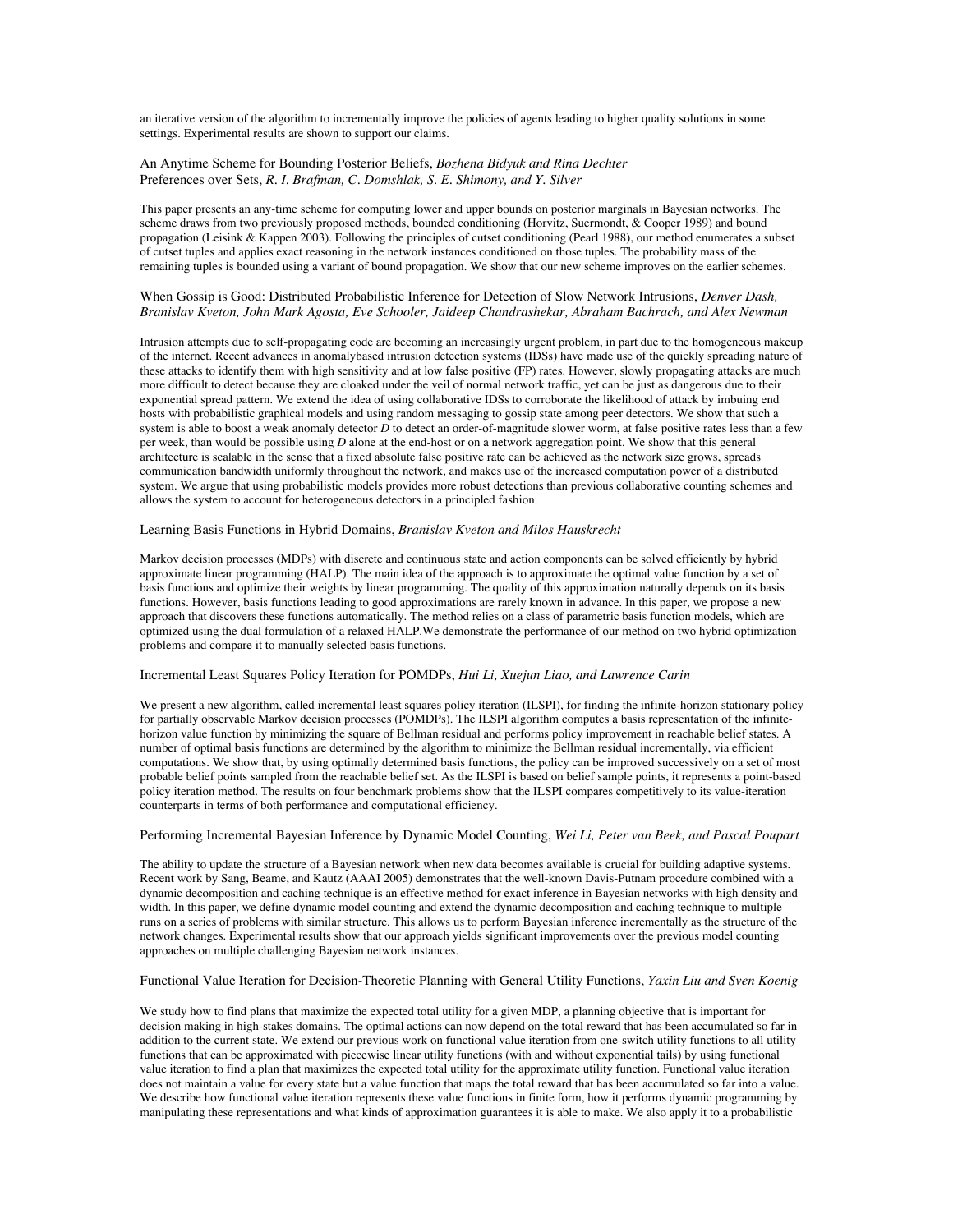an iterative version of the algorithm to incrementally improve the policies of agents leading to higher quality solutions in some settings. Experimental results are shown to support our claims.

An Anytime Scheme for Bounding Posterior Beliefs, *Bozhena Bidyuk and Rina Dechter*
Preferences over Sets, *R. I. Brafman, C. Domshlak, S. E. Shimony, and Y. Silver*

This paper presents an any-time scheme for computing lower and upper bounds on posterior marginals in Bayesian networks. The scheme draws from two previously proposed methods, bounded conditioning (Horvitz, Suermondt, & Cooper 1989) and bound propagation (Leisink & Kappen 2003). Following the principles of cutset conditioning (Pearl 1988), our method enumerates a subset of cutset tuples and applies exact reasoning in the network instances conditioned on those tuples. The probability mass of the remaining tuples is bounded using a variant of bound propagation. We show that our new scheme improves on the earlier schemes.

When Gossip is Good: Distributed Probabilistic Inference for Detection of Slow Network Intrusions, *Denver Dash, Branislav Kveton, John Mark Agosta, Eve Schooler, Jaideep Chandrashekar, Abraham Bachrach, and Alex Newman*

Intrusion attempts due to self-propagating code are becoming an increasingly urgent problem, in part due to the homogeneous makeup of the internet. Recent advances in anomalybased intrusion detection systems (IDSs) have made use of the quickly spreading nature of these attacks to identify them with high sensitivity and at low false positive (FP) rates. However, slowly propagating attacks are much more difficult to detect because they are cloaked under the veil of normal network traffic, yet can be just as dangerous due to their exponential spread pattern. We extend the idea of using collaborative IDSs to corroborate the likelihood of attack by imbuing end hosts with probabilistic graphical models and using random messaging to gossip state among peer detectors. We show that such a system is able to boost a weak anomaly detector *D* to detect an order-of-magnitude slower worm, at false positive rates less than a few per week, than would be possible using *D* alone at the end-host or on a network aggregation point. We show that this general architecture is scalable in the sense that a fixed absolute false positive rate can be achieved as the network size grows, spreads communication bandwidth uniformly throughout the network, and makes use of the increased computation power of a distributed system. We argue that using probabilistic models provides more robust detections than previous collaborative counting schemes and allows the system to account for heterogeneous detectors in a principled fashion.

Learning Basis Functions in Hybrid Domains, *Branislav Kveton and Milos Hauskrecht*

Markov decision processes (MDPs) with discrete and continuous state and action components can be solved efficiently by hybrid approximate linear programming (HALP). The main idea of the approach is to approximate the optimal value function by a set of basis functions and optimize their weights by linear programming. The quality of this approximation naturally depends on its basis functions. However, basis functions leading to good approximations are rarely known in advance. In this paper, we propose a new approach that discovers these functions automatically. The method relies on a class of parametric basis function models, which are optimized using the dual formulation of a relaxed HALP.We demonstrate the performance of our method on two hybrid optimization problems and compare it to manually selected basis functions.

Incremental Least Squares Policy Iteration for POMDPs, *Hui Li, Xuejun Liao, and Lawrence Carin*

We present a new algorithm, called incremental least squares policy iteration (ILSPI), for finding the infinite-horizon stationary policy for partially observable Markov decision processes (POMDPs). The ILSPI algorithm computes a basis representation of the infinite-horizon value function by minimizing the square of Bellman residual and performs policy improvement in reachable belief states. A number of optimal basis functions are determined by the algorithm to minimize the Bellman residual incrementally, via efficient computations. We show that, by using optimally determined basis functions, the policy can be improved successively on a set of most probable belief points sampled from the reachable belief set. As the ILSPI is based on belief sample points, it represents a point-based policy iteration method. The results on four benchmark problems show that the ILSPI compares competitively to its value-iteration counterparts in terms of both performance and computational efficiency.

Performing Incremental Bayesian Inference by Dynamic Model Counting, *Wei Li, Peter van Beek, and Pascal Poupart*

The ability to update the structure of a Bayesian network when new data becomes available is crucial for building adaptive systems. Recent work by Sang, Beame, and Kautz (AAAI 2005) demonstrates that the well-known Davis-Putnam procedure combined with a dynamic decomposition and caching technique is an effective method for exact inference in Bayesian networks with high density and width. In this paper, we define dynamic model counting and extend the dynamic decomposition and caching technique to multiple runs on a series of problems with similar structure. This allows us to perform Bayesian inference incrementally as the structure of the network changes. Experimental results show that our approach yields significant improvements over the previous model counting approaches on multiple challenging Bayesian network instances.

Functional Value Iteration for Decision-Theoretic Planning with General Utility Functions, *Yaxin Liu and Sven Koenig*

We study how to find plans that maximize the expected total utility for a given MDP, a planning objective that is important for decision making in high-stakes domains. The optimal actions can now depend on the total reward that has been accumulated so far in addition to the current state. We extend our previous work on functional value iteration from one-switch utility functions to all utility functions that can be approximated with piecewise linear utility functions (with and without exponential tails) by using functional value iteration to find a plan that maximizes the expected total utility for the approximate utility function. Functional value iteration does not maintain a value for every state but a value function that maps the total reward that has been accumulated so far into a value. We describe how functional value iteration represents these value functions in finite form, how it performs dynamic programming by manipulating these representations and what kinds of approximation guarantees it is able to make. We also apply it to a probabilistic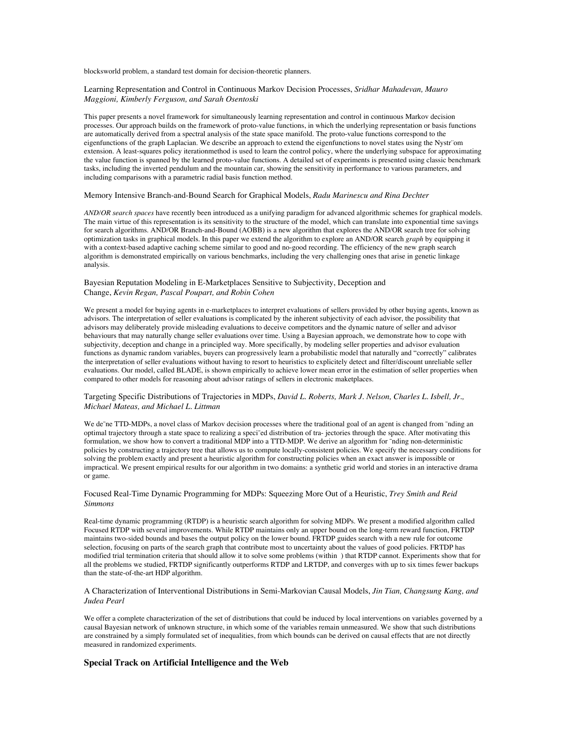blocksworld problem, a standard test domain for decision-theoretic planners.

Learning Representation and Control in Continuous Markov Decision Processes, *Sridhar Mahadevan, Mauro Maggioni, Kimberly Ferguson, and Sarah Osentoski*

This paper presents a novel framework for simultaneously learning representation and control in continuous Markov decision processes. Our approach builds on the framework of proto-value functions, in which the underlying representation or basis functions are automatically derived from a spectral analysis of the state space manifold. The proto-value functions correspond to the eigenfunctions of the graph Laplacian. We describe an approach to extend the eigenfunctions to novel states using the Nystr¨om extension. A least-squares policy iterationmethod is used to learn the control policy, where the underlying subspace for approximating the value function is spanned by the learned proto-value functions. A detailed set of experiments is presented using classic benchmark tasks, including the inverted pendulum and the mountain car, showing the sensitivity in performance to various parameters, and including comparisons with a parametric radial basis function method.

Memory Intensive Branch-and-Bound Search for Graphical Models, *Radu Marinescu and Rina Dechter*

*AND/OR search spaces* have recently been introduced as a unifying paradigm for advanced algorithmic schemes for graphical models. The main virtue of this representation is its sensitivity to the structure of the model, which can translate into exponential time savings for search algorithms. AND/OR Branch-and-Bound (AOBB) is a new algorithm that explores the AND/OR search tree for solving optimization tasks in graphical models. In this paper we extend the algorithm to explore an AND/OR search *graph* by equipping it with a context-based adaptive caching scheme similar to good and no-good recording. The efficiency of the new graph search algorithm is demonstrated empirically on various benchmarks, including the very challenging ones that arise in genetic linkage analysis.

Bayesian Reputation Modeling in E-Marketplaces Sensitive to Subjectivity, Deception and Change, *Kevin Regan, Pascal Poupart, and Robin Cohen*

We present a model for buying agents in e-marketplaces to interpret evaluations of sellers provided by other buying agents, known as advisors. The interpretation of seller evaluations is complicated by the inherent subjectivity of each advisor, the possibility that advisors may deliberately provide misleading evaluations to deceive competitors and the dynamic nature of seller and advisor behaviours that may naturally change seller evaluations over time. Using a Bayesian approach, we demonstrate how to cope with subjectivity, deception and change in a principled way. More specifically, by modeling seller properties and advisor evaluation functions as dynamic random variables, buyers can progressively learn a probabilistic model that naturally and "correctly" calibrates the interpretation of seller evaluations without having to resort to heuristics to explicitely detect and filter/discount unreliable seller evaluations. Our model, called BLADE, is shown empirically to achieve lower mean error in the estimation of seller properties when compared to other models for reasoning about advisor ratings of sellers in electronic maketplaces.

Targeting Specific Distributions of Trajectories in MDPs, *David L. Roberts, Mark J. Nelson, Charles L. Isbell, Jr., Michael Mateas, and Michael L. Littman*

We de¯ne TTD-MDPs, a novel class of Markov decision processes where the traditional goal of an agent is changed from ¯nding an optimal trajectory through a state space to realizing a speci¯ed distribution of tra- jectories through the space. After motivating this formulation, we show how to convert a traditional MDP into a TTD-MDP. We derive an algorithm for ¯nding non-deterministic policies by constructing a trajectory tree that allows us to compute locally-consistent policies. We specify the necessary conditions for solving the problem exactly and present a heuristic algorithm for constructing policies when an exact answer is impossible or impractical. We present empirical results for our algorithm in two domains: a synthetic grid world and stories in an interactive drama or game.

Focused Real-Time Dynamic Programming for MDPs: Squeezing More Out of a Heuristic, *Trey Smith and Reid Simmons*

Real-time dynamic programming (RTDP) is a heuristic search algorithm for solving MDPs. We present a modified algorithm called Focused RTDP with several improvements. While RTDP maintains only an upper bound on the long-term reward function, FRTDP maintains two-sided bounds and bases the output policy on the lower bound. FRTDP guides search with a new rule for outcome selection, focusing on parts of the search graph that contribute most to uncertainty about the values of good policies. FRTDP has modified trial termination criteria that should allow it to solve some problems (within ) that RTDP cannot. Experiments show that for all the problems we studied, FRTDP significantly outperforms RTDP and LRTDP, and converges with up to six times fewer backups than the state-of-the-art HDP algorithm.

A Characterization of Interventional Distributions in Semi-Markovian Causal Models, *Jin Tian, Changsung Kang, and Judea Pearl*

We offer a complete characterization of the set of distributions that could be induced by local interventions on variables governed by a causal Bayesian network of unknown structure, in which some of the variables remain unmeasured. We show that such distributions are constrained by a simply formulated set of inequalities, from which bounds can be derived on causal effects that are not directly measured in randomized experiments.

## Special Track on Artificial Intelligence and the Web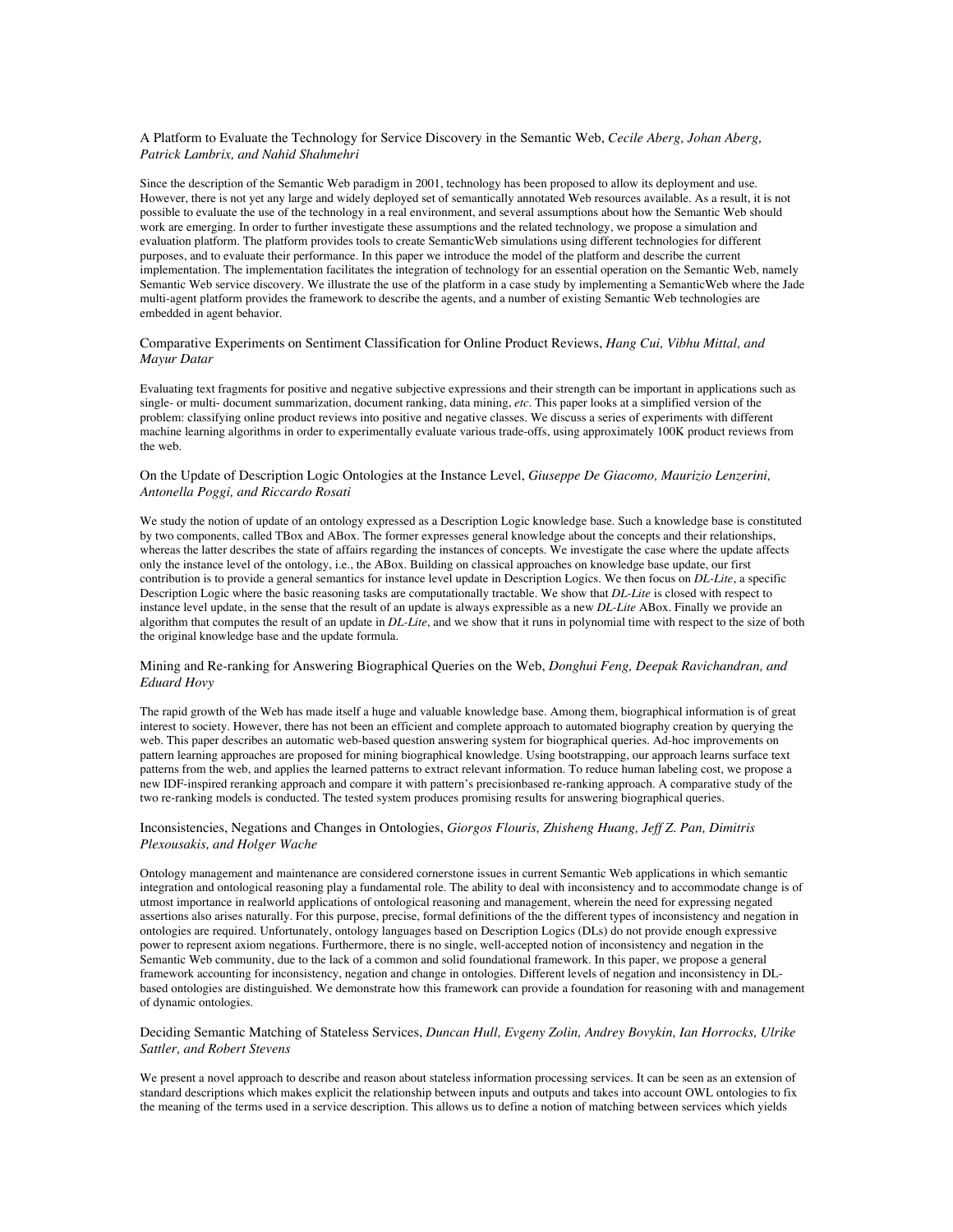A Platform to Evaluate the Technology for Service Discovery in the Semantic Web, *Cecile Aberg, Johan Aberg, Patrick Lambrix, and Nahid Shahmehri*

Since the description of the Semantic Web paradigm in 2001, technology has been proposed to allow its deployment and use. However, there is not yet any large and widely deployed set of semantically annotated Web resources available. As a result, it is not possible to evaluate the use of the technology in a real environment, and several assumptions about how the Semantic Web should work are emerging. In order to further investigate these assumptions and the related technology, we propose a simulation and evaluation platform. The platform provides tools to create SemanticWeb simulations using different technologies for different purposes, and to evaluate their performance. In this paper we introduce the model of the platform and describe the current implementation. The implementation facilitates the integration of technology for an essential operation on the Semantic Web, namely Semantic Web service discovery. We illustrate the use of the platform in a case study by implementing a SemanticWeb where the Jade multi-agent platform provides the framework to describe the agents, and a number of existing Semantic Web technologies are embedded in agent behavior.

Comparative Experiments on Sentiment Classification for Online Product Reviews, *Hang Cui, Vibhu Mittal, and Mayur Datar*

Evaluating text fragments for positive and negative subjective expressions and their strength can be important in applications such as single- or multi- document summarization, document ranking, data mining, *etc*. This paper looks at a simplified version of the problem: classifying online product reviews into positive and negative classes. We discuss a series of experiments with different machine learning algorithms in order to experimentally evaluate various trade-offs, using approximately 100K product reviews from the web.

On the Update of Description Logic Ontologies at the Instance Level, *Giuseppe De Giacomo, Maurizio Lenzerini, Antonella Poggi, and Riccardo Rosati*

We study the notion of update of an ontology expressed as a Description Logic knowledge base. Such a knowledge base is constituted by two components, called TBox and ABox. The former expresses general knowledge about the concepts and their relationships, whereas the latter describes the state of affairs regarding the instances of concepts. We investigate the case where the update affects only the instance level of the ontology, i.e., the ABox. Building on classical approaches on knowledge base update, our first contribution is to provide a general semantics for instance level update in Description Logics. We then focus on *DL-Lite*, a specific Description Logic where the basic reasoning tasks are computationally tractable. We show that *DL-Lite* is closed with respect to instance level update, in the sense that the result of an update is always expressible as a new *DL-Lite* ABox. Finally we provide an algorithm that computes the result of an update in *DL-Lite*, and we show that it runs in polynomial time with respect to the size of both the original knowledge base and the update formula.

Mining and Re-ranking for Answering Biographical Queries on the Web, *Donghui Feng, Deepak Ravichandran, and Eduard Hovy*

The rapid growth of the Web has made itself a huge and valuable knowledge base. Among them, biographical information is of great interest to society. However, there has not been an efficient and complete approach to automated biography creation by querying the web. This paper describes an automatic web-based question answering system for biographical queries. Ad-hoc improvements on pattern learning approaches are proposed for mining biographical knowledge. Using bootstrapping, our approach learns surface text patterns from the web, and applies the learned patterns to extract relevant information. To reduce human labeling cost, we propose a new IDF-inspired reranking approach and compare it with pattern's precisionbased re-ranking approach. A comparative study of the two re-ranking models is conducted. The tested system produces promising results for answering biographical queries.

Inconsistencies, Negations and Changes in Ontologies, *Giorgos Flouris, Zhisheng Huang, Jeff Z. Pan, Dimitris Plexousakis, and Holger Wache*

Ontology management and maintenance are considered cornerstone issues in current Semantic Web applications in which semantic integration and ontological reasoning play a fundamental role. The ability to deal with inconsistency and to accommodate change is of utmost importance in realworld applications of ontological reasoning and management, wherein the need for expressing negated assertions also arises naturally. For this purpose, precise, formal definitions of the the the different types of inconsistency and negation in ontologies are required. Unfortunately, ontology languages based on Description Logics (DLs) do not provide enough expressive power to represent axiom negations. Furthermore, there is no single, well-accepted notion of inconsistency and negation in the Semantic Web community, due to the lack of a common and solid foundational framework. In this paper, we propose a general framework accounting for inconsistency, negation and change in ontologies. Different levels of negation and inconsistency in DL-based ontologies are distinguished. We demonstrate how this framework can provide a foundation for reasoning with and management of dynamic ontologies.

Deciding Semantic Matching of Stateless Services, *Duncan Hull, Evgeny Zolin, Andrey Bovykin, Ian Horrocks, Ulrike Sattler, and Robert Stevens*

We present a novel approach to describe and reason about stateless information processing services. It can be seen as an extension of standard descriptions which makes explicit the relationship between inputs and outputs and takes into account OWL ontologies to fix the meaning of the terms used in a service description. This allows us to define a notion of matching between services which yields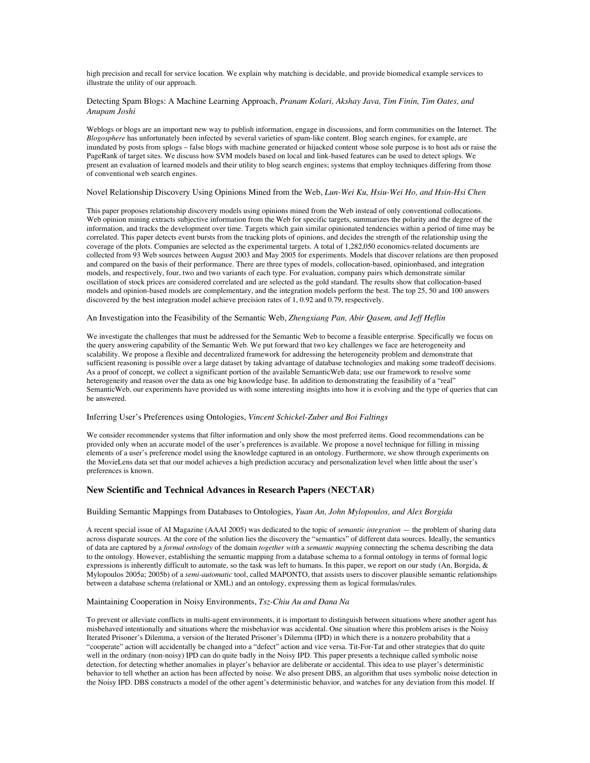high precision and recall for service location. We explain why matching is decidable, and provide biomedical example services to illustrate the utility of our approach.

Detecting Spam Blogs: A Machine Learning Approach, *Pranam Kolari, Akshay Java, Tim Finin, Tim Oates, and Anupam Joshi*

Weblogs or blogs are an important new way to publish information, engage in discussions, and form communities on the Internet. The *Blogosphere* has unfortunately been infected by several varieties of spam-like content. Blog search engines, for example, are inundated by posts from splogs – false blogs with machine generated or hijacked content whose sole purpose is to host ads or raise the PageRank of target sites. We discuss how SVM models based on local and link-based features can be used to detect splogs. We present an evaluation of learned models and their utility to blog search engines; systems that employ techniques differing from those of conventional web search engines.

Novel Relationship Discovery Using Opinions Mined from the Web, *Lun-Wei Ku, Hsiu-Wei Ho, and Hsin-Hsi Chen*

This paper proposes relationship discovery models using opinions mined from the Web instead of only conventional collocations. Web opinion mining extracts subjective information from the Web for specific targets, summarizes the polarity and the degree of the information, and tracks the development over time. Targets which gain similar opinionated tendencies within a period of time may be correlated. This paper detects event bursts from the tracking plots of opinions, and decides the strength of the relationship using the coverage of the plots. Companies are selected as the experimental targets. A total of 1,282,050 economics-related documents are collected from 93 Web sources between August 2003 and May 2005 for experiments. Models that discover relations are then proposed and compared on the basis of their performance. There are three types of models, collocation-based, opinionbased, and integration models, and respectively, four, two and two variants of each type. For evaluation, company pairs which demonstrate similar oscillation of stock prices are considered correlated and are selected as the gold standard. The results show that collocation-based models and opinion-based models are complementary, and the integration models perform the best. The top 25, 50 and 100 answers discovered by the best integration model achieve precision rates of 1, 0.92 and 0.79, respectively.

An Investigation into the Feasibility of the Semantic Web, *Zhengxiang Pan, Abir Qasem, and Jeff Heflin*

We investigate the challenges that must be addressed for the Semantic Web to become a feasible enterprise. Specifically we focus on the query answering capability of the Semantic Web. We put forward that two key challenges we face are heterogeneity and scalability. We propose a flexible and decentralized framework for addressing the heterogeneity problem and demonstrate that sufficient reasoning is possible over a large dataset by taking advantage of database technologies and making some tradeoff decisions. As a proof of concept, we collect a significant portion of the available SemanticWeb data; use our framework to resolve some heterogeneity and reason over the data as one big knowledge base. In addition to demonstrating the feasibility of a "real" SemanticWeb, our experiments have provided us with some interesting insights into how it is evolving and the type of queries that can be answered.

Inferring User's Preferences using Ontologies, *Vincent Schickel-Zuber and Boi Faltings*

We consider recommender systems that filter information and only show the most preferred items. Good recommendations can be provided only when an accurate model of the user's preferences is available. We propose a novel technique for filling in missing elements of a user's preference model using the knowledge captured in an ontology. Furthermore, we show through experiments on the MovieLens data set that our model achieves a high prediction accuracy and personalization level when little about the user's preferences is known.

## New Scientific and Technical Advances in Research Papers (NECTAR)

Building Semantic Mappings from Databases to Ontologies, *Yuan An, John Mylopoulos, and Alex Borgida*

A recent special issue of AI Magazine (AAAI 2005) was dedicated to the topic of *semantic integration* — the problem of sharing data across disparate sources. At the core of the solution lies the discovery the "semantics" of different data sources. Ideally, the semantics of data are captured by a *formal ontology* of the domain *together with* a *semantic mapping* connecting the schema describing the data to the ontology. However, establishing the semantic mapping from a database schema to a formal ontology in terms of formal logic expressions is inherently difficult to automate, so the task was left to humans. In this paper, we report on our study (An, Borgida, & Mylopoulos 2005a; 2005b) of a *semi-automatic* tool, called MAPONTO, that assists users to discover plausible semantic relationships between a database schema (relational or XML) and an ontology, expressing them as logical formulas/rules.

Maintaining Cooperation in Noisy Environments, *Tsz-Chiu Au and Dana Na*

To prevent or alleviate conflicts in multi-agent environments, it is important to distinguish between situations where another agent has misbehaved intentionally and situations where the misbehavior was accidental. One situation where this problem arises is the Noisy Iterated Prisoner's Dilemma, a version of the Iterated Prisoner's Dilemma (IPD) in which there is a nonzero probability that a "cooperate" action will accidentally be changed into a "defect" action and vice versa. Tit-For-Tat and other strategies that do quite well in the ordinary (non-noisy) IPD can do quite badly in the Noisy IPD. This paper presents a technique called symbolic noise detection, for detecting whether anomalies in player's behavior are deliberate or accidental. This idea to use player's deterministic behavior to tell whether an action has been affected by noise. We also present DBS, an algorithm that uses symbolic noise detection in the Noisy IPD. DBS constructs a model of the other agent's deterministic behavior, and watches for any deviation from this model. If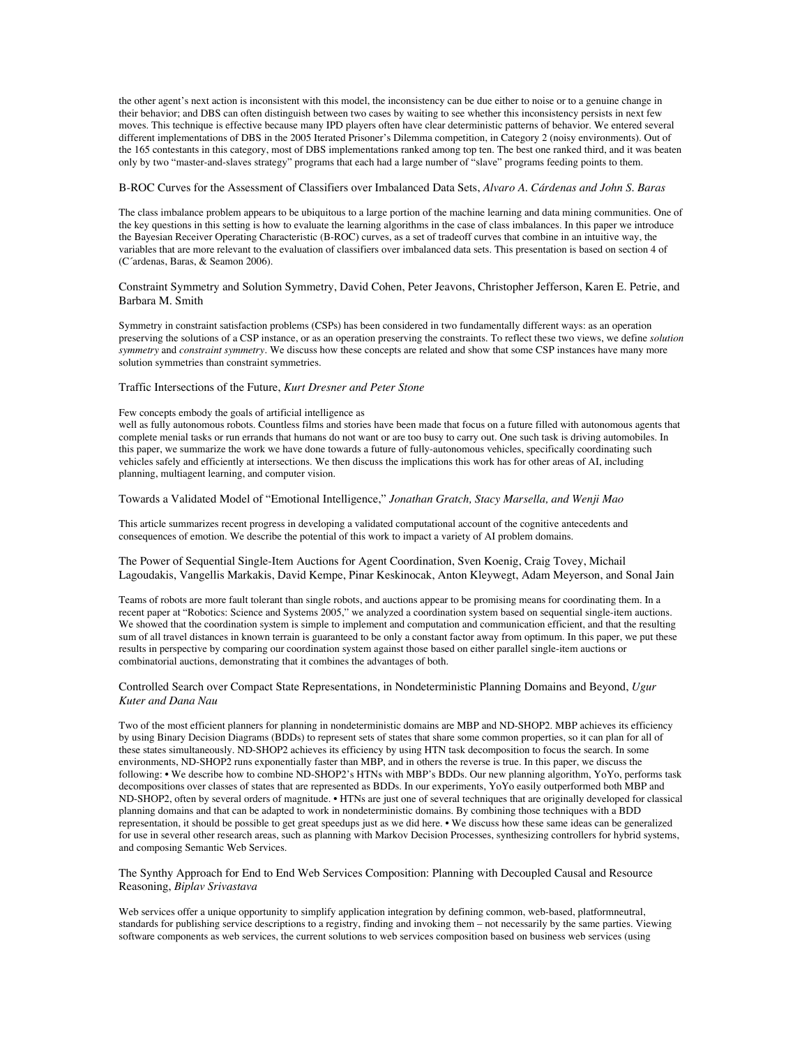the other agent's next action is inconsistent with this model, the inconsistency can be due either to noise or to a genuine change in their behavior; and DBS can often distinguish between two cases by waiting to see whether this inconsistency persists in next few moves. This technique is effective because many IPD players often have clear deterministic patterns of behavior. We entered several different implementations of DBS in the 2005 Iterated Prisoner's Dilemma competition, in Category 2 (noisy environments). Out of the 165 contestants in this category, most of DBS implementations ranked among top ten. The best one ranked third, and it was beaten only by two "master-and-slaves strategy" programs that each had a large number of "slave" programs feeding points to them.

B-ROC Curves for the Assessment of Classifiers over Imbalanced Data Sets, *Alvaro A. Cárdenas and John S. Baras*

The class imbalance problem appears to be ubiquitous to a large portion of the machine learning and data mining communities. One of the key questions in this setting is how to evaluate the learning algorithms in the case of class imbalances. In this paper we introduce the Bayesian Receiver Operating Characteristic (B-ROC) curves, as a set of tradeoff curves that combine in an intuitive way, the variables that are more relevant to the evaluation of classifiers over imbalanced data sets. This presentation is based on section 4 of (C´ardenas, Baras, & Seamon 2006).

Constraint Symmetry and Solution Symmetry, David Cohen, Peter Jeavons, Christopher Jefferson, Karen E. Petrie, and Barbara M. Smith

Symmetry in constraint satisfaction problems (CSPs) has been considered in two fundamentally different ways: as an operation preserving the solutions of a CSP instance, or as an operation preserving the constraints. To reflect these two views, we define *solution symmetry* and *constraint symmetry*. We discuss how these concepts are related and show that some CSP instances have many more solution symmetries than constraint symmetries.

Traffic Intersections of the Future, *Kurt Dresner and Peter Stone*

Few concepts embody the goals of artificial intelligence as
well as fully autonomous robots. Countless films and stories have been made that focus on a future filled with autonomous agents that complete menial tasks or run errands that humans do not want or are too busy to carry out. One such task is driving automobiles. In this paper, we summarize the work we have done towards a future of fully-autonomous vehicles, specifically coordinating such vehicles safely and efficiently at intersections. We then discuss the implications this work has for other areas of AI, including planning, multiagent learning, and computer vision.

Towards a Validated Model of "Emotional Intelligence," *Jonathan Gratch, Stacy Marsella, and Wenji Mao*

This article summarizes recent progress in developing a validated computational account of the cognitive antecedents and consequences of emotion. We describe the potential of this work to impact a variety of AI problem domains.

The Power of Sequential Single-Item Auctions for Agent Coordination, Sven Koenig, Craig Tovey, Michail Lagoudakis, Vangellis Markakis, David Kempe, Pinar Keskinocak, Anton Kleywegt, Adam Meyerson, and Sonal Jain

Teams of robots are more fault tolerant than single robots, and auctions appear to be promising means for coordinating them. In a recent paper at "Robotics: Science and Systems 2005," we analyzed a coordination system based on sequential single-item auctions. We showed that the coordination system is simple to implement and computation and communication efficient, and that the resulting sum of all travel distances in known terrain is guaranteed to be only a constant factor away from optimum. In this paper, we put these results in perspective by comparing our coordination system against those based on either parallel single-item auctions or combinatorial auctions, demonstrating that it combines the advantages of both.

Controlled Search over Compact State Representations, in Nondeterministic Planning Domains and Beyond, *Ugur Kuter and Dana Nau*

Two of the most efficient planners for planning in nondeterministic domains are MBP and ND-SHOP2. MBP achieves its efficiency by using Binary Decision Diagrams (BDDs) to represent sets of states that share some common properties, so it can plan for all of these states simultaneously. ND-SHOP2 achieves its efficiency by using HTN task decomposition to focus the search. In some environments, ND-SHOP2 runs exponentially faster than MBP, and in others the reverse is true. In this paper, we discuss the following: • We describe how to combine ND-SHOP2's HTNs with MBP's BDDs. Our new planning algorithm, YoYo, performs task decompositions over classes of states that are represented as BDDs. In our experiments, YoYo easily outperformed both MBP and ND-SHOP2, often by several orders of magnitude. • HTNs are just one of several techniques that are originally developed for classical planning domains and that can be adapted to work in nondeterministic domains. By combining those techniques with a BDD representation, it should be possible to get great speedups just as we did here. • We discuss how these same ideas can be generalized for use in several other research areas, such as planning with Markov Decision Processes, synthesizing controllers for hybrid systems, and composing Semantic Web Services.

The Synthy Approach for End to End Web Services Composition: Planning with Decoupled Causal and Resource Reasoning, *Biplav Srivastava*

Web services offer a unique opportunity to simplify application integration by defining common, web-based, platformneutral, standards for publishing service descriptions to a registry, finding and invoking them – not necessarily by the same parties. Viewing software components as web services, the current solutions to web services composition based on business web services (using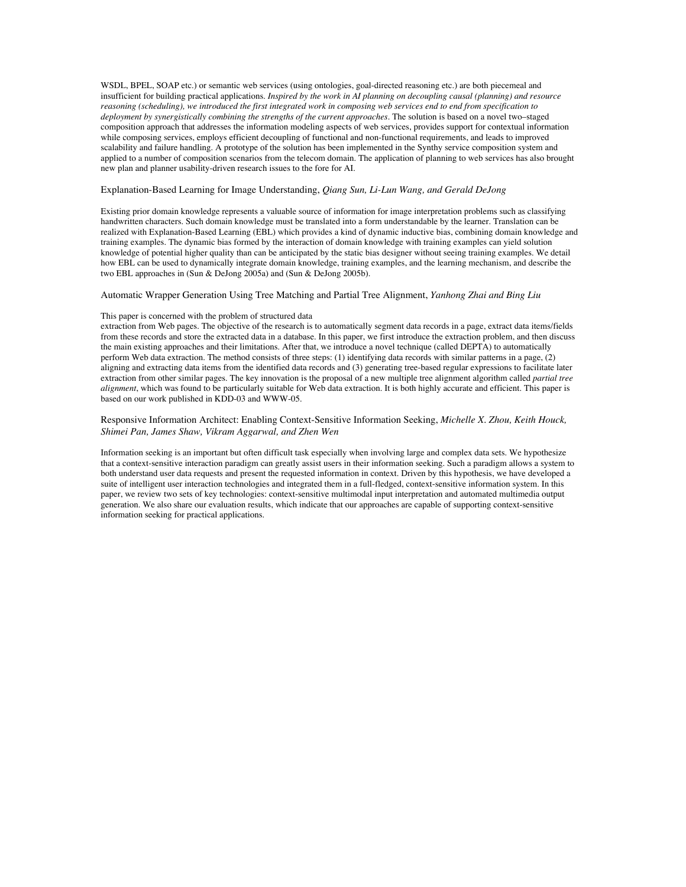WSDL, BPEL, SOAP etc.) or semantic web services (using ontologies, goal-directed reasoning etc.) are both piecemeal and insufficient for building practical applications. *Inspired by the work in AI planning on decoupling causal (planning) and resource reasoning (scheduling), we introduced the first integrated work in composing web services end to end from specification to deployment by synergistically combining the strengths of the current approaches*. The solution is based on a novel two–staged composition approach that addresses the information modeling aspects of web services, provides support for contextual information while composing services, employs efficient decoupling of functional and non-functional requirements, and leads to improved scalability and failure handling. A prototype of the solution has been implemented in the Synthy service composition system and applied to a number of composition scenarios from the telecom domain. The application of planning to web services has also brought new plan and planner usability-driven research issues to the fore for AI.

### Explanation-Based Learning for Image Understanding, *Qiang Sun, Li-Lun Wang, and Gerald DeJong*

Existing prior domain knowledge represents a valuable source of information for image interpretation problems such as classifying handwritten characters. Such domain knowledge must be translated into a form understandable by the learner. Translation can be realized with Explanation-Based Learning (EBL) which provides a kind of dynamic inductive bias, combining domain knowledge and training examples. The dynamic bias formed by the interaction of domain knowledge with training examples can yield solution knowledge of potential higher quality than can be anticipated by the static bias designer without seeing training examples. We detail how EBL can be used to dynamically integrate domain knowledge, training examples, and the learning mechanism, and describe the two EBL approaches in (Sun & DeJong 2005a) and (Sun & DeJong 2005b).

### Automatic Wrapper Generation Using Tree Matching and Partial Tree Alignment, *Yanhong Zhai and Bing Liu*

This paper is concerned with the problem of structured data extraction from Web pages. The objective of the research is to automatically segment data records in a page, extract data items/fields from these records and store the extracted data in a database. In this paper, we first introduce the extraction problem, and then discuss the main existing approaches and their limitations. After that, we introduce a novel technique (called DEPTA) to automatically perform Web data extraction. The method consists of three steps: (1) identifying data records with similar patterns in a page, (2) aligning and extracting data items from the identified data records and (3) generating tree-based regular expressions to facilitate later extraction from other similar pages. The key innovation is the proposal of a new multiple tree alignment algorithm called *partial tree alignment*, which was found to be particularly suitable for Web data extraction. It is both highly accurate and efficient. This paper is based on our work published in KDD-03 and WWW-05.

### Responsive Information Architect: Enabling Context-Sensitive Information Seeking, *Michelle X. Zhou, Keith Houck, Shimei Pan, James Shaw, Vikram Aggarwal, and Zhen Wen*

Information seeking is an important but often difficult task especially when involving large and complex data sets. We hypothesize that a context-sensitive interaction paradigm can greatly assist users in their information seeking. Such a paradigm allows a system to both understand user data requests and present the requested information in context. Driven by this hypothesis, we have developed a suite of intelligent user interaction technologies and integrated them in a full-fledged, context-sensitive information system. In this paper, we review two sets of key technologies: context-sensitive multimodal input interpretation and automated multimedia output generation. We also share our evaluation results, which indicate that our approaches are capable of supporting context-sensitive information seeking for practical applications.